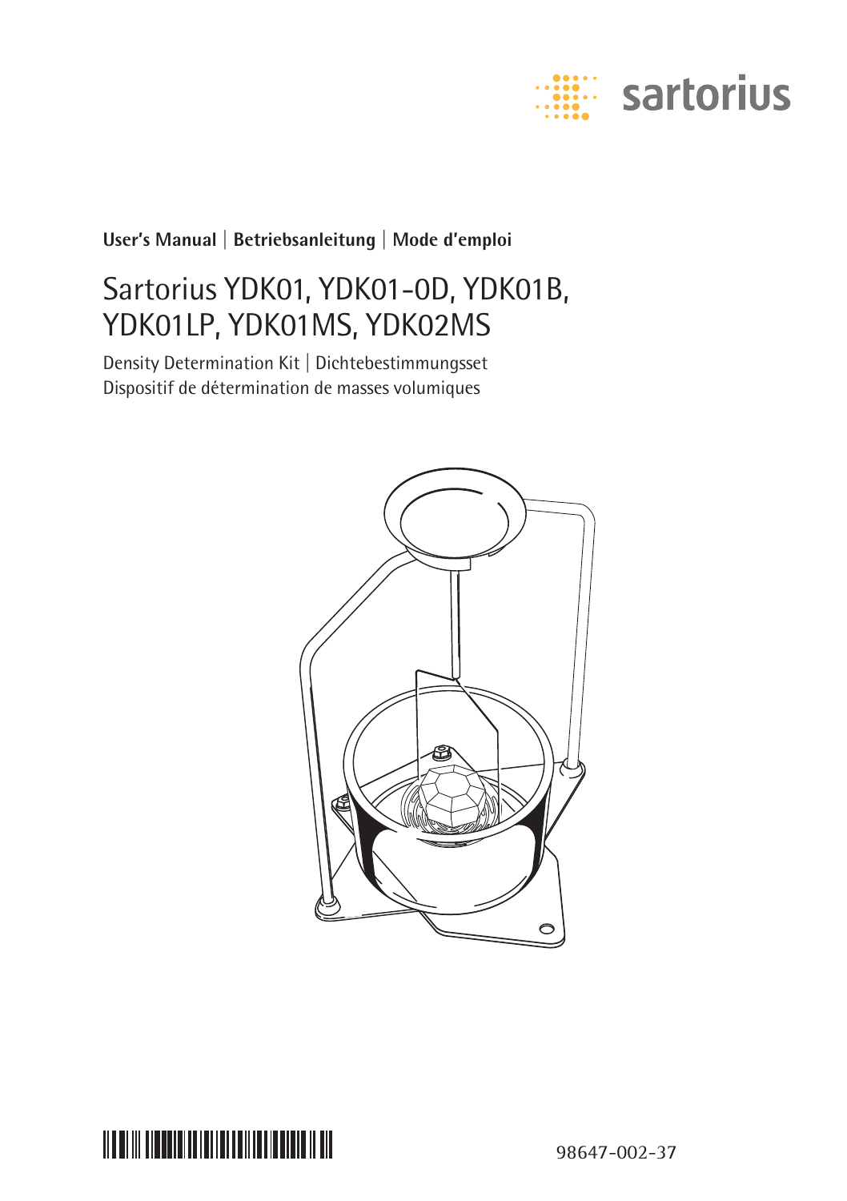sartorius

**User's Manual | Betriebsanleitung | Mode d'emploi**

# Sartorius YDK01, YDK01-0D, YDK01B, YDK01LP, YDK01MS, YDK02MS

Density Determination Kit | Dichtebestimmungsset
Dispositif de détermination de masses volumiques

98647-002-37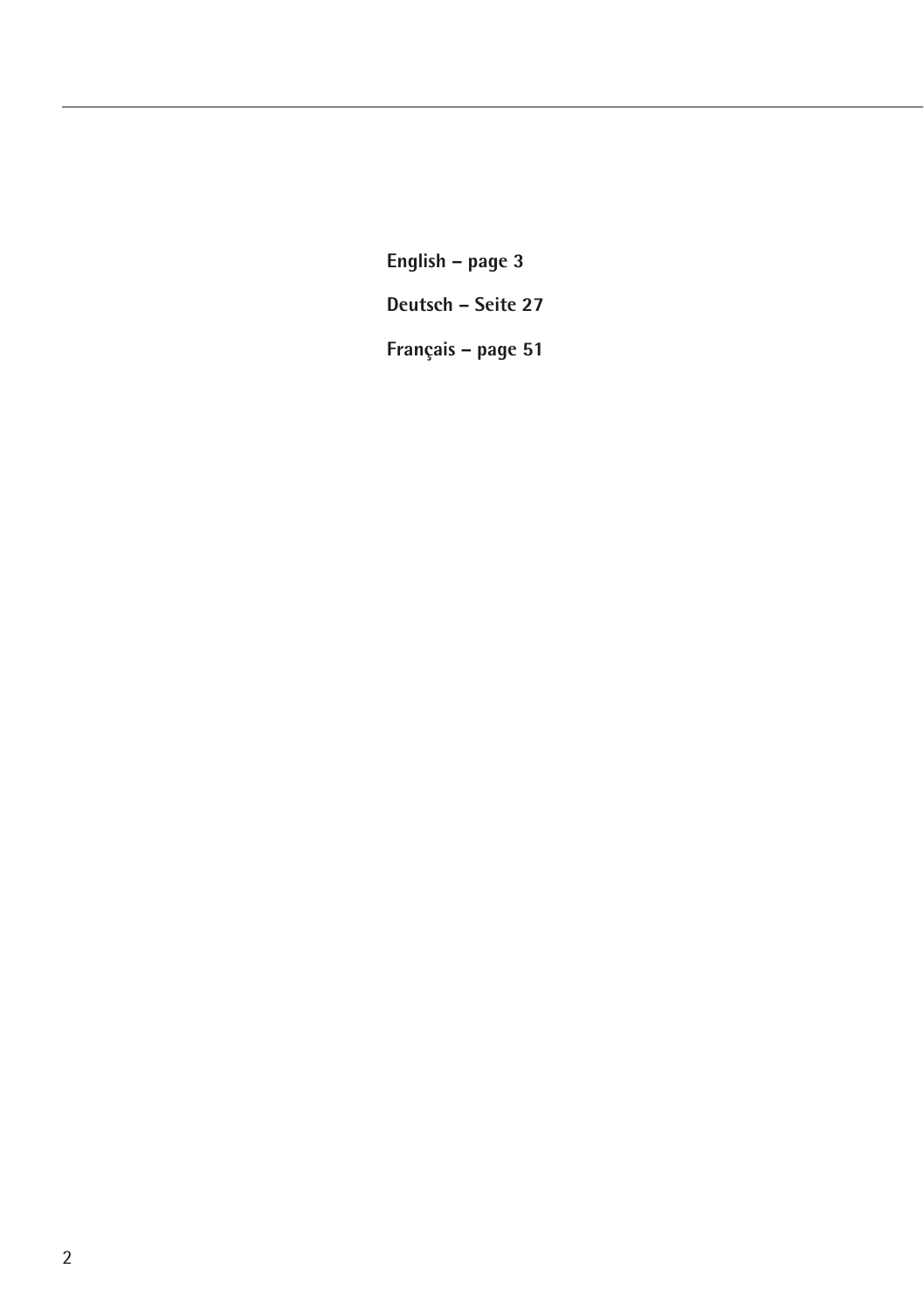**English – page 3**

**Deutsch – Seite 27**

**Français – page 51**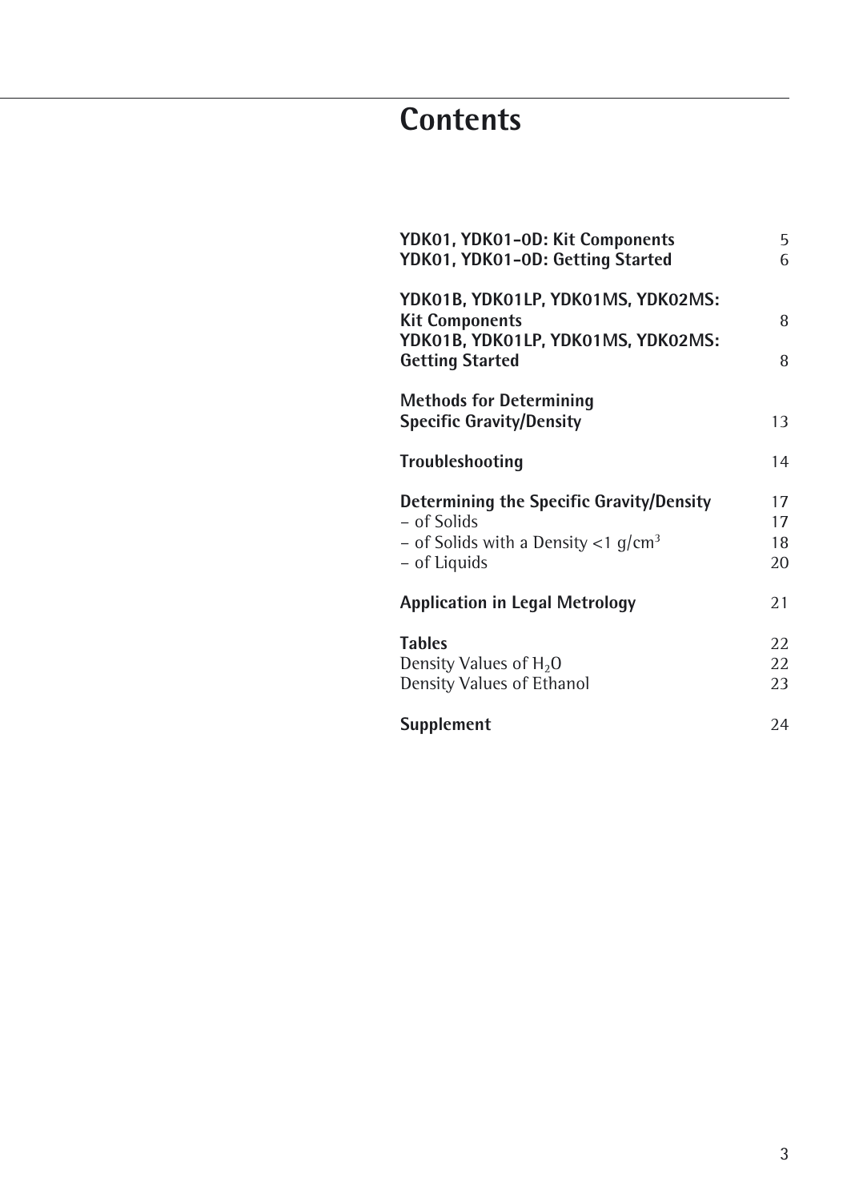# Contents

| | |
|---|---|
| **YDK01, YDK01-0D: Kit Components** | 5 |
| **YDK01, YDK01-0D: Getting Started** | 6 |
| | |
| **YDK01B, YDK01LP, YDK01MS, YDK02MS: Kit Components** | 8 |
| **YDK01B, YDK01LP, YDK01MS, YDK02MS: Getting Started** | 8 |
| | |
| **Methods for Determining Specific Gravity/Density** | 13 |
| | |
| **Troubleshooting** | 14 |
| | |
| **Determining the Specific Gravity/Density** | 17 |
| – of Solids | 17 |
| – of Solids with a Density <1 g/cm$^3$ | 18 |
| – of Liquids | 20 |
| | |
| **Application in Legal Metrology** | 21 |
| | |
| **Tables** | 22 |
| Density Values of $H_2O$ | 22 |
| Density Values of Ethanol | 23 |
| | |
| **Supplement** | 24 |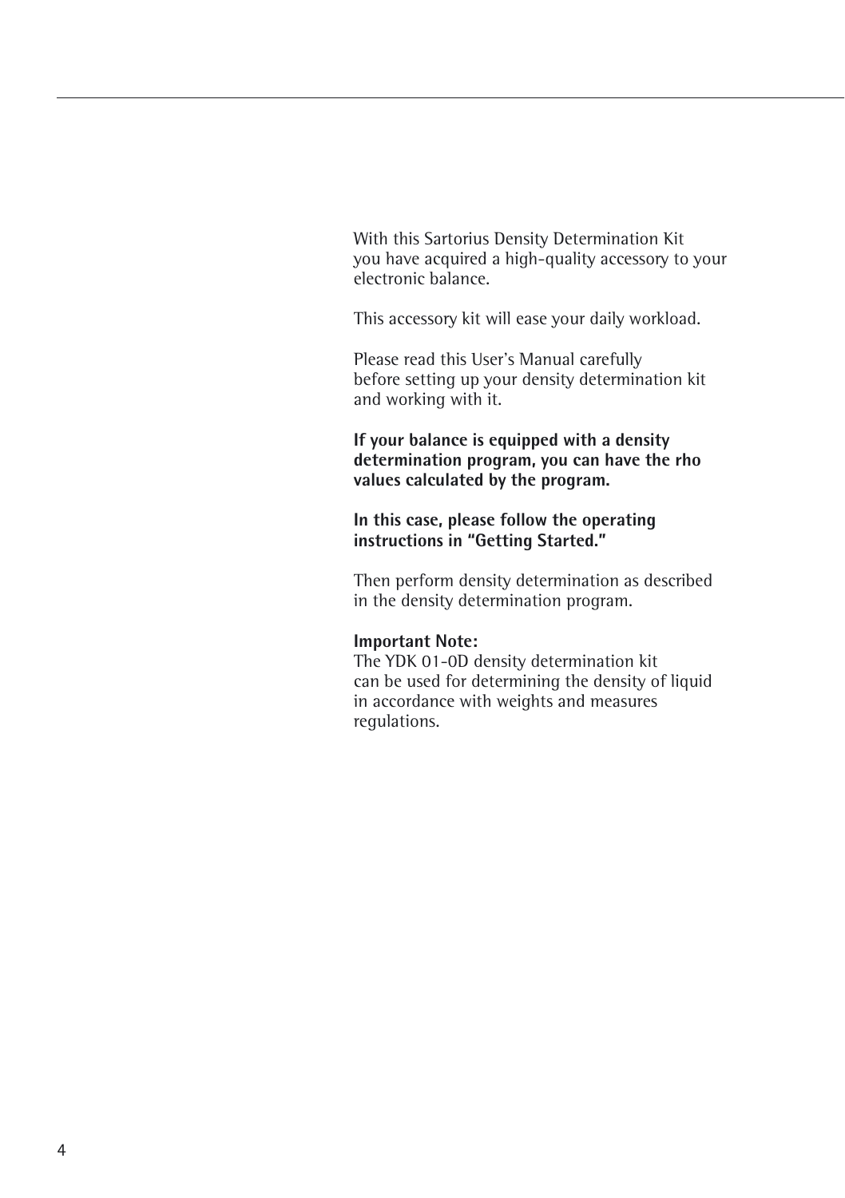With this Sartorius Density Determination Kit
you have acquired a high-quality accessory to your electronic balance.

This accessory kit will ease your daily workload.

Please read this User's Manual carefully
before setting up your density determination kit and working with it.

**If your balance is equipped with a density determination program, you can have the rho values calculated by the program.**

**In this case, please follow the operating instructions in "Getting Started."**

Then perform density determination as described in the density determination program.

**Important Note:**
The YDK 01-0D density determination kit
can be used for determining the density of liquid in accordance with weights and measures regulations.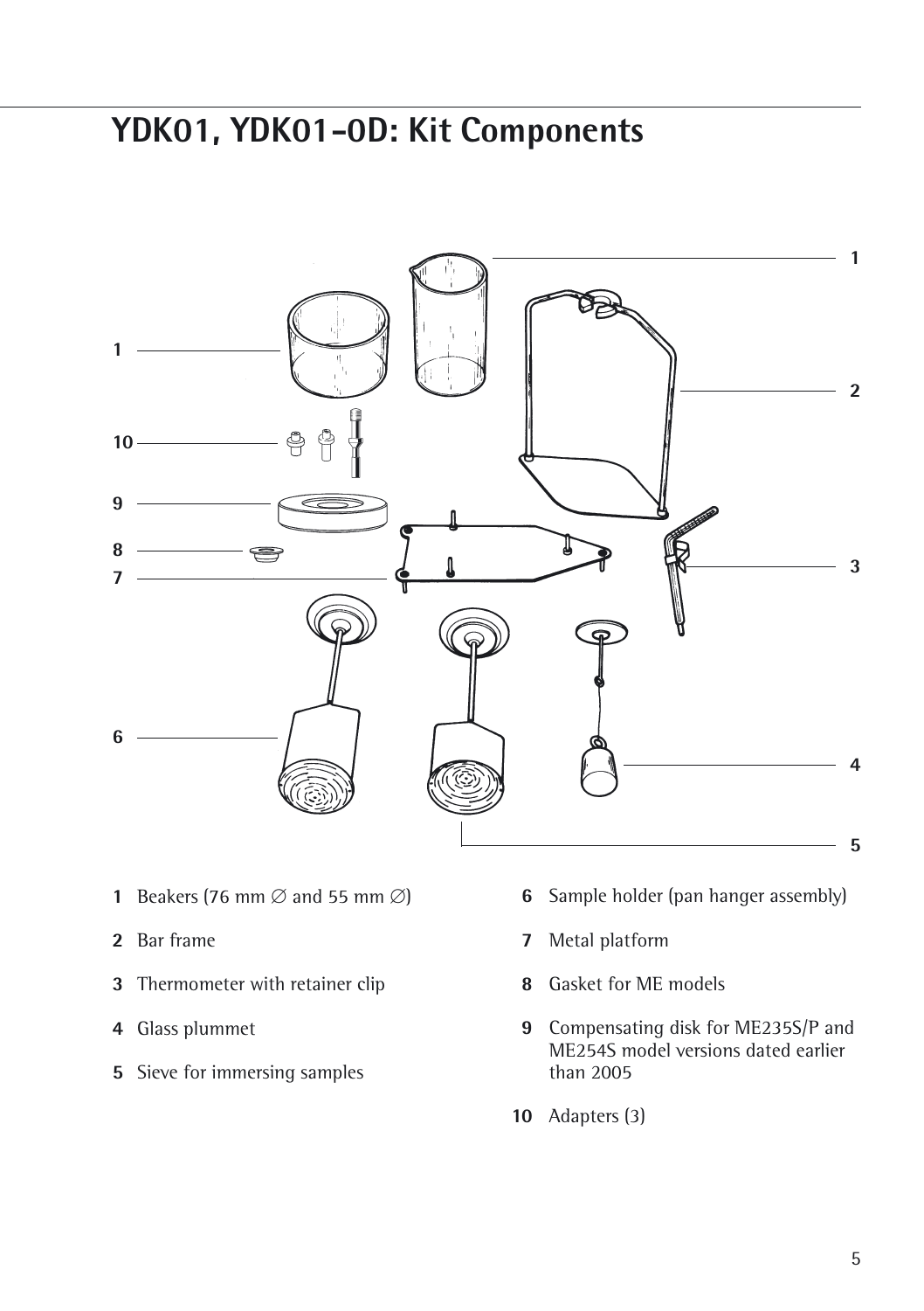# YDK01, YDK01-0D: Kit Components

1 Beakers (76 mm ∅ and 55 mm ∅)

2 Bar frame

3 Thermometer with retainer clip

4 Glass plummet

5 Sieve for immersing samples

6 Sample holder (pan hanger assembly)

7 Metal platform

8 Gasket for ME models

9 Compensating disk for ME235S/P and ME254S model versions dated earlier than 2005

10 Adapters (3)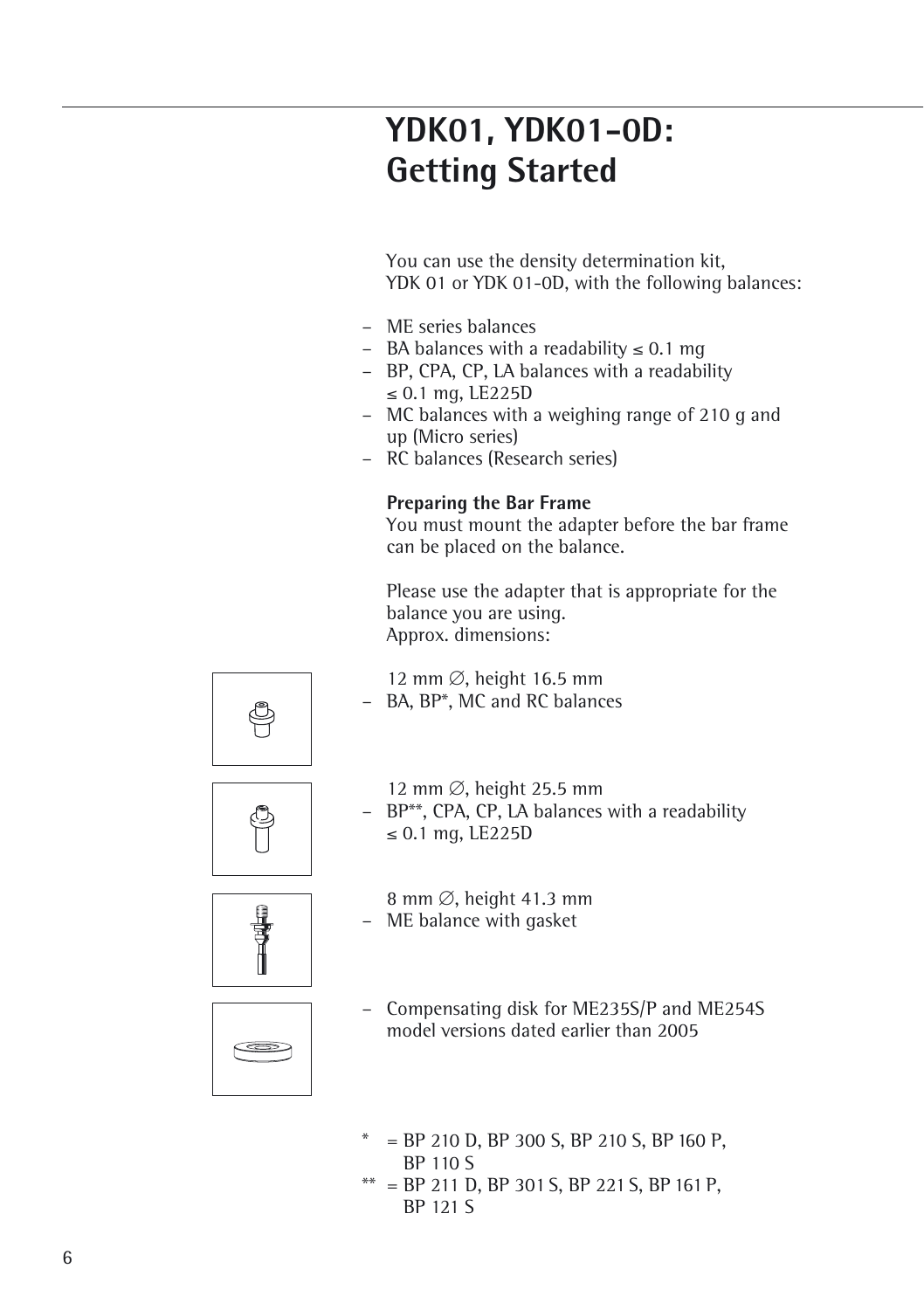# YDK01, YDK01-0D: Getting Started

You can use the density determination kit, YDK 01 or YDK 01-0D, with the following balances:

- ME series balances
- BA balances with a readability ≤ 0.1 mg
- BP, CPA, CP, LA balances with a readability ≤ 0.1 mg, LE225D
- MC balances with a weighing range of 210 g and up (Micro series)
- RC balances (Research series)

**Preparing the Bar Frame**

You must mount the adapter before the bar frame can be placed on the balance.

Please use the adapter that is appropriate for the balance you are using.
Approx. dimensions:

12 mm ∅, height 16.5 mm
- BA, BP*, MC and RC balances

12 mm ∅, height 25.5 mm
- BP**, CPA, CP, LA balances with a readability ≤ 0.1 mg, LE225D

8 mm ∅, height 41.3 mm
- ME balance with gasket

- Compensating disk for ME235S/P and ME254S model versions dated earlier than 2005

\* = BP 210 D, BP 300 S, BP 210 S, BP 160 P, BP 110 S
\** = BP 211 D, BP 301 S, BP 221 S, BP 161 P, BP 121 S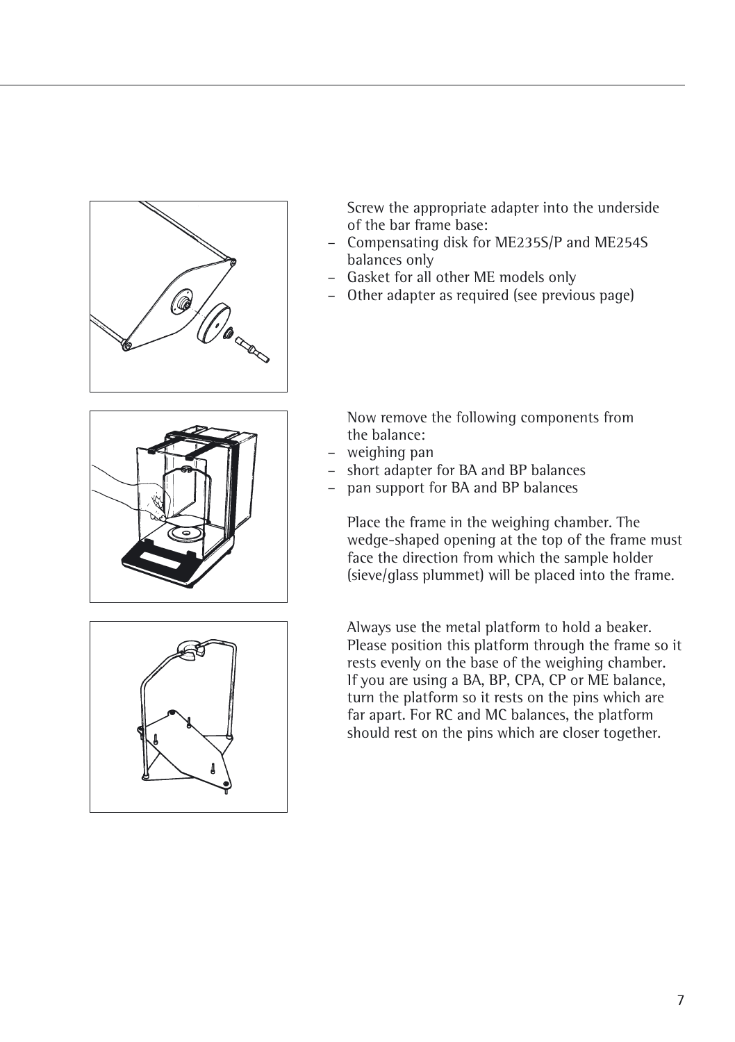Screw the appropriate adapter into the underside of the bar frame base:

- Compensating disk for ME235S/P and ME254S balances only
- Gasket for all other ME models only
- Other adapter as required (see previous page)

Now remove the following components from the balance:

- weighing pan
- short adapter for BA and BP balances
- pan support for BA and BP balances

Place the frame in the weighing chamber. The wedge-shaped opening at the top of the frame must face the direction from which the sample holder (sieve/glass plummet) will be placed into the frame.

Always use the metal platform to hold a beaker. Please position this platform through the frame so it rests evenly on the base of the weighing chamber. If you are using a BA, BP, CPA, CP or ME balance, turn the platform so it rests on the pins which are far apart. For RC and MC balances, the platform should rest on the pins which are closer together.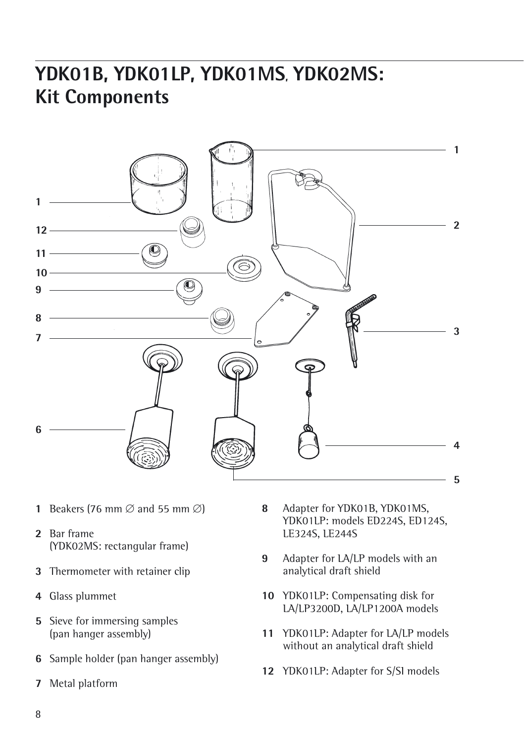# YDK01B, YDK01LP, YDK01MS, YDK02MS: Kit Components

1. Beakers (76 mm ∅ and 55 mm ∅)
2. Bar frame
   (YDK02MS: rectangular frame)
3. Thermometer with retainer clip
4. Glass plummet
5. Sieve for immersing samples
   (pan hanger assembly)
6. Sample holder (pan hanger assembly)
7. Metal platform
8. Adapter for YDK01B, YDK01MS, YDK01LP: models ED224S, ED124S, LE324S, LE244S
9. Adapter for LA/LP models with an analytical draft shield
10. YDK01LP: Compensating disk for LA/LP3200D, LA/LP1200A models
11. YDK01LP: Adapter for LA/LP models without an analytical draft shield
12. YDK01LP: Adapter for S/SI models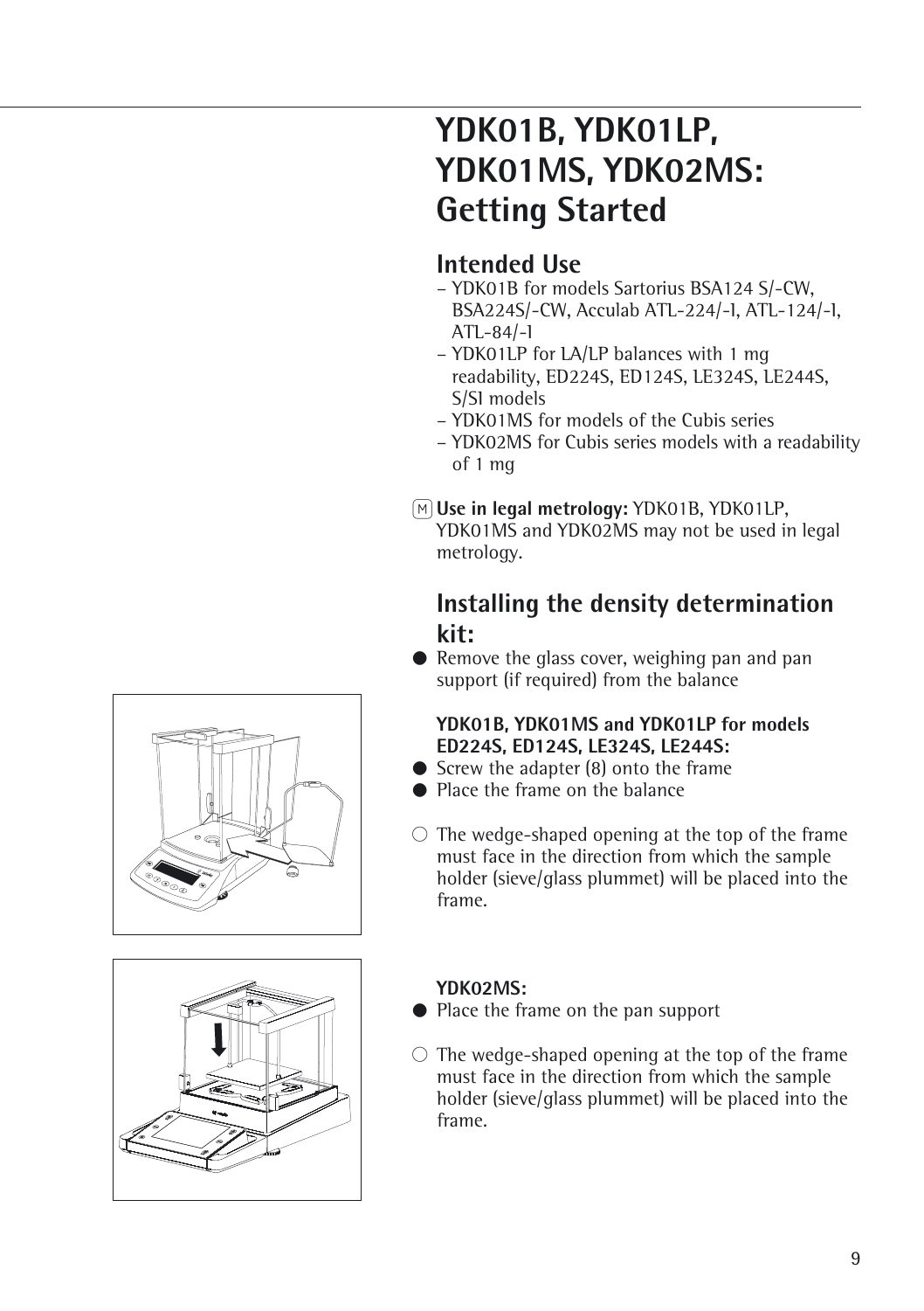# YDK01B, YDK01LP, YDK01MS, YDK02MS: Getting Started

## Intended Use

– YDK01B for models Sartorius BSA124 S/-CW, BSA224S/-CW, Acculab ATL-224/-I, ATL-124/-I, ATL-84/-I
– YDK01LP for LA/LP balances with 1 mg readability, ED224S, ED124S, LE324S, LE244S, S/SI models
– YDK01MS for models of the Cubis series
– YDK02MS for Cubis series models with a readability of 1 mg

Ⓜ **Use in legal metrology:** YDK01B, YDK01LP, YDK01MS and YDK02MS may not be used in legal metrology.

## Installing the density determination kit:

● Remove the glass cover, weighing pan and pan support (if required) from the balance

**YDK01B, YDK01MS and YDK01LP for models ED224S, ED124S, LE324S, LE244S:**

● Screw the adapter (8) onto the frame
● Place the frame on the balance

○ The wedge-shaped opening at the top of the frame must face in the direction from which the sample holder (sieve/glass plummet) will be placed into the frame.

**YDK02MS:**

● Place the frame on the pan support

○ The wedge-shaped opening at the top of the frame must face in the direction from which the sample holder (sieve/glass plummet) will be placed into the frame.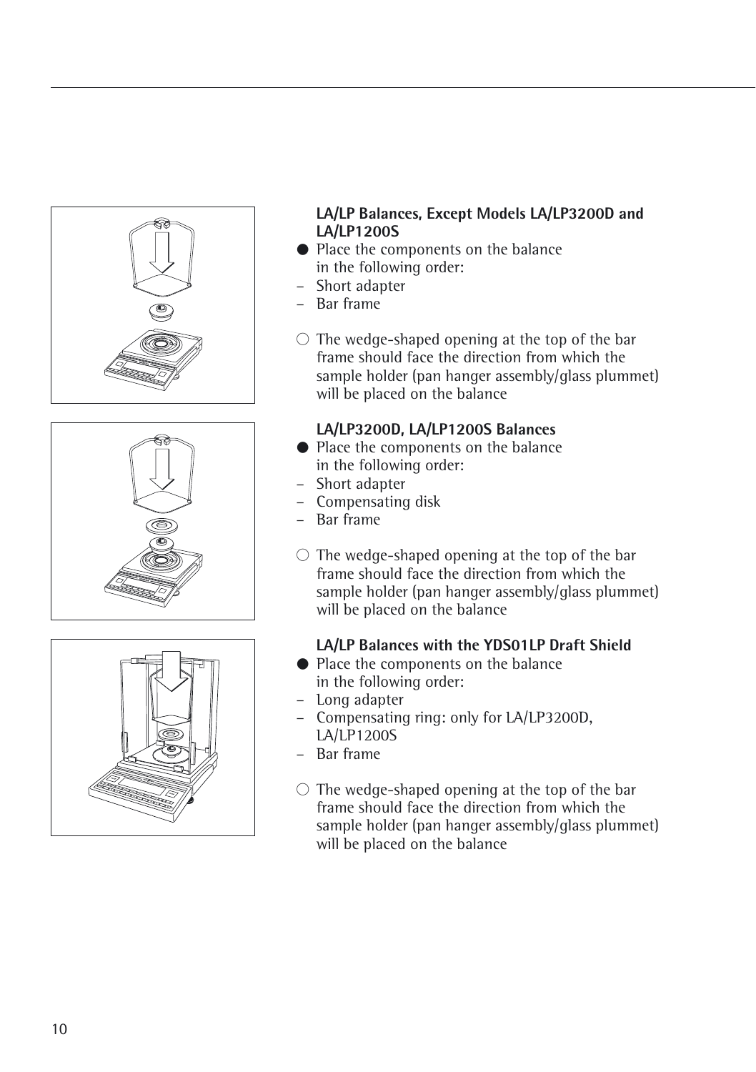**LA/LP Balances, Except Models LA/LP3200D and LA/LP1200S**

● Place the components on the balance in the following order:

- Short adapter
- Bar frame

○ The wedge-shaped opening at the top of the bar frame should face the direction from which the sample holder (pan hanger assembly/glass plummet) will be placed on the balance

**LA/LP3200D, LA/LP1200S Balances**

● Place the components on the balance in the following order:

- Short adapter
- Compensating disk
- Bar frame

○ The wedge-shaped opening at the top of the bar frame should face the direction from which the sample holder (pan hanger assembly/glass plummet) will be placed on the balance

**LA/LP Balances with the YDS01LP Draft Shield**

● Place the components on the balance in the following order:

- Long adapter
- Compensating ring: only for LA/LP3200D, LA/LP1200S
- Bar frame

○ The wedge-shaped opening at the top of the bar frame should face the direction from which the sample holder (pan hanger assembly/glass plummet) will be placed on the balance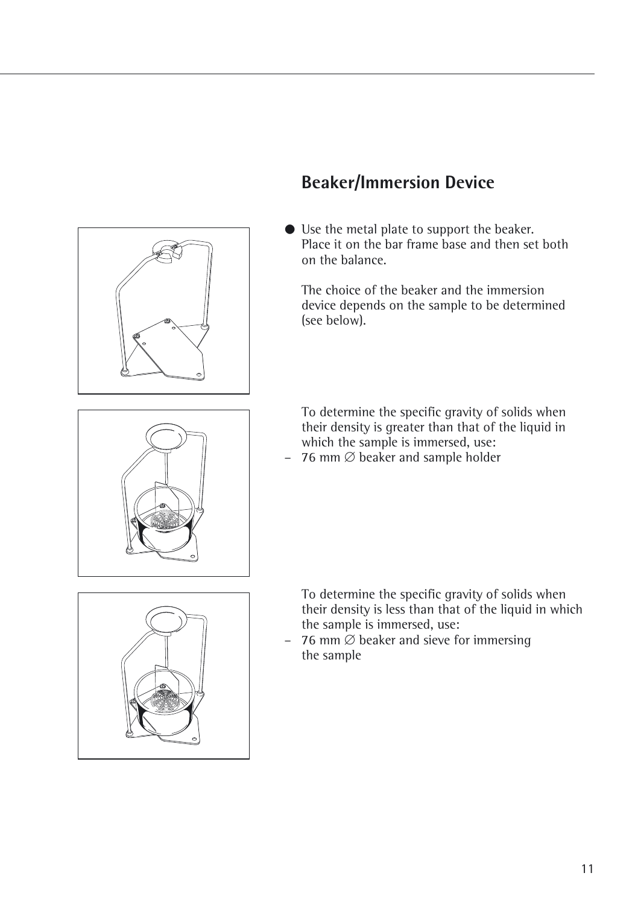## Beaker/Immersion Device

- Use the metal plate to support the beaker.
  Place it on the bar frame base and then set both on the balance.

  The choice of the beaker and the immersion device depends on the sample to be determined (see below).

  To determine the specific gravity of solids when their density is greater than that of the liquid in which the sample is immersed, use:

– 76 mm ∅ beaker and sample holder

  To determine the specific gravity of solids when their density is less than that of the liquid in which the sample is immersed, use:

– 76 mm ∅ beaker and sieve for immersing the sample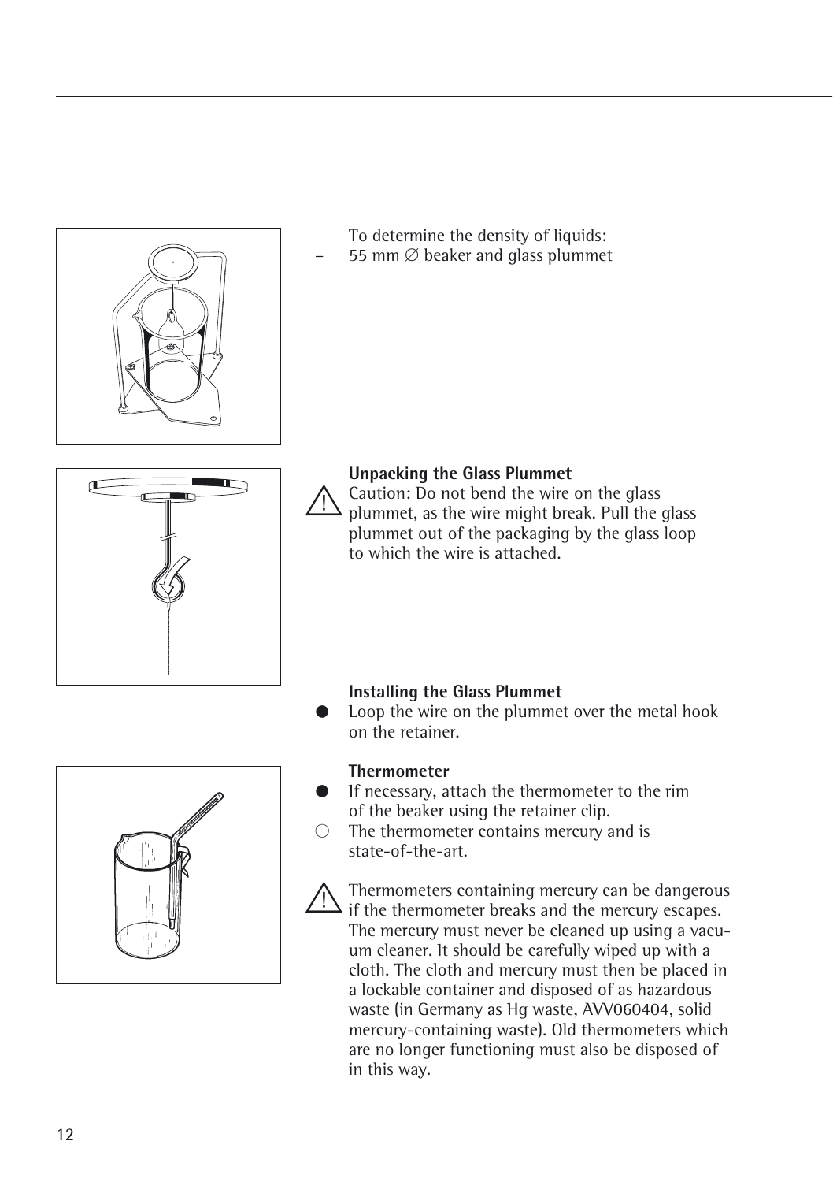To determine the density of liquids:

– 55 mm ∅ beaker and glass plummet

**Unpacking the Glass Plummet**

⚠ Caution: Do not bend the wire on the glass plummet, as the wire might break. Pull the glass plummet out of the packaging by the glass loop to which the wire is attached.

**Installing the Glass Plummet**

- Loop the wire on the plummet over the metal hook on the retainer.

**Thermometer**

- If necessary, attach the thermometer to the rim of the beaker using the retainer clip.

○ The thermometer contains mercury and is state-of-the-art.

⚠ Thermometers containing mercury can be dangerous if the thermometer breaks and the mercury escapes. The mercury must never be cleaned up using a vacuum cleaner. It should be carefully wiped up with a cloth. The cloth and mercury must then be placed in a lockable container and disposed of as hazardous waste (in Germany as Hg waste, AVV060404, solid mercury-containing waste). Old thermometers which are no longer functioning must also be disposed of in this way.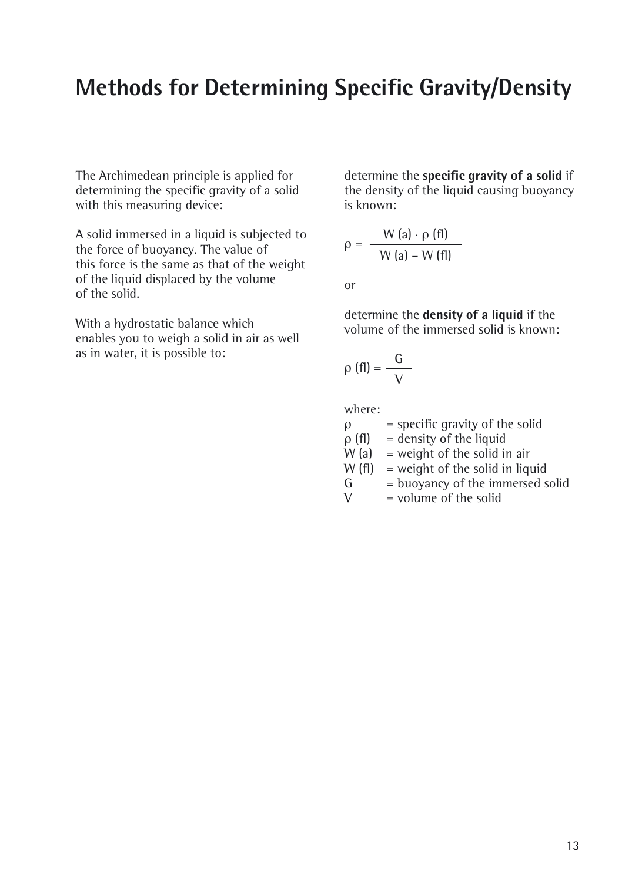# Methods for Determining Specific Gravity/Density

The Archimedean principle is applied for determining the specific gravity of a solid with this measuring device:

A solid immersed in a liquid is subjected to the force of buoyancy. The value of this force is the same as that of the weight of the liquid displaced by the volume of the solid.

With a hydrostatic balance which enables you to weigh a solid in air as well as in water, it is possible to:

determine the **specific gravity of a solid** if the density of the liquid causing buoyancy is known:

$$\rho = \frac{W(a) \cdot \rho(fl)}{W(a) - W(fl)}$$

or

determine the **density of a liquid** if the volume of the immersed solid is known:

$$\rho(fl) = \frac{G}{V}$$

where:

- $\rho$ = specific gravity of the solid
- $\rho(fl)$ = density of the liquid
- $W(a)$ = weight of the solid in air
- $W(fl)$ = weight of the solid in liquid
- $G$ = buoyancy of the immersed solid
- $V$ = volume of the solid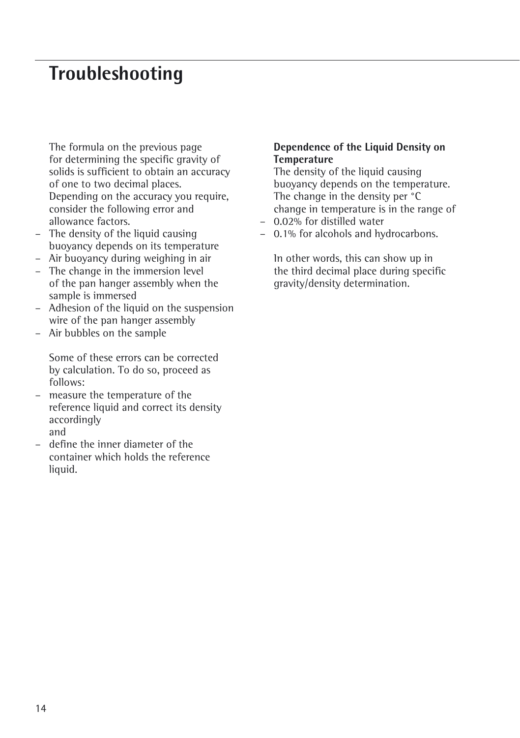# Troubleshooting

The formula on the previous page for determining the specific gravity of solids is sufficient to obtain an accuracy of one to two decimal places. Depending on the accuracy you require, consider the following error and allowance factors.

- The density of the liquid causing buoyancy depends on its temperature
- Air buoyancy during weighing in air
- The change in the immersion level of the pan hanger assembly when the sample is immersed
- Adhesion of the liquid on the suspension wire of the pan hanger assembly
- Air bubbles on the sample

Some of these errors can be corrected by calculation. To do so, proceed as follows:

- measure the temperature of the reference liquid and correct its density accordingly
  and
- define the inner diameter of the container which holds the reference liquid.

**Dependence of the Liquid Density on Temperature**

The density of the liquid causing buoyancy depends on the temperature. The change in the density per °C change in temperature is in the range of

- 0.02% for distilled water
- 0.1% for alcohols and hydrocarbons.

In other words, this can show up in the third decimal place during specific gravity/density determination.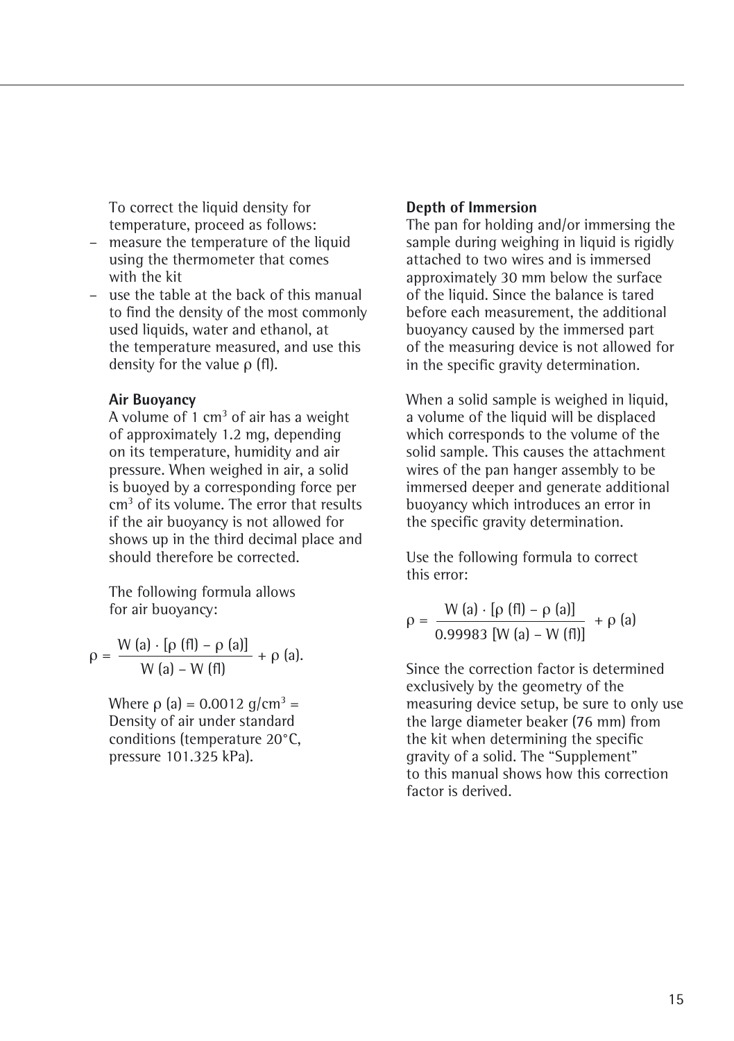To correct the liquid density for temperature, proceed as follows:

- measure the temperature of the liquid using the thermometer that comes with the kit
- use the table at the back of this manual to find the density of the most commonly used liquids, water and ethanol, at the temperature measured, and use this density for the value ρ (fl).

**Air Buoyancy**

A volume of 1 cm³ of air has a weight of approximately 1.2 mg, depending on its temperature, humidity and air pressure. When weighed in air, a solid is buoyed by a corresponding force per cm³ of its volume. The error that results if the air buoyancy is not allowed for shows up in the third decimal place and should therefore be corrected.

The following formula allows for air buoyancy:

$$\rho = \frac{W(a) \cdot [\rho(fl) - \rho(a)]}{W(a) - W(fl)} + \rho(a).$$

Where ρ (a) = 0.0012 g/cm³ = Density of air under standard conditions (temperature 20°C, pressure 101.325 kPa).

**Depth of Immersion**

The pan for holding and/or immersing the sample during weighing in liquid is rigidly attached to two wires and is immersed approximately 30 mm below the surface of the liquid. Since the balance is tared before each measurement, the additional buoyancy caused by the immersed part of the measuring device is not allowed for in the specific gravity determination.

When a solid sample is weighed in liquid, a volume of the liquid will be displaced which corresponds to the volume of the solid sample. This causes the attachment wires of the pan hanger assembly to be immersed deeper and generate additional buoyancy which introduces an error in the specific gravity determination.

Use the following formula to correct this error:

$$\rho = \frac{W(a) \cdot [\rho(fl) - \rho(a)]}{0.99983\,[W(a) - W(fl)]} + \rho(a)$$

Since the correction factor is determined exclusively by the geometry of the measuring device setup, be sure to only use the large diameter beaker (76 mm) from the kit when determining the specific gravity of a solid. The “Supplement” to this manual shows how this correction factor is derived.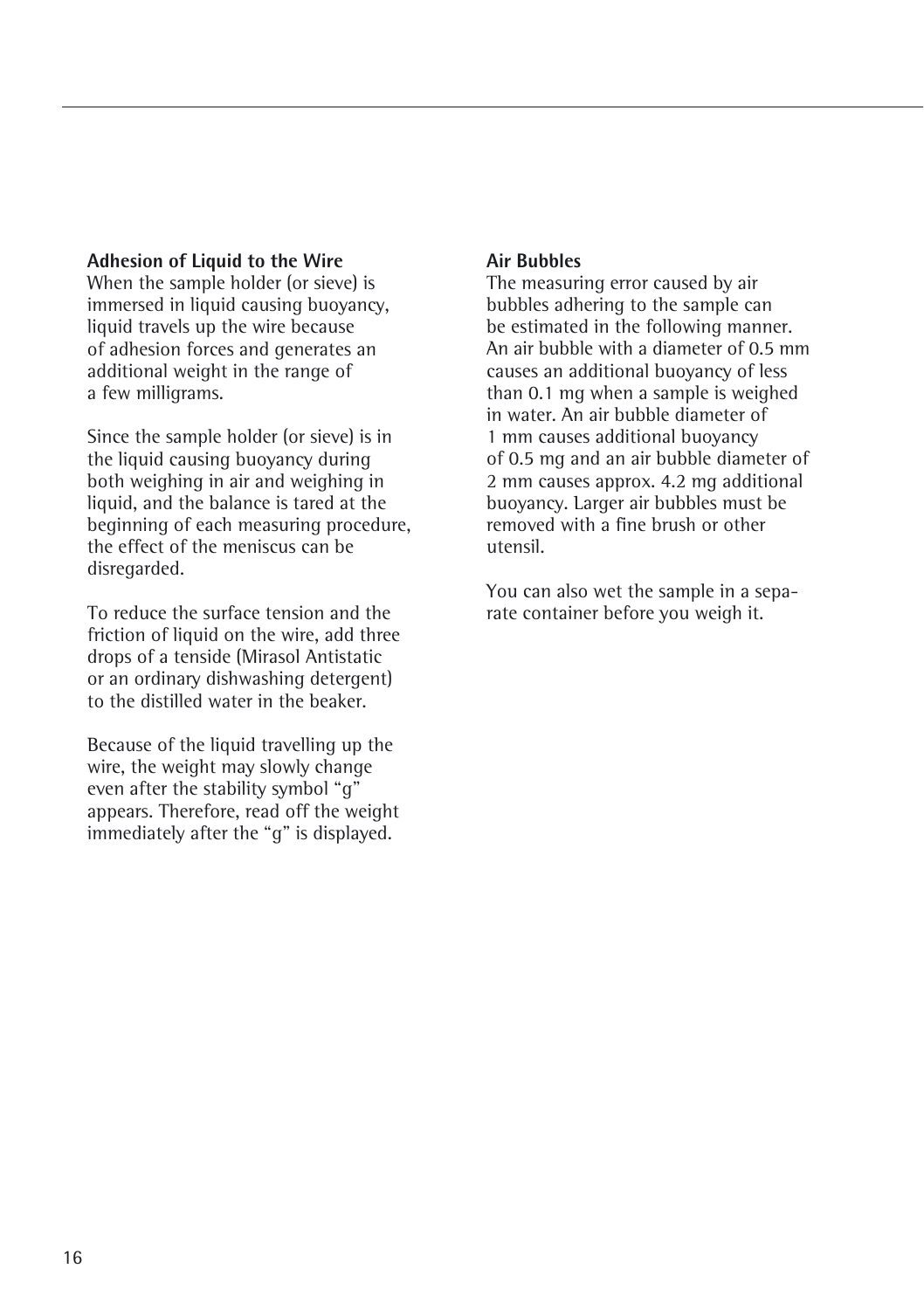### Adhesion of Liquid to the Wire

When the sample holder (or sieve) is immersed in liquid causing buoyancy, liquid travels up the wire because of adhesion forces and generates an additional weight in the range of a few milligrams.

Since the sample holder (or sieve) is in the liquid causing buoyancy during both weighing in air and weighing in liquid, and the balance is tared at the beginning of each measuring procedure, the effect of the meniscus can be disregarded.

To reduce the surface tension and the friction of liquid on the wire, add three drops of a tenside (Mirasol Antistatic or an ordinary dishwashing detergent) to the distilled water in the beaker.

Because of the liquid travelling up the wire, the weight may slowly change even after the stability symbol "g" appears. Therefore, read off the weight immediately after the "g" is displayed.

### Air Bubbles

The measuring error caused by air bubbles adhering to the sample can be estimated in the following manner. An air bubble with a diameter of 0.5 mm causes an additional buoyancy of less than 0.1 mg when a sample is weighed in water. An air bubble diameter of 1 mm causes additional buoyancy of 0.5 mg and an air bubble diameter of 2 mm causes approx. 4.2 mg additional buoyancy. Larger air bubbles must be removed with a fine brush or other utensil.

You can also wet the sample in a separate container before you weigh it.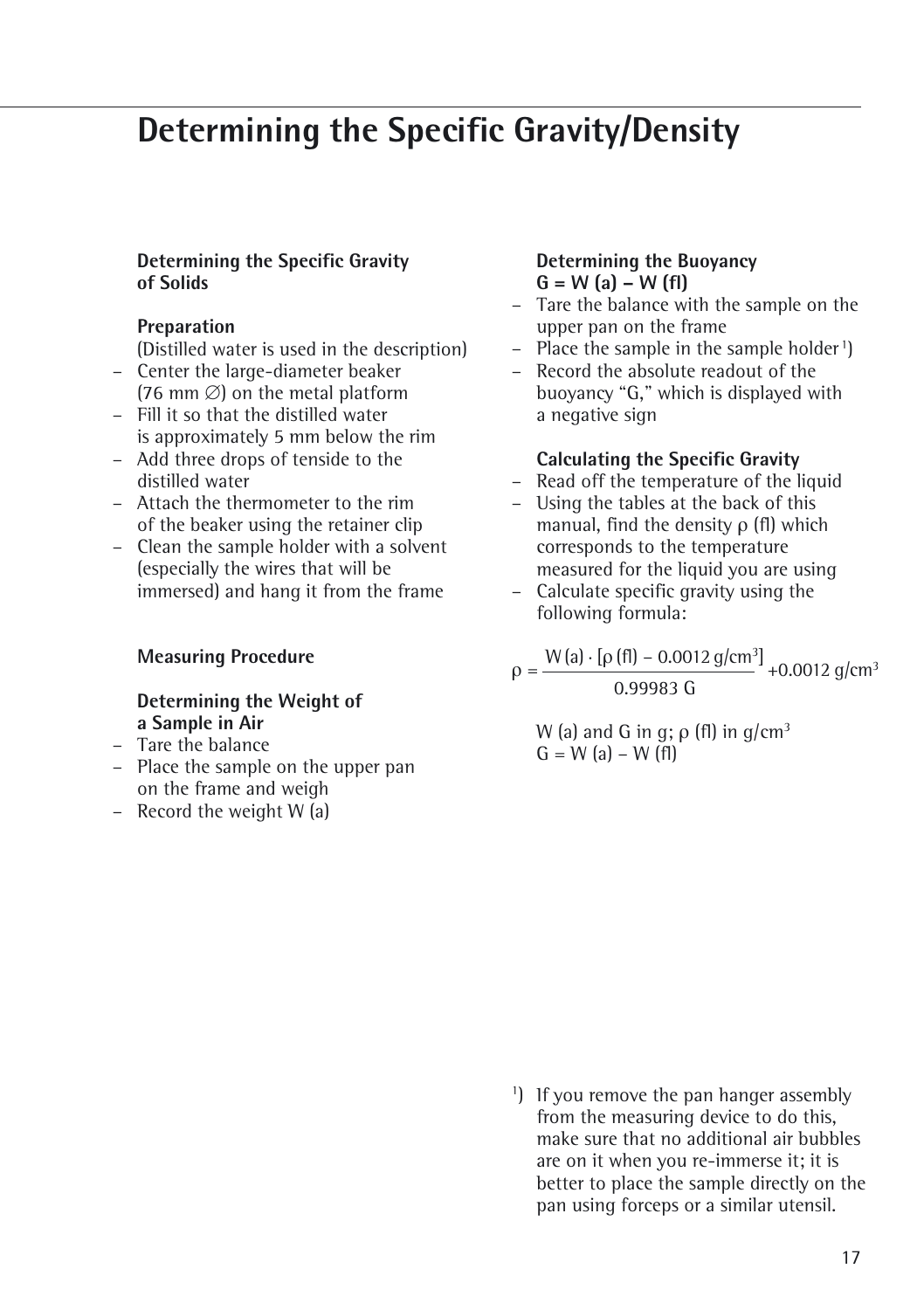# Determining the Specific Gravity/Density

### Determining the Specific Gravity of Solids

**Preparation**

(Distilled water is used in the description)

- Center the large-diameter beaker (76 mm ∅) on the metal platform
- Fill it so that the distilled water is approximately 5 mm below the rim
- Add three drops of tenside to the distilled water
- Attach the thermometer to the rim of the beaker using the retainer clip
- Clean the sample holder with a solvent (especially the wires that will be immersed) and hang it from the frame

**Measuring Procedure**

**Determining the Weight of a Sample in Air**

- Tare the balance
- Place the sample on the upper pan on the frame and weigh
- Record the weight W (a)

**Determining the Buoyancy G = W (a) – W (fl)**

- Tare the balance with the sample on the upper pan on the frame
- Place the sample in the sample holder[1])
- Record the absolute readout of the buoyancy "G," which is displayed with a negative sign

**Calculating the Specific Gravity**

- Read off the temperature of the liquid
- Using the tables at the back of this manual, find the density ρ (fl) which corresponds to the temperature measured for the liquid you are using
- Calculate specific gravity using the following formula:

$$\rho = \frac{W(a) \cdot [\rho(fl) - 0.0012\ g/cm^3]}{0.99983\ G} + 0.0012\ g/cm^3$$

W (a) and G in g; ρ (fl) in $g/cm^3$
G = W (a) – W (fl)

[1]) If you remove the pan hanger assembly from the measuring device to do this, make sure that no additional air bubbles are on it when you re-immerse it; it is better to place the sample directly on the pan using forceps or a similar utensil.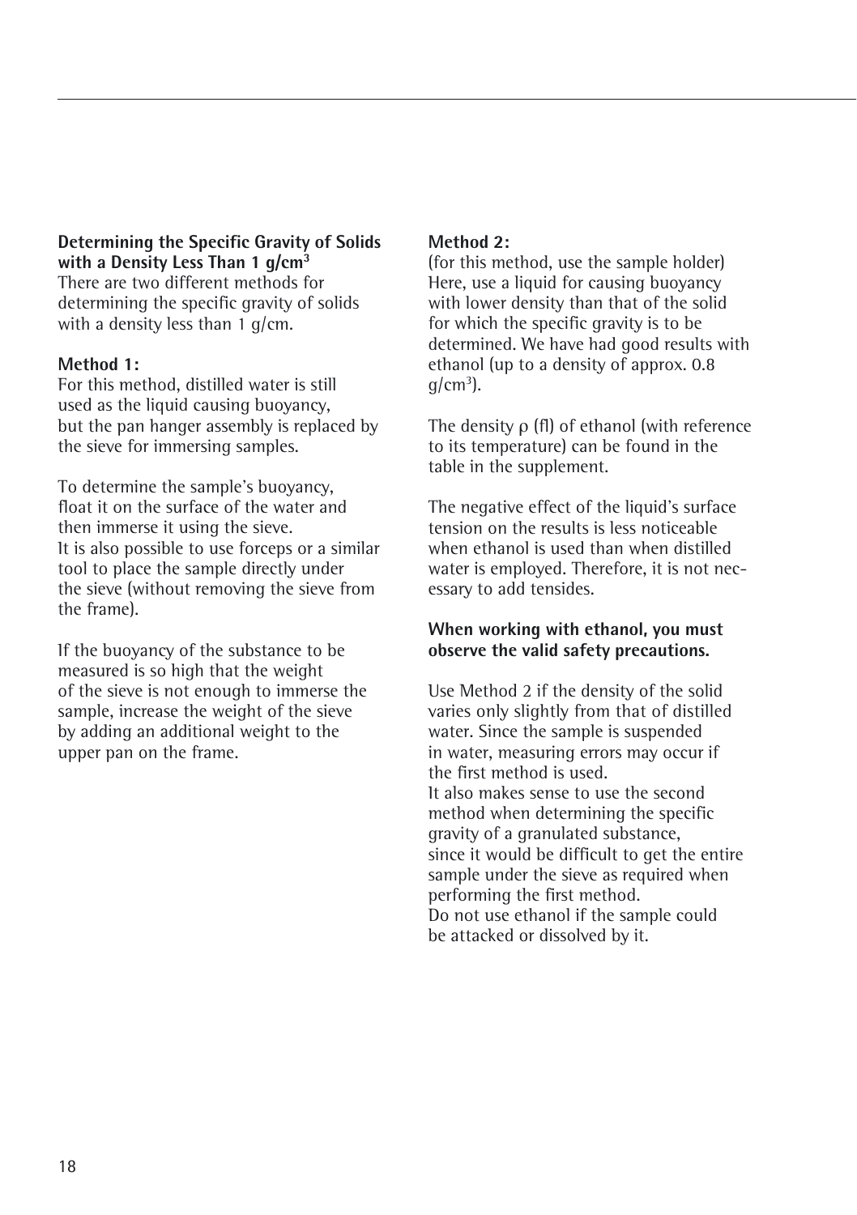**Determining the Specific Gravity of Solids with a Density Less Than 1 g/cm$^3$**

There are two different methods for determining the specific gravity of solids with a density less than 1 g/cm.

**Method 1:**

For this method, distilled water is still used as the liquid causing buoyancy, but the pan hanger assembly is replaced by the sieve for immersing samples.

To determine the sample's buoyancy, float it on the surface of the water and then immerse it using the sieve.
It is also possible to use forceps or a similar tool to place the sample directly under the sieve (without removing the sieve from the frame).

If the buoyancy of the substance to be measured is so high that the weight of the sieve is not enough to immerse the sample, increase the weight of the sieve by adding an additional weight to the upper pan on the frame.

**Method 2:**

(for this method, use the sample holder)
Here, use a liquid for causing buoyancy with lower density than that of the solid for which the specific gravity is to be determined. We have had good results with ethanol (up to a density of approx. 0.8 g/cm$^3$).

The density $\rho$ (fl) of ethanol (with reference to its temperature) can be found in the table in the supplement.

The negative effect of the liquid's surface tension on the results is less noticeable when ethanol is used than when distilled water is employed. Therefore, it is not necessary to add tensides.

**When working with ethanol, you must observe the valid safety precautions.**

Use Method 2 if the density of the solid varies only slightly from that of distilled water. Since the sample is suspended in water, measuring errors may occur if the first method is used.
It also makes sense to use the second method when determining the specific gravity of a granulated substance, since it would be difficult to get the entire sample under the sieve as required when performing the first method.
Do not use ethanol if the sample could be attacked or dissolved by it.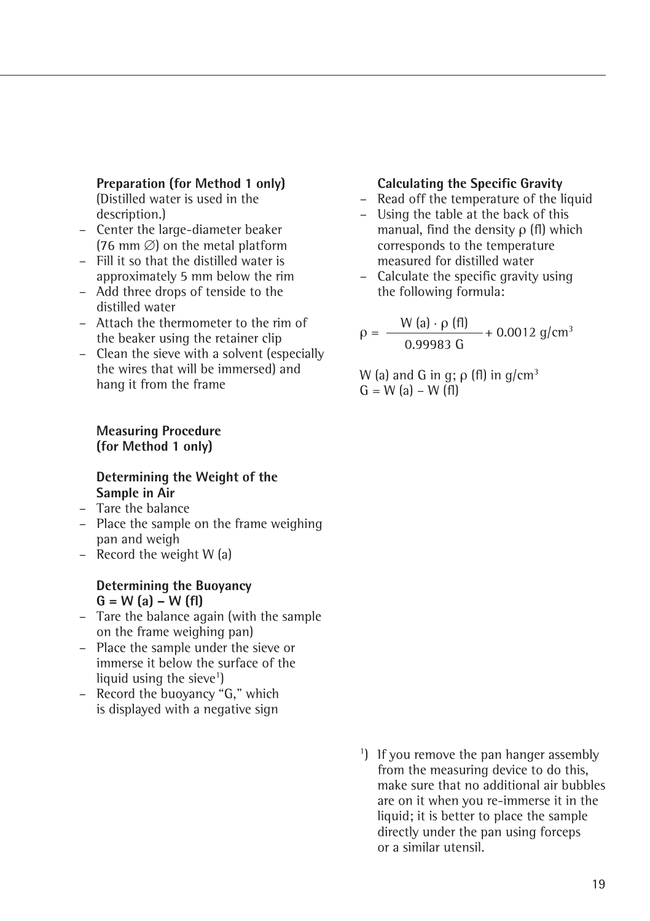### Preparation (for Method 1 only)

(Distilled water is used in the description.)

- Center the large-diameter beaker (76 mm ∅) on the metal platform
- Fill it so that the distilled water is approximately 5 mm below the rim
- Add three drops of tenside to the distilled water
- Attach the thermometer to the rim of the beaker using the retainer clip
- Clean the sieve with a solvent (especially the wires that will be immersed) and hang it from the frame

### Measuring Procedure (for Method 1 only)

### Determining the Weight of the Sample in Air

- Tare the balance
- Place the sample on the frame weighing pan and weigh
- Record the weight W (a)

### Determining the Buoyancy G = W (a) – W (fl)

- Tare the balance again (with the sample on the frame weighing pan)
- Place the sample under the sieve or immerse it below the surface of the liquid using the sieve[1])
- Record the buoyancy "G," which is displayed with a negative sign

### Calculating the Specific Gravity

- Read off the temperature of the liquid
- Using the table at the back of this manual, find the density ρ (fl) which corresponds to the temperature measured for distilled water
- Calculate the specific gravity using the following formula:

$$\rho = \frac{W(a) \cdot \rho(fl)}{0.99983\ G} + 0.0012\ \text{g/cm}^3$$

W (a) and G in g; ρ (fl) in g/cm³
G = W (a) – W (fl)

[1]) If you remove the pan hanger assembly from the measuring device to do this, make sure that no additional air bubbles are on it when you re-immerse it in the liquid; it is better to place the sample directly under the pan using forceps or a similar utensil.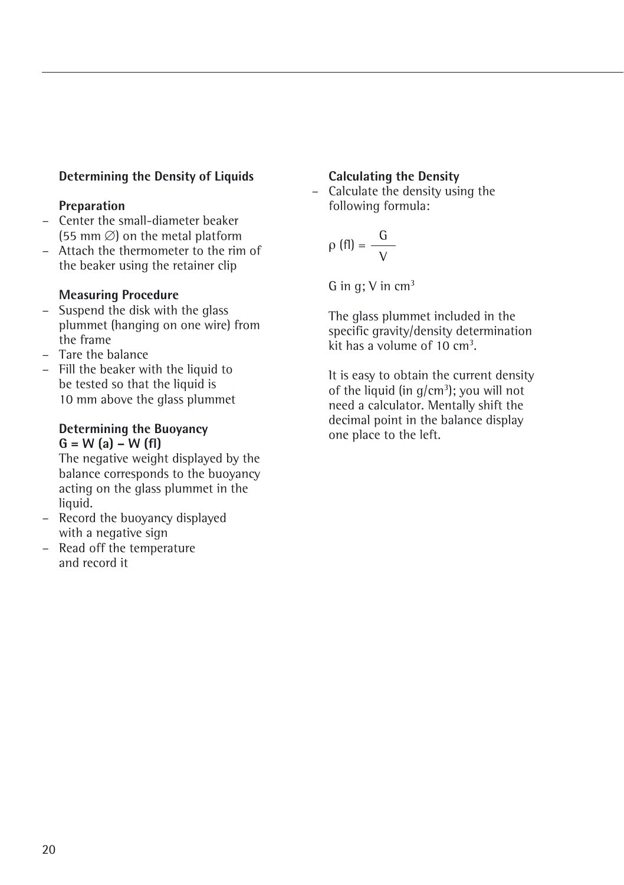## Determining the Density of Liquids

### Preparation

- Center the small-diameter beaker (55 mm ∅) on the metal platform
- Attach the thermometer to the rim of the beaker using the retainer clip

### Measuring Procedure

- Suspend the disk with the glass plummet (hanging on one wire) from the frame
- Tare the balance
- Fill the beaker with the liquid to be tested so that the liquid is 10 mm above the glass plummet

### Determining the Buoyancy $G = W(a) - W(fl)$

The negative weight displayed by the balance corresponds to the buoyancy acting on the glass plummet in the liquid.

- Record the buoyancy displayed with a negative sign
- Read off the temperature and record it

### Calculating the Density

- Calculate the density using the following formula:

$$\rho\,(fl) = \frac{G}{V}$$

G in g; V in $cm^3$

The glass plummet included in the specific gravity/density determination kit has a volume of 10 $cm^3$.

It is easy to obtain the current density of the liquid (in $g/cm^3$); you will not need a calculator. Mentally shift the decimal point in the balance display one place to the left.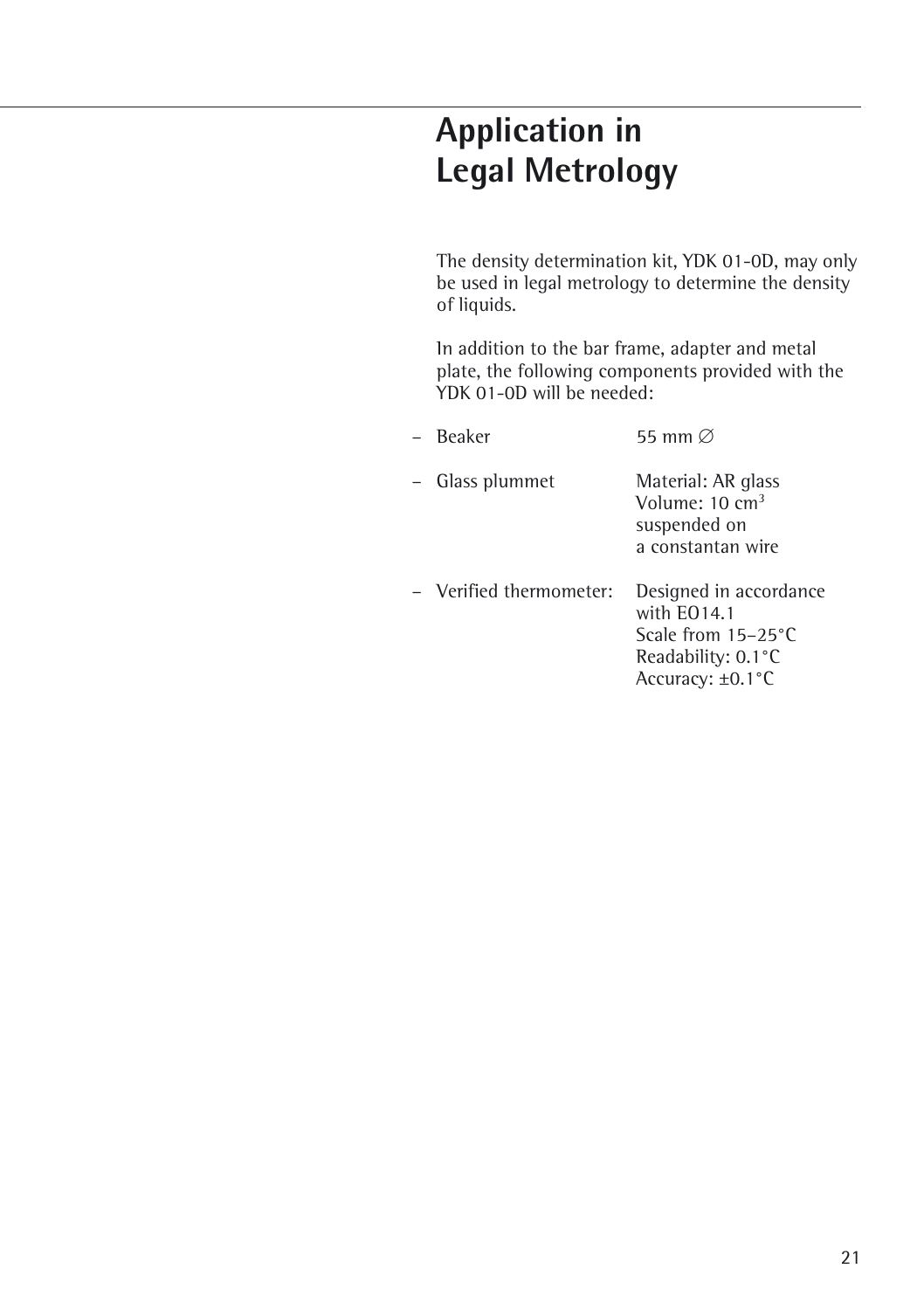# Application in Legal Metrology

The density determination kit, YDK 01-0D, may only be used in legal metrology to determine the density of liquids.

In addition to the bar frame, adapter and metal plate, the following components provided with the YDK 01-0D will be needed:

- Beaker 55 mm ∅
- Glass plummet Material: AR glass
  Volume: 10 $cm^3$
  suspended on
  a constantan wire
- Verified thermometer: Designed in accordance with EO14.1
  Scale from 15–25°C
  Readability: 0.1°C
  Accuracy: ±0.1°C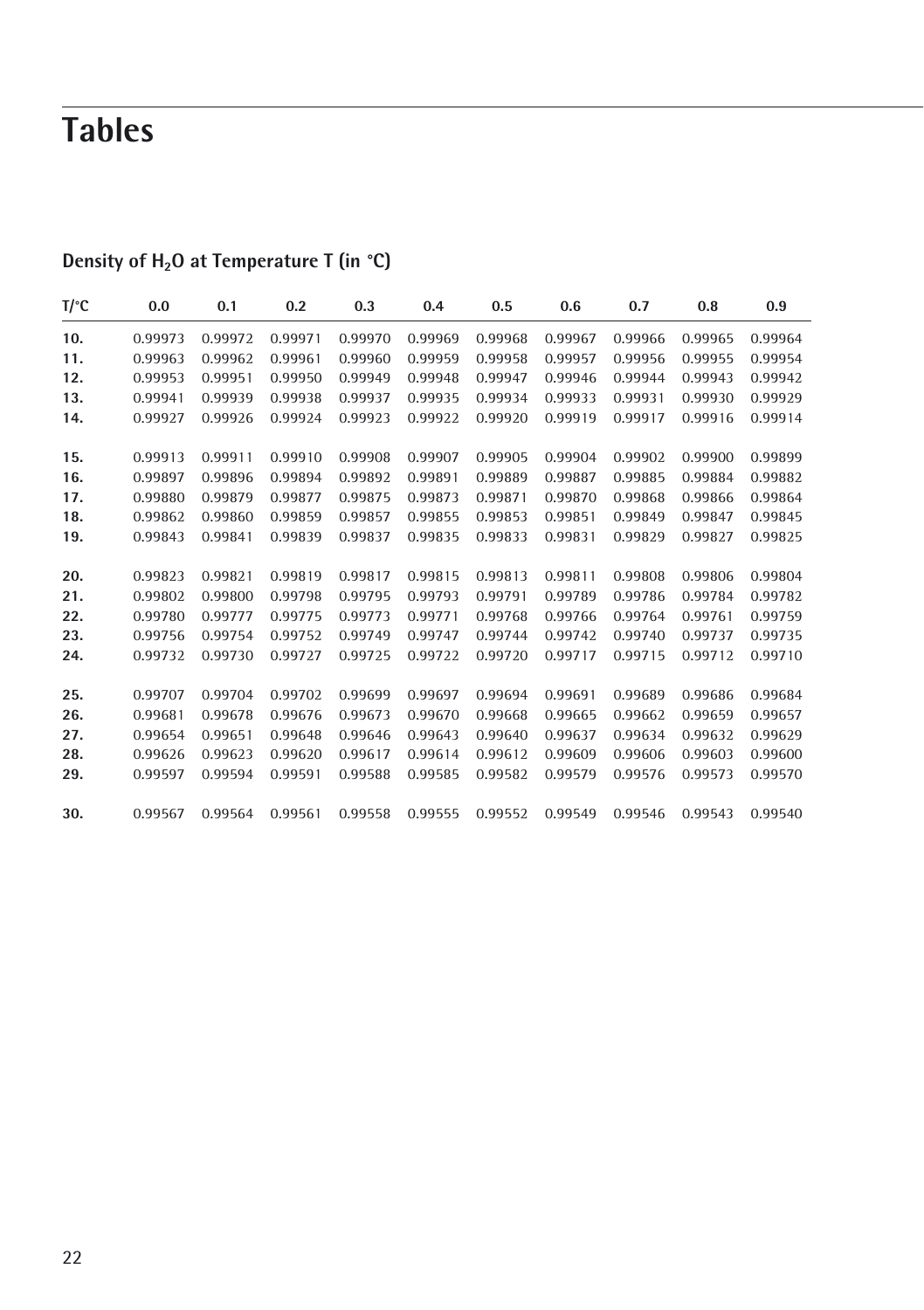# Tables

## Density of $H_2O$ at Temperature T (in °C)

| T/°C | 0.0 | 0.1 | 0.2 | 0.3 | 0.4 | 0.5 | 0.6 | 0.7 | 0.8 | 0.9 |
|---|---|---|---|---|---|---|---|---|---|---|
| **10.** | 0.99973 | 0.99972 | 0.99971 | 0.99970 | 0.99969 | 0.99968 | 0.99967 | 0.99966 | 0.99965 | 0.99964 |
| **11.** | 0.99963 | 0.99962 | 0.99961 | 0.99960 | 0.99959 | 0.99958 | 0.99957 | 0.99956 | 0.99955 | 0.99954 |
| **12.** | 0.99953 | 0.99951 | 0.99950 | 0.99949 | 0.99948 | 0.99947 | 0.99946 | 0.99944 | 0.99943 | 0.99942 |
| **13.** | 0.99941 | 0.99939 | 0.99938 | 0.99937 | 0.99935 | 0.99934 | 0.99933 | 0.99931 | 0.99930 | 0.99929 |
| **14.** | 0.99927 | 0.99926 | 0.99924 | 0.99923 | 0.99922 | 0.99920 | 0.99919 | 0.99917 | 0.99916 | 0.99914 |
| **15.** | 0.99913 | 0.99911 | 0.99910 | 0.99908 | 0.99907 | 0.99905 | 0.99904 | 0.99902 | 0.99900 | 0.99899 |
| **16.** | 0.99897 | 0.99896 | 0.99894 | 0.99892 | 0.99891 | 0.99889 | 0.99887 | 0.99885 | 0.99884 | 0.99882 |
| **17.** | 0.99880 | 0.99879 | 0.99877 | 0.99875 | 0.99873 | 0.99871 | 0.99870 | 0.99868 | 0.99866 | 0.99864 |
| **18.** | 0.99862 | 0.99860 | 0.99859 | 0.99857 | 0.99855 | 0.99853 | 0.99851 | 0.99849 | 0.99847 | 0.99845 |
| **19.** | 0.99843 | 0.99841 | 0.99839 | 0.99837 | 0.99835 | 0.99833 | 0.99831 | 0.99829 | 0.99827 | 0.99825 |
| **20.** | 0.99823 | 0.99821 | 0.99819 | 0.99817 | 0.99815 | 0.99813 | 0.99811 | 0.99808 | 0.99806 | 0.99804 |
| **21.** | 0.99802 | 0.99800 | 0.99798 | 0.99795 | 0.99793 | 0.99791 | 0.99789 | 0.99786 | 0.99784 | 0.99782 |
| **22.** | 0.99780 | 0.99777 | 0.99775 | 0.99773 | 0.99771 | 0.99768 | 0.99766 | 0.99764 | 0.99761 | 0.99759 |
| **23.** | 0.99756 | 0.99754 | 0.99752 | 0.99749 | 0.99747 | 0.99744 | 0.99742 | 0.99740 | 0.99737 | 0.99735 |
| **24.** | 0.99732 | 0.99730 | 0.99727 | 0.99725 | 0.99722 | 0.99720 | 0.99717 | 0.99715 | 0.99712 | 0.99710 |
| **25.** | 0.99707 | 0.99704 | 0.99702 | 0.99699 | 0.99697 | 0.99694 | 0.99691 | 0.99689 | 0.99686 | 0.99684 |
| **26.** | 0.99681 | 0.99678 | 0.99676 | 0.99673 | 0.99670 | 0.99668 | 0.99665 | 0.99662 | 0.99659 | 0.99657 |
| **27.** | 0.99654 | 0.99651 | 0.99648 | 0.99646 | 0.99643 | 0.99640 | 0.99637 | 0.99634 | 0.99632 | 0.99629 |
| **28.** | 0.99626 | 0.99623 | 0.99620 | 0.99617 | 0.99614 | 0.99612 | 0.99609 | 0.99606 | 0.99603 | 0.99600 |
| **29.** | 0.99597 | 0.99594 | 0.99591 | 0.99588 | 0.99585 | 0.99582 | 0.99579 | 0.99576 | 0.99573 | 0.99570 |
| **30.** | 0.99567 | 0.99564 | 0.99561 | 0.99558 | 0.99555 | 0.99552 | 0.99549 | 0.99546 | 0.99543 | 0.99540 |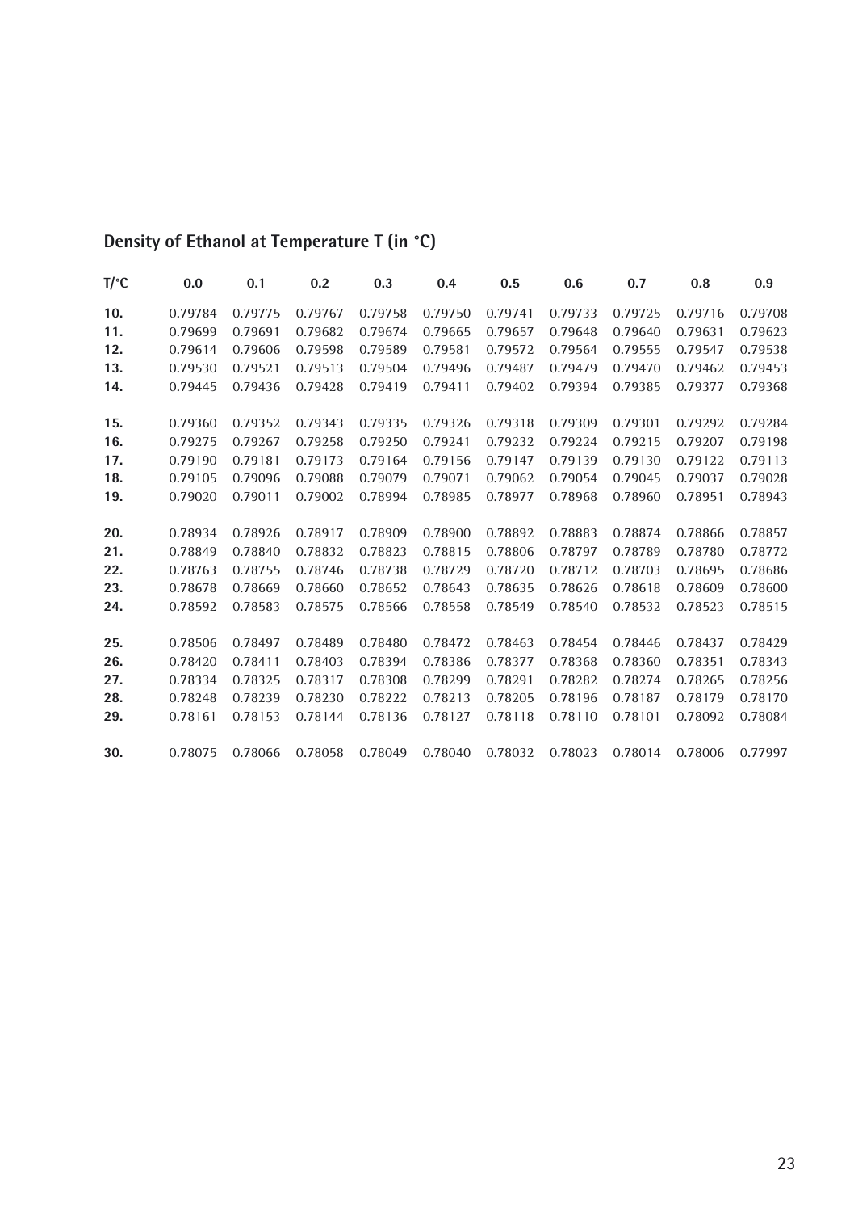## Density of Ethanol at Temperature T (in °C)

| T/°C | 0.0 | 0.1 | 0.2 | 0.3 | 0.4 | 0.5 | 0.6 | 0.7 | 0.8 | 0.9 |
|---|---|---|---|---|---|---|---|---|---|---|
| **10.** | 0.79784 | 0.79775 | 0.79767 | 0.79758 | 0.79750 | 0.79741 | 0.79733 | 0.79725 | 0.79716 | 0.79708 |
| **11.** | 0.79699 | 0.79691 | 0.79682 | 0.79674 | 0.79665 | 0.79657 | 0.79648 | 0.79640 | 0.79631 | 0.79623 |
| **12.** | 0.79614 | 0.79606 | 0.79598 | 0.79589 | 0.79581 | 0.79572 | 0.79564 | 0.79555 | 0.79547 | 0.79538 |
| **13.** | 0.79530 | 0.79521 | 0.79513 | 0.79504 | 0.79496 | 0.79487 | 0.79479 | 0.79470 | 0.79462 | 0.79453 |
| **14.** | 0.79445 | 0.79436 | 0.79428 | 0.79419 | 0.79411 | 0.79402 | 0.79394 | 0.79385 | 0.79377 | 0.79368 |
| **15.** | 0.79360 | 0.79352 | 0.79343 | 0.79335 | 0.79326 | 0.79318 | 0.79309 | 0.79301 | 0.79292 | 0.79284 |
| **16.** | 0.79275 | 0.79267 | 0.79258 | 0.79250 | 0.79241 | 0.79232 | 0.79224 | 0.79215 | 0.79207 | 0.79198 |
| **17.** | 0.79190 | 0.79181 | 0.79173 | 0.79164 | 0.79156 | 0.79147 | 0.79139 | 0.79130 | 0.79122 | 0.79113 |
| **18.** | 0.79105 | 0.79096 | 0.79088 | 0.79079 | 0.79071 | 0.79062 | 0.79054 | 0.79045 | 0.79037 | 0.79028 |
| **19.** | 0.79020 | 0.79011 | 0.79002 | 0.78994 | 0.78985 | 0.78977 | 0.78968 | 0.78960 | 0.78951 | 0.78943 |
| **20.** | 0.78934 | 0.78926 | 0.78917 | 0.78909 | 0.78900 | 0.78892 | 0.78883 | 0.78874 | 0.78866 | 0.78857 |
| **21.** | 0.78849 | 0.78840 | 0.78832 | 0.78823 | 0.78815 | 0.78806 | 0.78797 | 0.78789 | 0.78780 | 0.78772 |
| **22.** | 0.78763 | 0.78755 | 0.78746 | 0.78738 | 0.78729 | 0.78720 | 0.78712 | 0.78703 | 0.78695 | 0.78686 |
| **23.** | 0.78678 | 0.78669 | 0.78660 | 0.78652 | 0.78643 | 0.78635 | 0.78626 | 0.78618 | 0.78609 | 0.78600 |
| **24.** | 0.78592 | 0.78583 | 0.78575 | 0.78566 | 0.78558 | 0.78549 | 0.78540 | 0.78532 | 0.78523 | 0.78515 |
| **25.** | 0.78506 | 0.78497 | 0.78489 | 0.78480 | 0.78472 | 0.78463 | 0.78454 | 0.78446 | 0.78437 | 0.78429 |
| **26.** | 0.78420 | 0.78411 | 0.78403 | 0.78394 | 0.78386 | 0.78377 | 0.78368 | 0.78360 | 0.78351 | 0.78343 |
| **27.** | 0.78334 | 0.78325 | 0.78317 | 0.78308 | 0.78299 | 0.78291 | 0.78282 | 0.78274 | 0.78265 | 0.78256 |
| **28.** | 0.78248 | 0.78239 | 0.78230 | 0.78222 | 0.78213 | 0.78205 | 0.78196 | 0.78187 | 0.78179 | 0.78170 |
| **29.** | 0.78161 | 0.78153 | 0.78144 | 0.78136 | 0.78127 | 0.78118 | 0.78110 | 0.78101 | 0.78092 | 0.78084 |
| **30.** | 0.78075 | 0.78066 | 0.78058 | 0.78049 | 0.78040 | 0.78032 | 0.78023 | 0.78014 | 0.78006 | 0.77997 |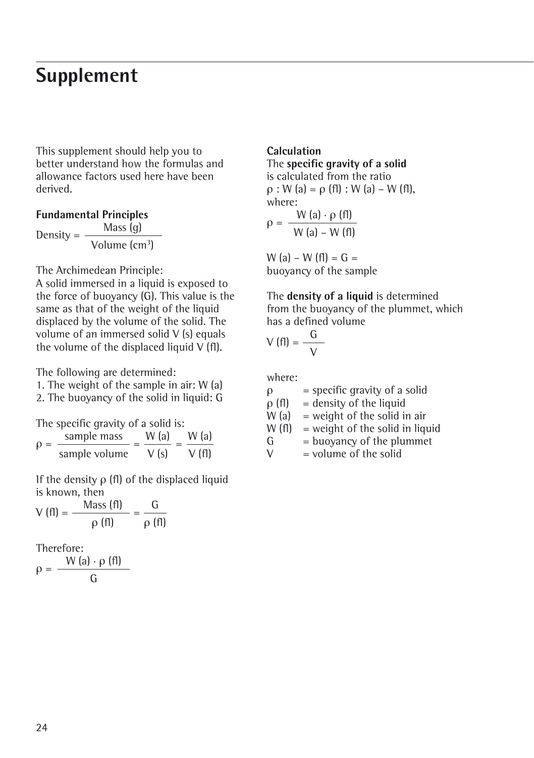# Supplement

This supplement should help you to better understand how the formulas and allowance factors used here have been derived.

**Fundamental Principles**

$$\text{Density} = \frac{\text{Mass (g)}}{\text{Volume (cm}^3\text{)}}$$

The Archimedean Principle:
A solid immersed in a liquid is exposed to the force of buoyancy (G). This value is the same as that of the weight of the liquid displaced by the volume of the solid. The volume of an immersed solid V (s) equals the volume of the displaced liquid V (fl).

The following are determined:
1. The weight of the sample in air: W (a)
2. The buoyancy of the solid in liquid: G

The specific gravity of a solid is:

$$\rho = \frac{\text{sample mass}}{\text{sample volume}} = \frac{W\,(a)}{V\,(s)} = \frac{W\,(a)}{V\,(fl)}$$

If the density ρ (fl) of the displaced liquid is known, then

$$V\,(fl) = \frac{\text{Mass (fl)}}{\rho\,(fl)} = \frac{G}{\rho\,(fl)}$$

Therefore:

$$\rho = \frac{W\,(a) \cdot \rho\,(fl)}{G}$$

**Calculation**

The **specific gravity of a solid** is calculated from the ratio
$\rho : W\,(a) = \rho\,(fl) : W\,(a) - W\,(fl)$,
where:

$$\rho = \frac{W\,(a) \cdot \rho\,(fl)}{W\,(a) - W\,(fl)}$$

$W\,(a) - W\,(fl) = G =$ buoyancy of the sample

The **density of a liquid** is determined from the buoyancy of the plummet, which has a defined volume

$$V\,(fl) = \frac{G}{V}$$

where:

ρ = specific gravity of a solid
ρ (fl) = density of the liquid
W (a) = weight of the solid in air
W (fl) = weight of the solid in liquid
G = buoyancy of the plummet
V = volume of the solid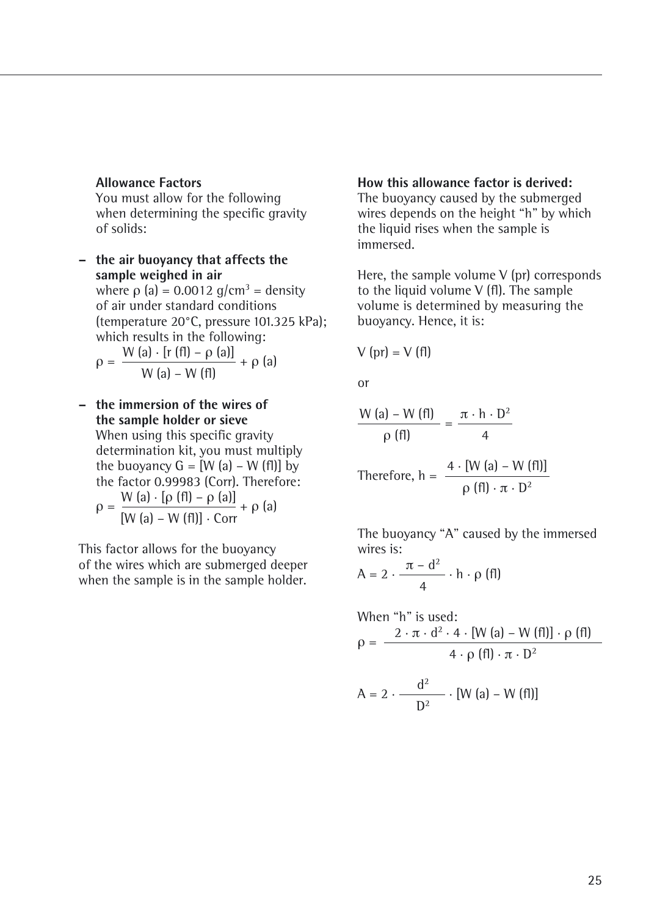**Allowance Factors**

You must allow for the following when determining the specific gravity of solids:

- **the air buoyancy that affects the sample weighed in air**
  where $\rho$ (a) = 0.0012 g/cm$^3$ = density of air under standard conditions (temperature 20°C, pressure 101.325 kPa); which results in the following:

$$\rho = \frac{W(a) \cdot [r(fl) - \rho(a)]}{W(a) - W(fl)} + \rho(a)$$

- **the immersion of the wires of the sample holder or sieve**
  When using this specific gravity determination kit, you must multiply the buoyancy G = [W (a) – W (fl)] by the factor 0.99983 (Corr). Therefore:

$$\rho = \frac{W(a) \cdot [\rho(fl) - \rho(a)]}{[W(a) - W(fl)] \cdot Corr} + \rho(a)$$

This factor allows for the buoyancy of the wires which are submerged deeper when the sample is in the sample holder.

**How this allowance factor is derived:**

The buoyancy caused by the submerged wires depends on the height "h" by which the liquid rises when the sample is immersed.

Here, the sample volume V (pr) corresponds to the liquid volume V (fl). The sample volume is determined by measuring the buoyancy. Hence, it is:

$$V(pr) = V(fl)$$

or

$$\frac{W(a) - W(fl)}{\rho(fl)} = \frac{\pi \cdot h \cdot D^2}{4}$$

Therefore,

$$h = \frac{4 \cdot [W(a) - W(fl)]}{\rho(fl) \cdot \pi \cdot D^2}$$

The buoyancy "A" caused by the immersed wires is:

$$A = 2 \cdot \frac{\pi - d^2}{4} \cdot h \cdot \rho(fl)$$

When "h" is used:

$$\rho = \frac{2 \cdot \pi \cdot d^2 \cdot 4 \cdot [W(a) - W(fl)] \cdot \rho(fl)}{4 \cdot \rho(fl) \cdot \pi \cdot D^2}$$

$$A = 2 \cdot \frac{d^2}{D^2} \cdot [W(a) - W(fl)]$$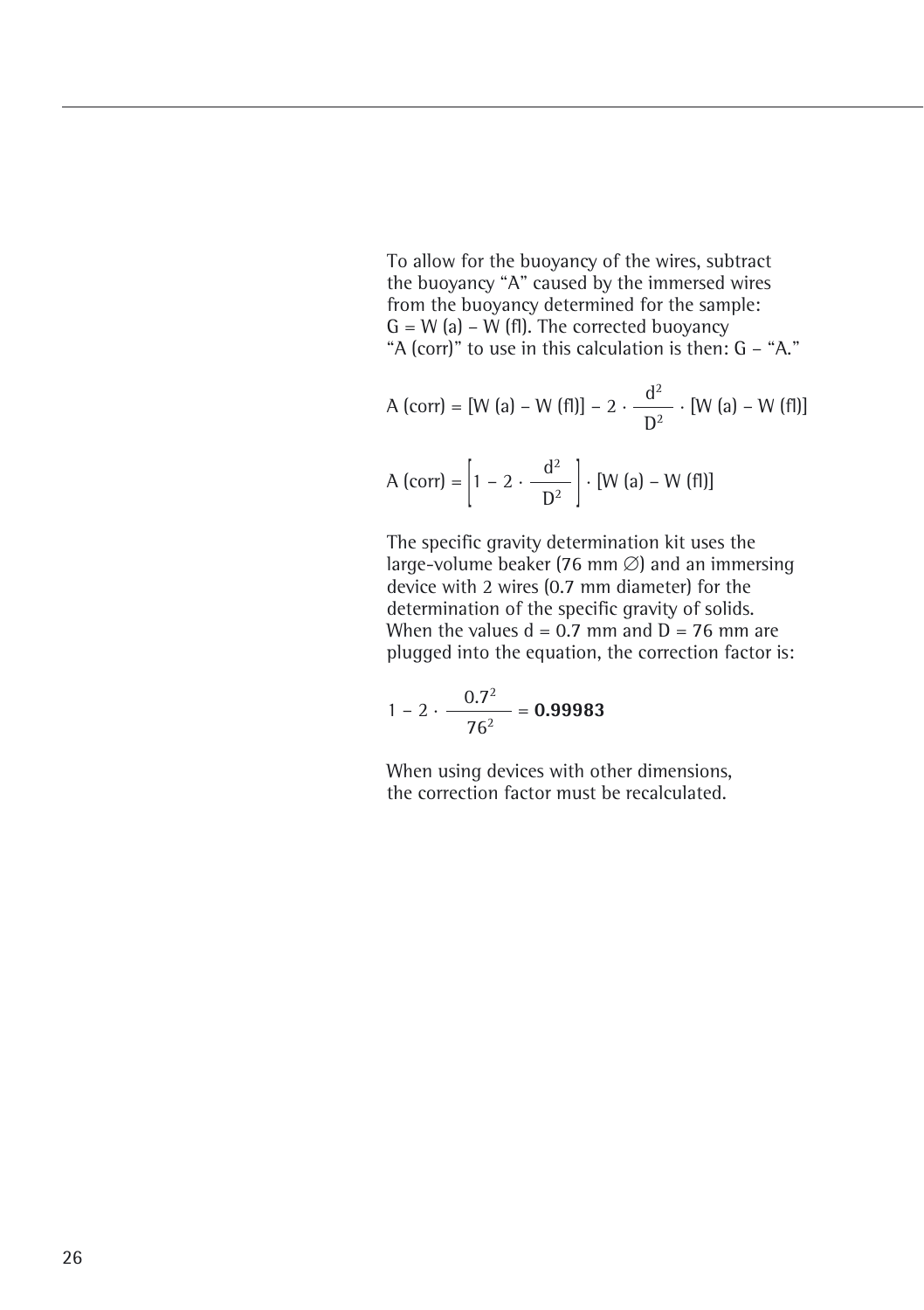To allow for the buoyancy of the wires, subtract the buoyancy "A" caused by the immersed wires from the buoyancy determined for the sample: G = W (a) – W (fl). The corrected buoyancy "A (corr)" to use in this calculation is then: G – "A."

$$A\ (corr) = [W\ (a) - W\ (fl)] - 2 \cdot \frac{d^2}{D^2} \cdot [W\ (a) - W\ (fl)]$$

$$A\ (corr) = \left[1 - 2 \cdot \frac{d^2}{D^2}\right] \cdot [W\ (a) - W\ (fl)]$$

The specific gravity determination kit uses the large-volume beaker (76 mm ∅) and an immersing device with 2 wires (0.7 mm diameter) for the determination of the specific gravity of solids. When the values d = 0.7 mm and D = 76 mm are plugged into the equation, the correction factor is:

$$1 - 2 \cdot \frac{0.7^2}{76^2} = \mathbf{0.99983}$$

When using devices with other dimensions, the correction factor must be recalculated.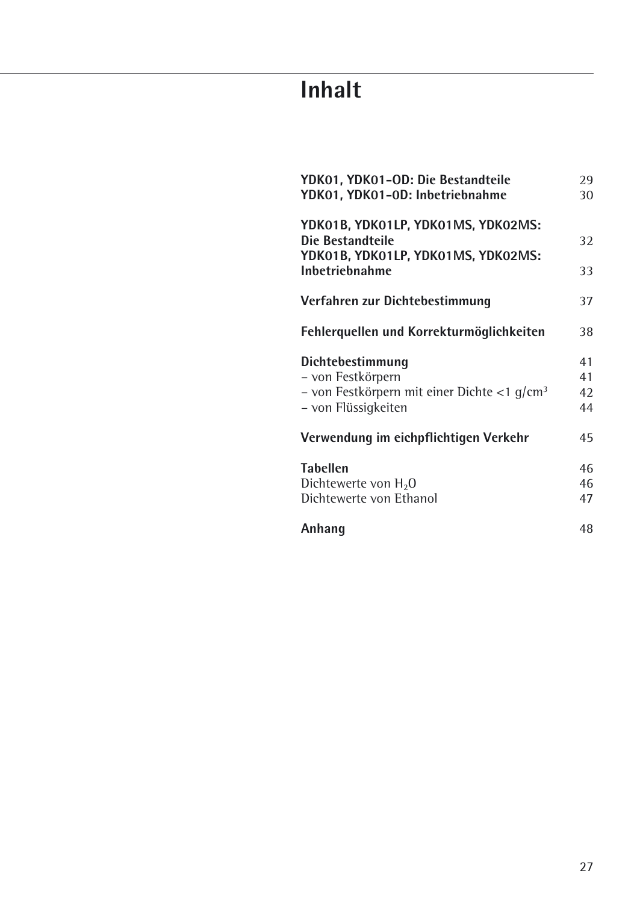# Inhalt

| | |
|---|---|
| **YDK01, YDK01-OD: Die Bestandteile** | 29 |
| **YDK01, YDK01-0D: Inbetriebnahme** | 30 |
| | |
| **YDK01B, YDK01LP, YDK01MS, YDK02MS: Die Bestandteile** | 32 |
| **YDK01B, YDK01LP, YDK01MS, YDK02MS: Inbetriebnahme** | 33 |
| | |
| **Verfahren zur Dichtebestimmung** | 37 |
| | |
| **Fehlerquellen und Korrekturmöglichkeiten** | 38 |
| | |
| **Dichtebestimmung** | 41 |
| – von Festkörpern | 41 |
| – von Festkörpern mit einer Dichte <1 g/cm³ | 42 |
| – von Flüssigkeiten | 44 |
| | |
| **Verwendung im eichpflichtigen Verkehr** | 45 |
| | |
| **Tabellen** | 46 |
| Dichtewerte von $H_2O$ | 46 |
| Dichtewerte von Ethanol | 47 |
| | |
| **Anhang** | 48 |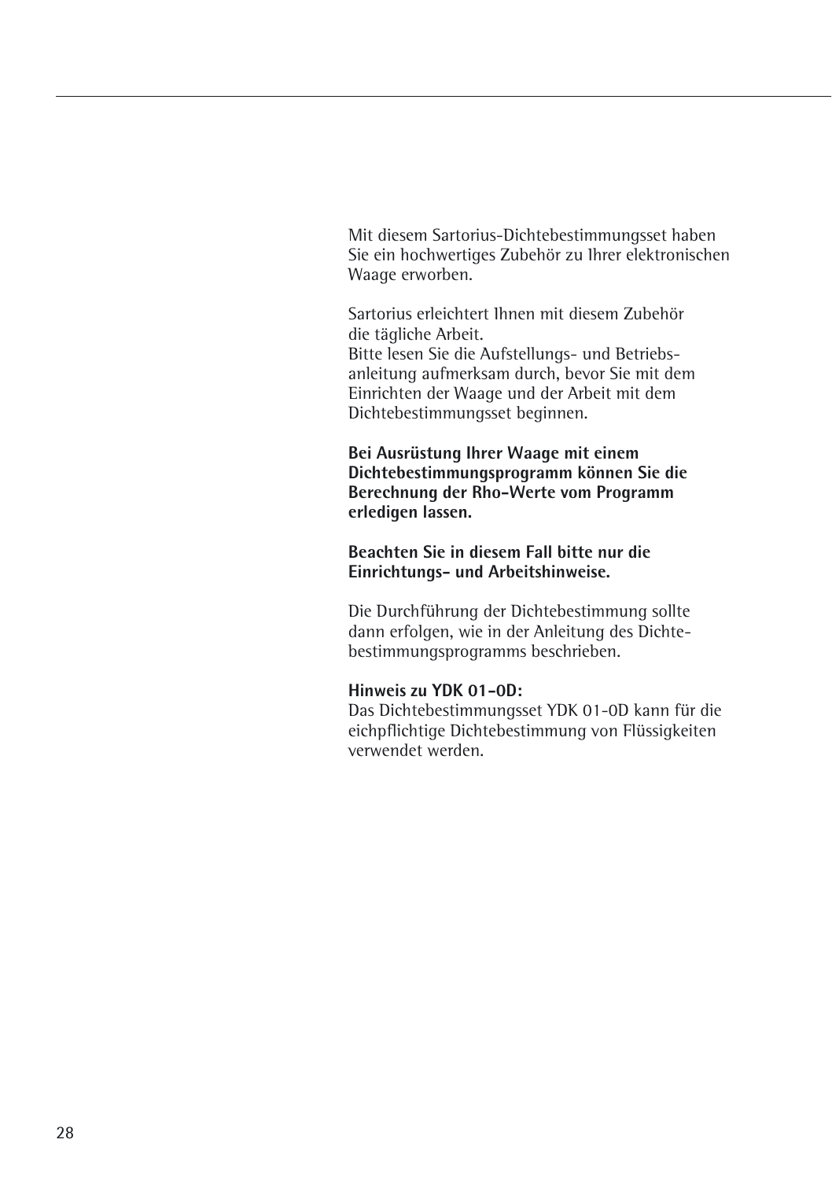Mit diesem Sartorius-Dichtebestimmungsset haben Sie ein hochwertiges Zubehör zu Ihrer elektronischen Waage erworben.

Sartorius erleichtert Ihnen mit diesem Zubehör die tägliche Arbeit.
Bitte lesen Sie die Aufstellungs- und Betriebsanleitung aufmerksam durch, bevor Sie mit dem Einrichten der Waage und der Arbeit mit dem Dichtebestimmungsset beginnen.

**Bei Ausrüstung Ihrer Waage mit einem Dichtebestimmungsprogramm können Sie die Berechnung der Rho-Werte vom Programm erledigen lassen.**

**Beachten Sie in diesem Fall bitte nur die Einrichtungs- und Arbeitshinweise.**

Die Durchführung der Dichtebestimmung sollte dann erfolgen, wie in der Anleitung des Dichtebestimmungsprogramms beschrieben.

**Hinweis zu YDK 01-0D:**
Das Dichtebestimmungsset YDK 01-0D kann für die eichpflichtige Dichtebestimmung von Flüssigkeiten verwendet werden.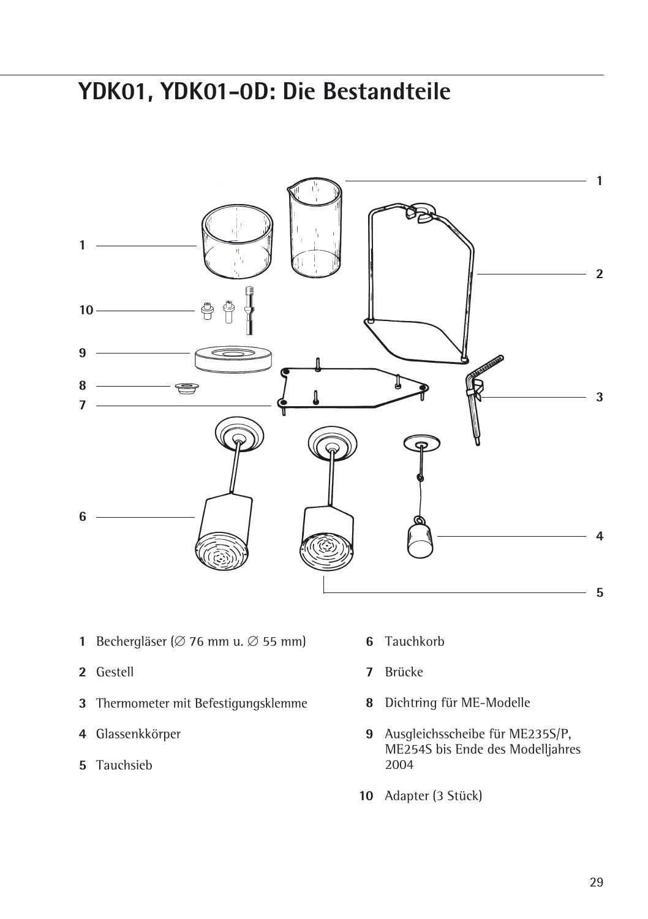# YDK01, YDK01-0D: Die Bestandteile

1 Bechergläser (∅ 76 mm u. ∅ 55 mm)

2 Gestell

3 Thermometer mit Befestigungsklemme

4 Glassenkkörper

5 Tauchsieb

6 Tauchkorb

7 Brücke

8 Dichtring für ME-Modelle

9 Ausgleichsscheibe für ME235S/P, ME254S bis Ende des Modelljahres 2004

10 Adapter (3 Stück)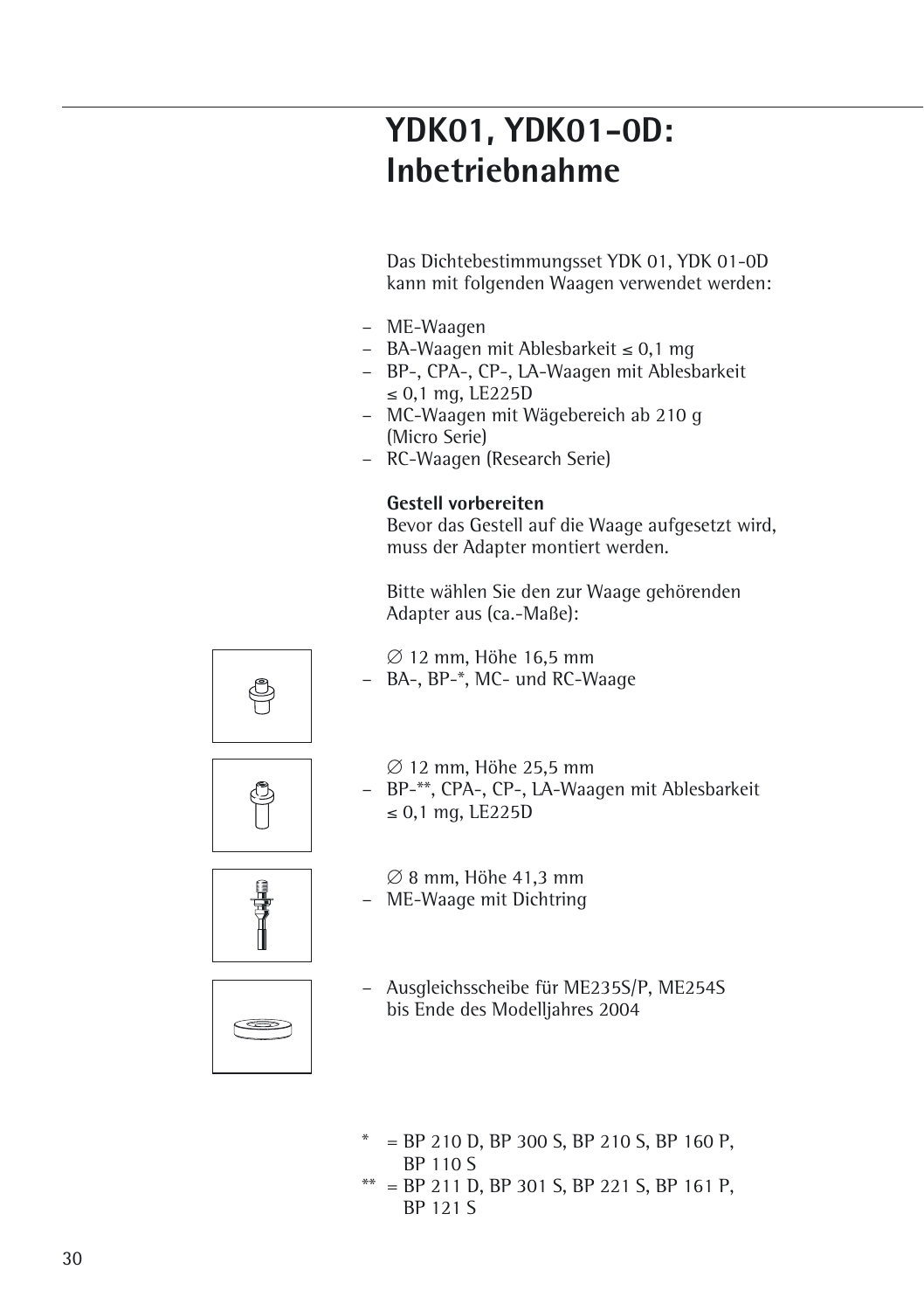# YDK01, YDK01-0D: Inbetriebnahme

Das Dichtebestimmungsset YDK 01, YDK 01-0D kann mit folgenden Waagen verwendet werden:

- ME-Waagen
- BA-Waagen mit Ablesbarkeit ≤ 0,1 mg
- BP-, CPA-, CP-, LA-Waagen mit Ablesbarkeit ≤ 0,1 mg, LE225D
- MC-Waagen mit Wägebereich ab 210 g (Micro Serie)
- RC-Waagen (Research Serie)

**Gestell vorbereiten**
Bevor das Gestell auf die Waage aufgesetzt wird, muss der Adapter montiert werden.

Bitte wählen Sie den zur Waage gehörenden Adapter aus (ca.-Maße):

∅ 12 mm, Höhe 16,5 mm
- BA-, BP-*, MC- und RC-Waage

∅ 12 mm, Höhe 25,5 mm
- BP-**, CPA-, CP-, LA-Waagen mit Ablesbarkeit ≤ 0,1 mg, LE225D

∅ 8 mm, Höhe 41,3 mm
- ME-Waage mit Dichtring

- Ausgleichsscheibe für ME235S/P, ME254S bis Ende des Modelljahres 2004

\* = BP 210 D, BP 300 S, BP 210 S, BP 160 P, BP 110 S
\*\* = BP 211 D, BP 301 S, BP 221 S, BP 161 P, BP 121 S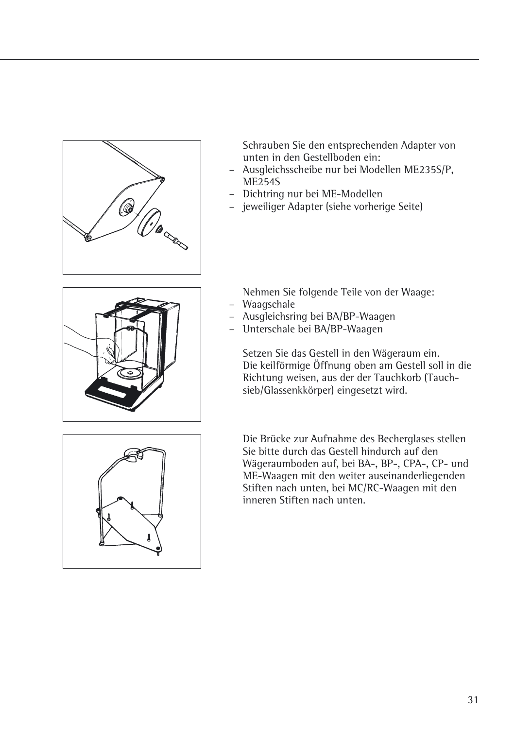Schrauben Sie den entsprechenden Adapter von unten in den Gestellboden ein:

- Ausgleichsscheibe nur bei Modellen ME235S/P, ME254S
- Dichtring nur bei ME-Modellen
- jeweiliger Adapter (siehe vorherige Seite)

Nehmen Sie folgende Teile von der Waage:

- Waagschale
- Ausgleichsring bei BA/BP-Waagen
- Unterschale bei BA/BP-Waagen

Setzen Sie das Gestell in den Wägeraum ein.
Die keilförmige Öffnung oben am Gestell soll in die Richtung weisen, aus der der Tauchkorb (Tauchsieb/Glassenkkörper) eingesetzt wird.

Die Brücke zur Aufnahme des Becherglases stellen Sie bitte durch das Gestell hindurch auf den Wägeraumboden auf, bei BA-, BP-, CPA-, CP- und ME-Waagen mit den weiter auseinanderliegenden Stiften nach unten, bei MC/RC-Waagen mit den inneren Stiften nach unten.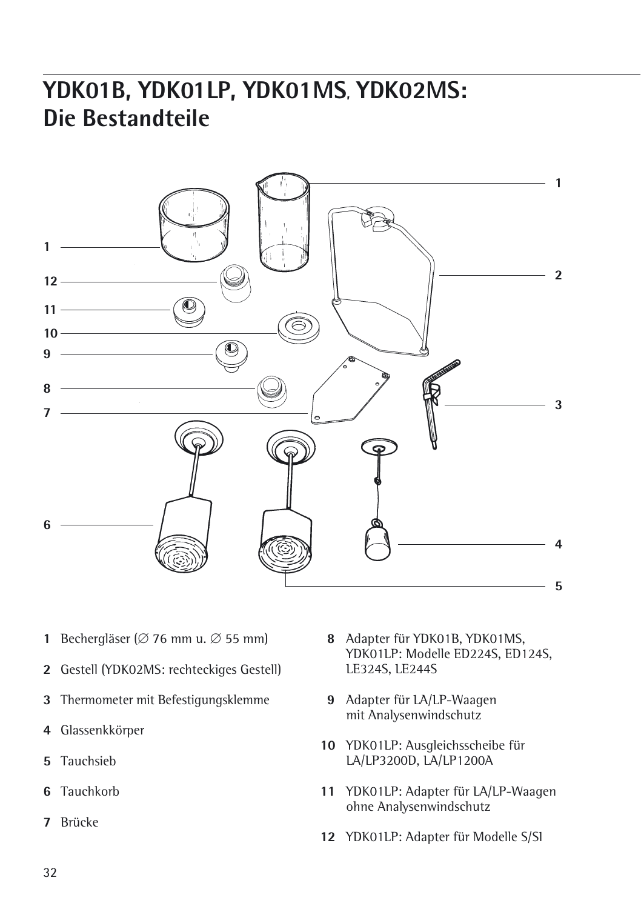# YDK01B, YDK01LP, YDK01MS, YDK02MS: Die Bestandteile

1 Bechergläser (∅ 76 mm u. ∅ 55 mm)

2 Gestell (YDK02MS: rechteckiges Gestell)

3 Thermometer mit Befestigungsklemme

4 Glassenkkörper

5 Tauchsieb

6 Tauchkorb

7 Brücke

8 Adapter für YDK01B, YDK01MS, YDK01LP: Modelle ED224S, ED124S, LE324S, LE244S

9 Adapter für LA/LP-Waagen mit Analysenwindschutz

10 YDK01LP: Ausgleichsscheibe für LA/LP3200D, LA/LP1200A

11 YDK01LP: Adapter für LA/LP-Waagen ohne Analysenwindschutz

12 YDK01LP: Adapter für Modelle S/SI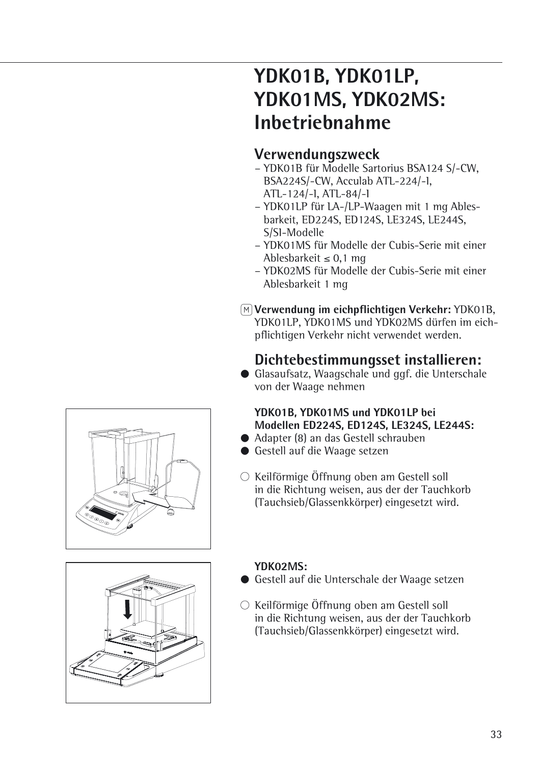# YDK01B, YDK01LP, YDK01MS, YDK02MS: Inbetriebnahme

## Verwendungszweck

- YDK01B für Modelle Sartorius BSA124 S/-CW, BSA224S/-CW, Acculab ATL-224/-I, ATL-124/-I, ATL-84/-I
- YDK01LP für LA-/LP-Waagen mit 1 mg Ablesbarkeit, ED224S, ED124S, LE324S, LE244S, S/SI-Modelle
- YDK01MS für Modelle der Cubis-Serie mit einer Ablesbarkeit ≤ 0,1 mg
- YDK02MS für Modelle der Cubis-Serie mit einer Ablesbarkeit 1 mg

Ⓜ **Verwendung im eichpflichtigen Verkehr:** YDK01B, YDK01LP, YDK01MS und YDK02MS dürfen im eichpflichtigen Verkehr nicht verwendet werden.

## Dichtebestimmungsset installieren:

● Glasaufsatz, Waagschale und ggf. die Unterschale von der Waage nehmen

**YDK01B, YDK01MS und YDK01LP bei Modellen ED224S, ED124S, LE324S, LE244S:**

● Adapter (8) an das Gestell schrauben

● Gestell auf die Waage setzen

○ Keilförmige Öffnung oben am Gestell soll in die Richtung weisen, aus der der Tauchkorb (Tauchsieb/Glassenkkörper) eingesetzt wird.

**YDK02MS:**

● Gestell auf die Unterschale der Waage setzen

○ Keilförmige Öffnung oben am Gestell soll in die Richtung weisen, aus der der Tauchkorb (Tauchsieb/Glassenkkörper) eingesetzt wird.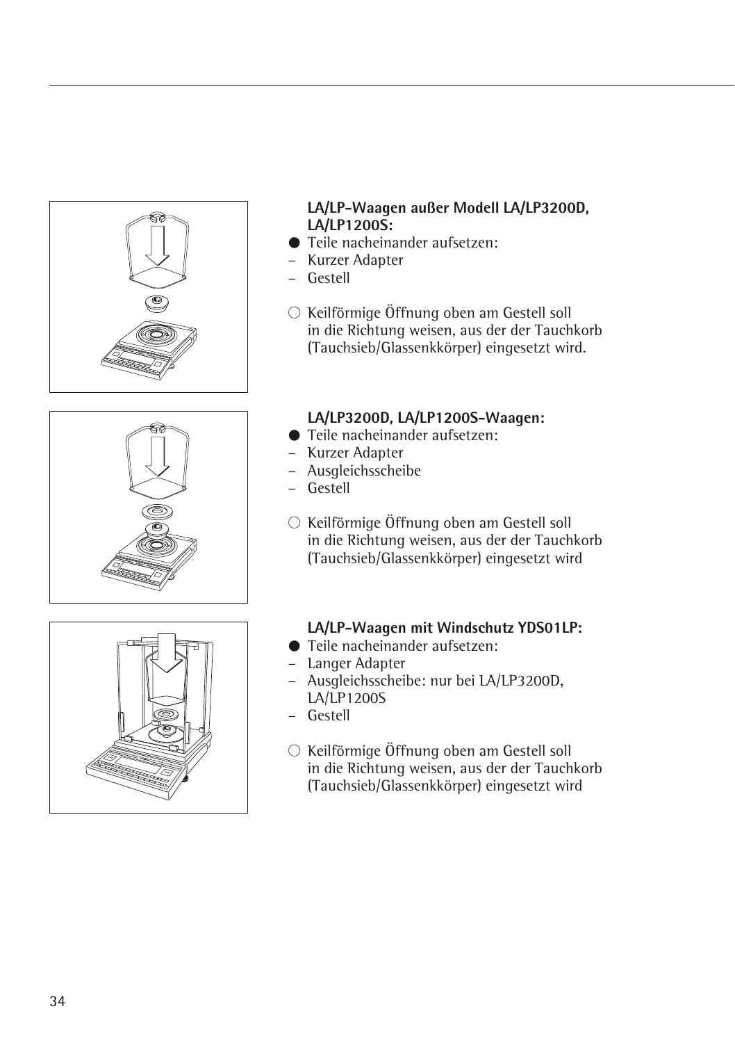**LA/LP-Waagen außer Modell LA/LP3200D, LA/LP1200S:**

- ● Teile nacheinander aufsetzen:
  - – Kurzer Adapter
  - – Gestell

○ Keilförmige Öffnung oben am Gestell soll in die Richtung weisen, aus der der Tauchkorb (Tauchsieb/Glassenkkörper) eingesetzt wird.

**LA/LP3200D, LA/LP1200S-Waagen:**

- ● Teile nacheinander aufsetzen:
  - – Kurzer Adapter
  - – Ausgleichsscheibe
  - – Gestell

○ Keilförmige Öffnung oben am Gestell soll in die Richtung weisen, aus der der Tauchkorb (Tauchsieb/Glassenkkörper) eingesetzt wird

**LA/LP-Waagen mit Windschutz YDS01LP:**

- ● Teile nacheinander aufsetzen:
  - – Langer Adapter
  - – Ausgleichsscheibe: nur bei LA/LP3200D, LA/LP1200S
  - – Gestell

○ Keilförmige Öffnung oben am Gestell soll in die Richtung weisen, aus der der Tauchkorb (Tauchsieb/Glassenkkörper) eingesetzt wird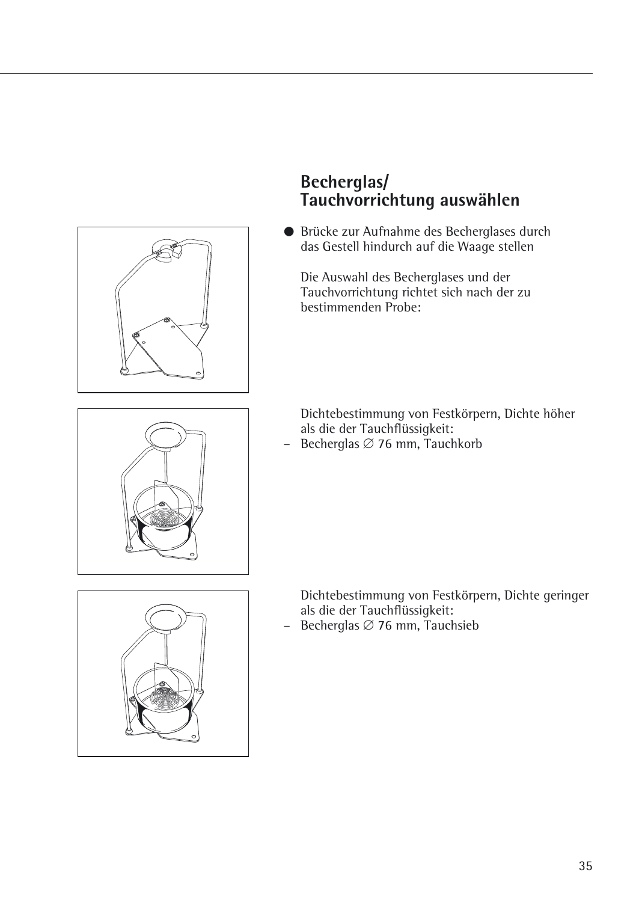## Becherglas/ Tauchvorrichtung auswählen

- Brücke zur Aufnahme des Becherglases durch das Gestell hindurch auf die Waage stellen

  Die Auswahl des Becherglases und der Tauchvorrichtung richtet sich nach der zu bestimmenden Probe:

Dichtebestimmung von Festkörpern, Dichte höher als die der Tauchflüssigkeit:

– Becherglas ∅ 76 mm, Tauchkorb

Dichtebestimmung von Festkörpern, Dichte geringer als die der Tauchflüssigkeit:

– Becherglas ∅ 76 mm, Tauchsieb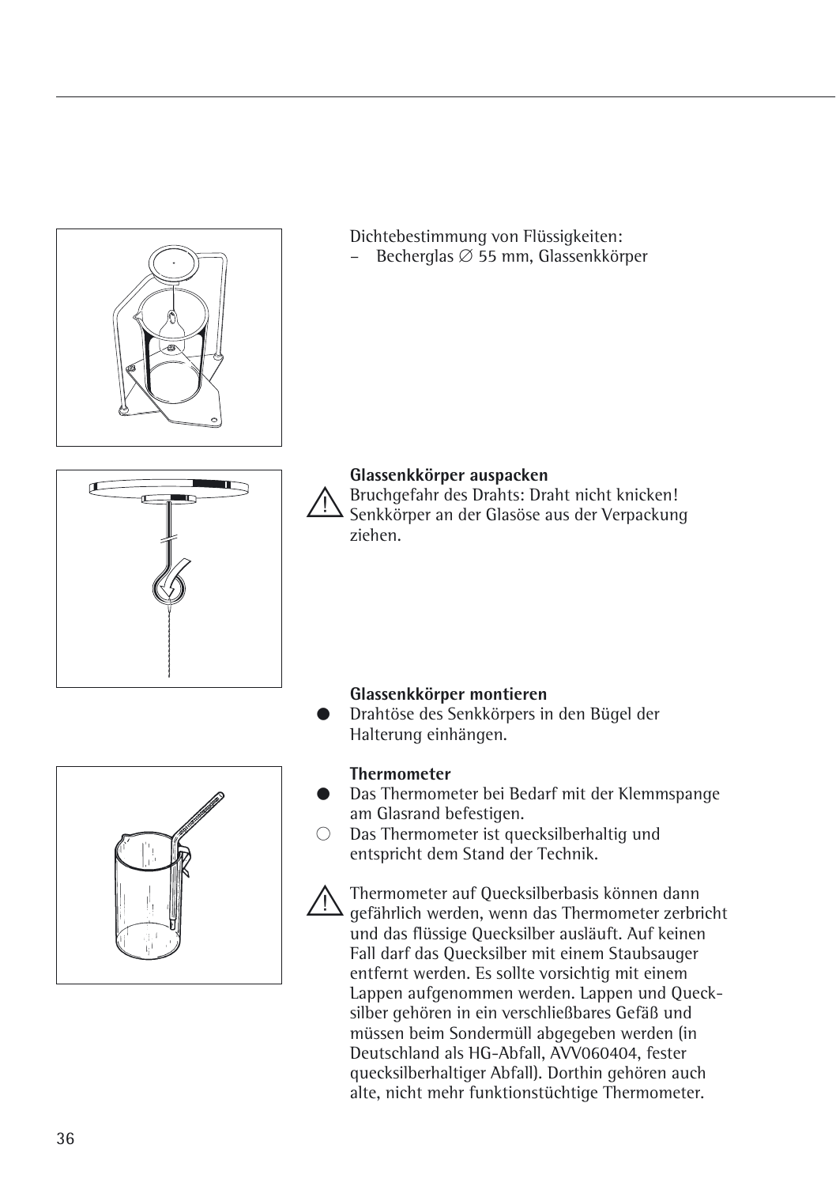Dichtebestimmung von Flüssigkeiten:
– Becherglas ∅ 55 mm, Glassenkkörper

**Glassenkkörper auspacken**

⚠ Bruchgefahr des Drahts: Draht nicht knicken! Senkkörper an der Glasöse aus der Verpackung ziehen.

**Glassenkkörper montieren**

● Drahtöse des Senkkörpers in den Bügel der Halterung einhängen.

**Thermometer**

● Das Thermometer bei Bedarf mit der Klemmspange am Glasrand befestigen.
○ Das Thermometer ist quecksilberhaltig und entspricht dem Stand der Technik.

⚠ Thermometer auf Quecksilberbasis können dann gefährlich werden, wenn das Thermometer zerbricht und das flüssige Quecksilber ausläuft. Auf keinen Fall darf das Quecksilber mit einem Staubsauger entfernt werden. Es sollte vorsichtig mit einem Lappen aufgenommen werden. Lappen und Quecksilber gehören in ein verschließbares Gefäß und müssen beim Sondermüll abgegeben werden (in Deutschland als HG-Abfall, AVV060404, fester quecksilberhaltiger Abfall). Dorthin gehören auch alte, nicht mehr funktionstüchtige Thermometer.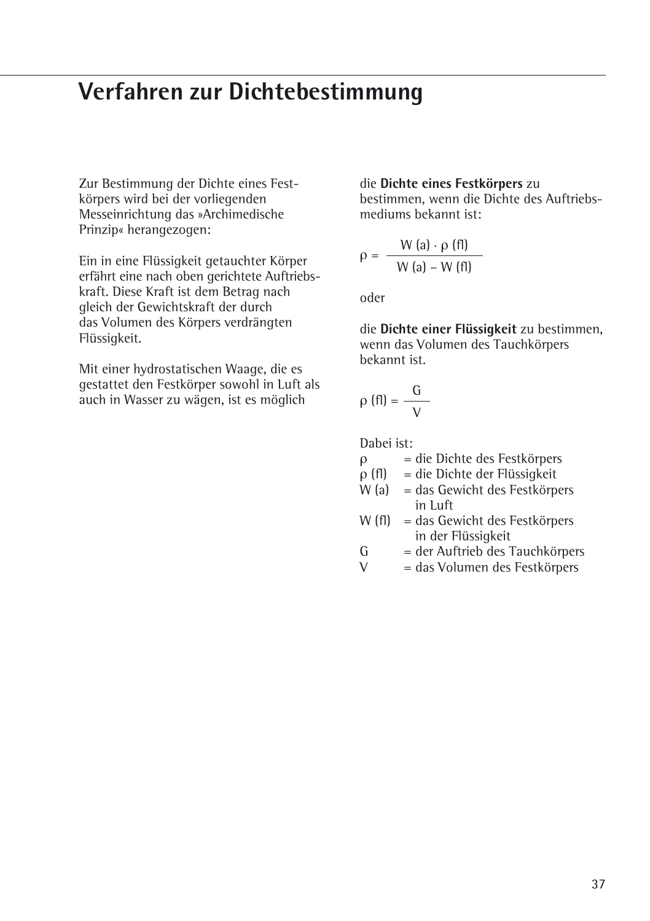# Verfahren zur Dichtebestimmung

Zur Bestimmung der Dichte eines Festkörpers wird bei der vorliegenden Messeinrichtung das »Archimedische Prinzip« herangezogen:

Ein in eine Flüssigkeit getauchter Körper erfährt eine nach oben gerichtete Auftriebskraft. Diese Kraft ist dem Betrag nach gleich der Gewichtskraft der durch das Volumen des Körpers verdrängten Flüssigkeit.

Mit einer hydrostatischen Waage, die es gestattet den Festkörper sowohl in Luft als auch in Wasser zu wägen, ist es möglich

die **Dichte eines Festkörpers** zu bestimmen, wenn die Dichte des Auftriebsmediums bekannt ist:

$$\rho = \frac{W\,(a) \cdot \rho\,(fl)}{W\,(a) - W\,(fl)}$$

oder

die **Dichte einer Flüssigkeit** zu bestimmen, wenn das Volumen des Tauchkörpers bekannt ist.

$$\rho\,(fl) = \frac{G}{V}$$

Dabei ist:

- $\rho$ = die Dichte des Festkörpers
- $\rho\,(fl)$ = die Dichte der Flüssigkeit
- $W\,(a)$ = das Gewicht des Festkörpers in Luft
- $W\,(fl)$ = das Gewicht des Festkörpers in der Flüssigkeit
- $G$ = der Auftrieb des Tauchkörpers
- $V$ = das Volumen des Festkörpers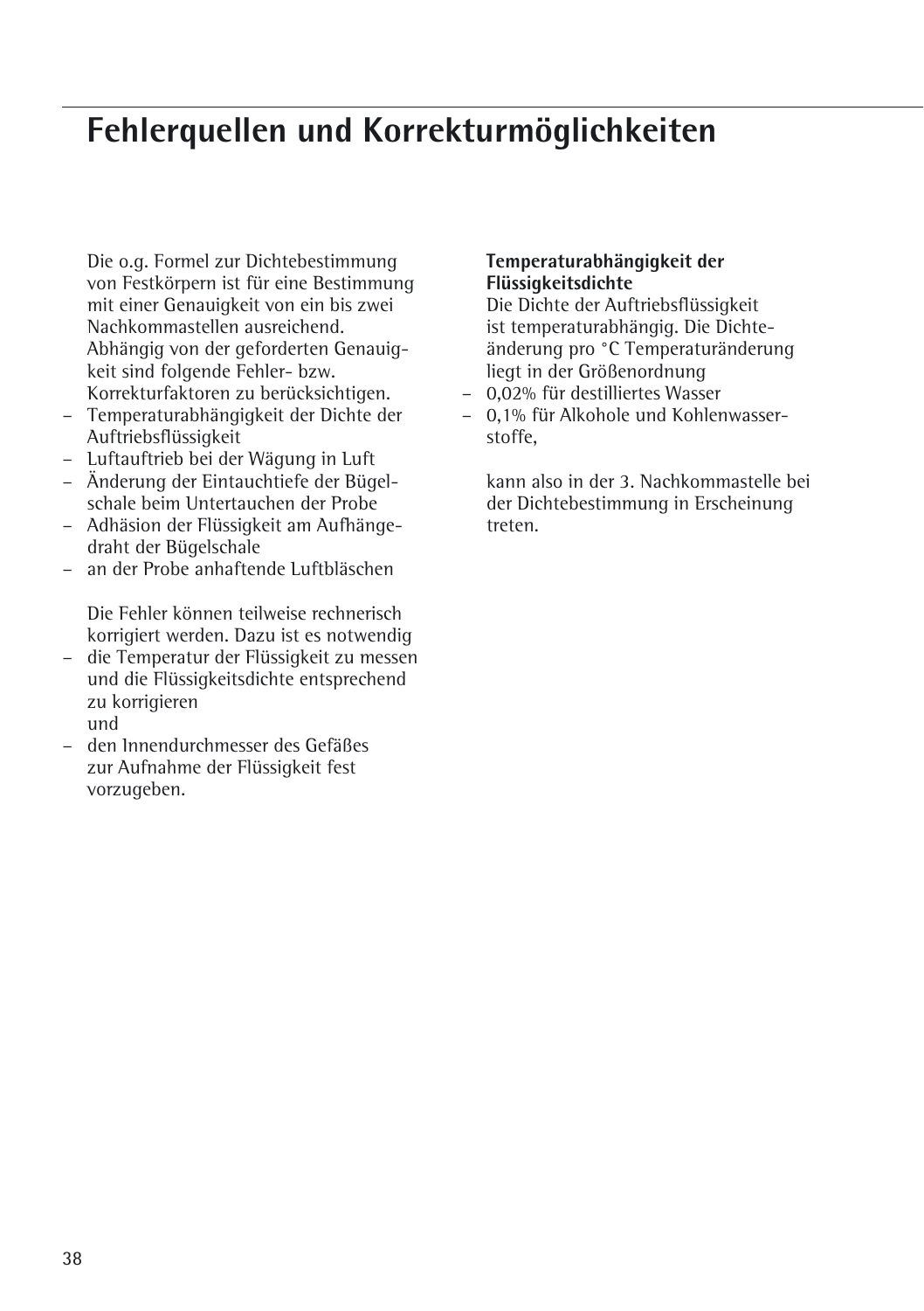# Fehlerquellen und Korrekturmöglichkeiten

Die o.g. Formel zur Dichtebestimmung von Festkörpern ist für eine Bestimmung mit einer Genauigkeit von ein bis zwei Nachkommastellen ausreichend. Abhängig von der geforderten Genauigkeit sind folgende Fehler- bzw. Korrekturfaktoren zu berücksichtigen.

- Temperaturabhängigkeit der Dichte der Auftriebsflüssigkeit
- Luftauftrieb bei der Wägung in Luft
- Änderung der Eintauchtiefe der Bügelschale beim Untertauchen der Probe
- Adhäsion der Flüssigkeit am Aufhängedraht der Bügelschale
- an der Probe anhaftende Luftbläschen

Die Fehler können teilweise rechnerisch korrigiert werden. Dazu ist es notwendig

- die Temperatur der Flüssigkeit zu messen und die Flüssigkeitsdichte entsprechend zu korrigieren
  und
- den Innendurchmesser des Gefäßes zur Aufnahme der Flüssigkeit fest vorzugeben.

**Temperaturabhängigkeit der Flüssigkeitsdichte**
Die Dichte der Auftriebsflüssigkeit ist temperaturabhängig. Die Dichteänderung pro °C Temperaturänderung liegt in der Größenordnung

- 0,02% für destilliertes Wasser
- 0,1% für Alkohole und Kohlenwasserstoffe,

kann also in der 3. Nachkommastelle bei der Dichtebestimmung in Erscheinung treten.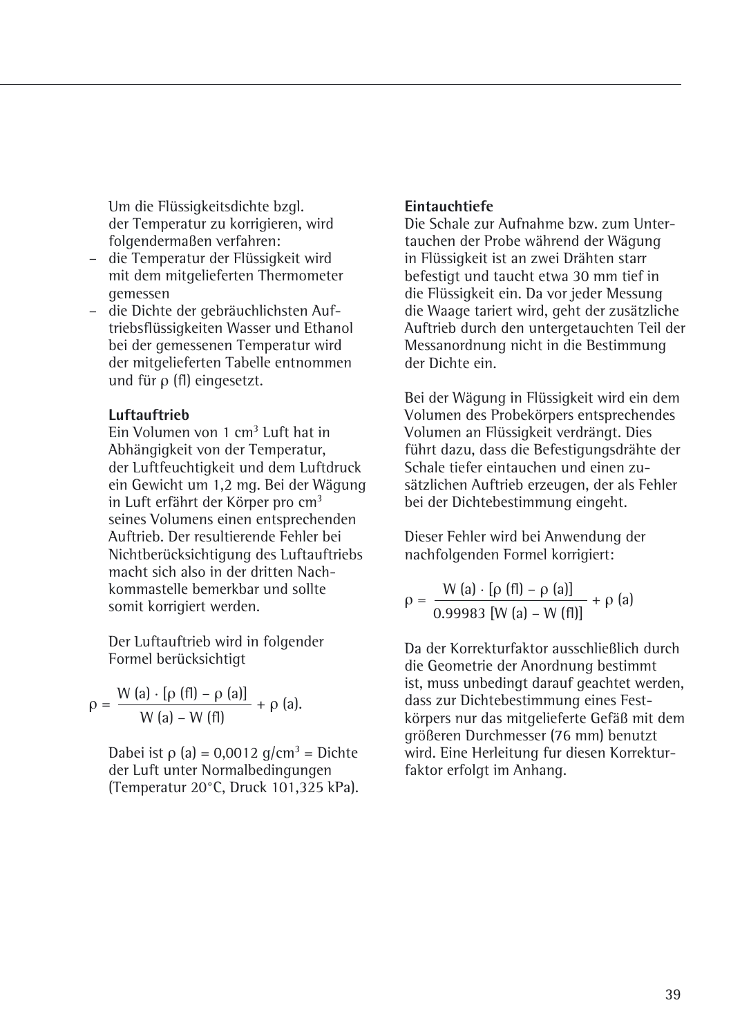Um die Flüssigkeitsdichte bzgl. der Temperatur zu korrigieren, wird folgendermaßen verfahren:

- die Temperatur der Flüssigkeit wird mit dem mitgelieferten Thermometer gemessen
- die Dichte der gebräuchlichsten Auftriebsflüssigkeiten Wasser und Ethanol bei der gemessenen Temperatur wird der mitgelieferten Tabelle entnommen und für $\rho$ (fl) eingesetzt.

**Luftauftrieb**

Ein Volumen von 1 $cm^3$ Luft hat in Abhängigkeit von der Temperatur, der Luftfeuchtigkeit und dem Luftdruck ein Gewicht um 1,2 mg. Bei der Wägung in Luft erfährt der Körper pro $cm^3$ seines Volumens einen entsprechenden Auftrieb. Der resultierende Fehler bei Nichtberücksichtigung des Luftauftriebs macht sich also in der dritten Nachkommastelle bemerkbar und sollte somit korrigiert werden.

Der Luftauftrieb wird in folgender Formel berücksichtigt

$$\rho = \frac{W(a) \cdot [\rho(fl) - \rho(a)]}{W(a) - W(fl)} + \rho(a).$$

Dabei ist $\rho$ (a) = 0,0012 g/$cm^3$ = Dichte der Luft unter Normalbedingungen (Temperatur 20°C, Druck 101,325 kPa).

**Eintauchtiefe**

Die Schale zur Aufnahme bzw. zum Untertauchen der Probe während der Wägung in Flüssigkeit ist an zwei Drähten starr befestigt und taucht etwa 30 mm tief in die Flüssigkeit ein. Da vor jeder Messung die Waage tariert wird, geht der zusätzliche Auftrieb durch den untergetauchten Teil der Messanordnung nicht in die Bestimmung der Dichte ein.

Bei der Wägung in Flüssigkeit wird ein dem Volumen des Probekörpers entsprechendes Volumen an Flüssigkeit verdrängt. Dies führt dazu, dass die Befestigungsdrähte der Schale tiefer eintauchen und einen zusätzlichen Auftrieb erzeugen, der als Fehler bei der Dichtebestimmung eingeht.

Dieser Fehler wird bei Anwendung der nachfolgenden Formel korrigiert:

$$\rho = \frac{W(a) \cdot [\rho(fl) - \rho(a)]}{0.99983\,[W(a) - W(fl)]} + \rho(a)$$

Da der Korrekturfaktor ausschließlich durch die Geometrie der Anordnung bestimmt ist, muss unbedingt darauf geachtet werden, dass zur Dichtebestimmung eines Festkörpers nur das mitgelieferte Gefäß mit dem größeren Durchmesser (76 mm) benutzt wird. Eine Herleitung fur diesen Korrekturfaktor erfolgt im Anhang.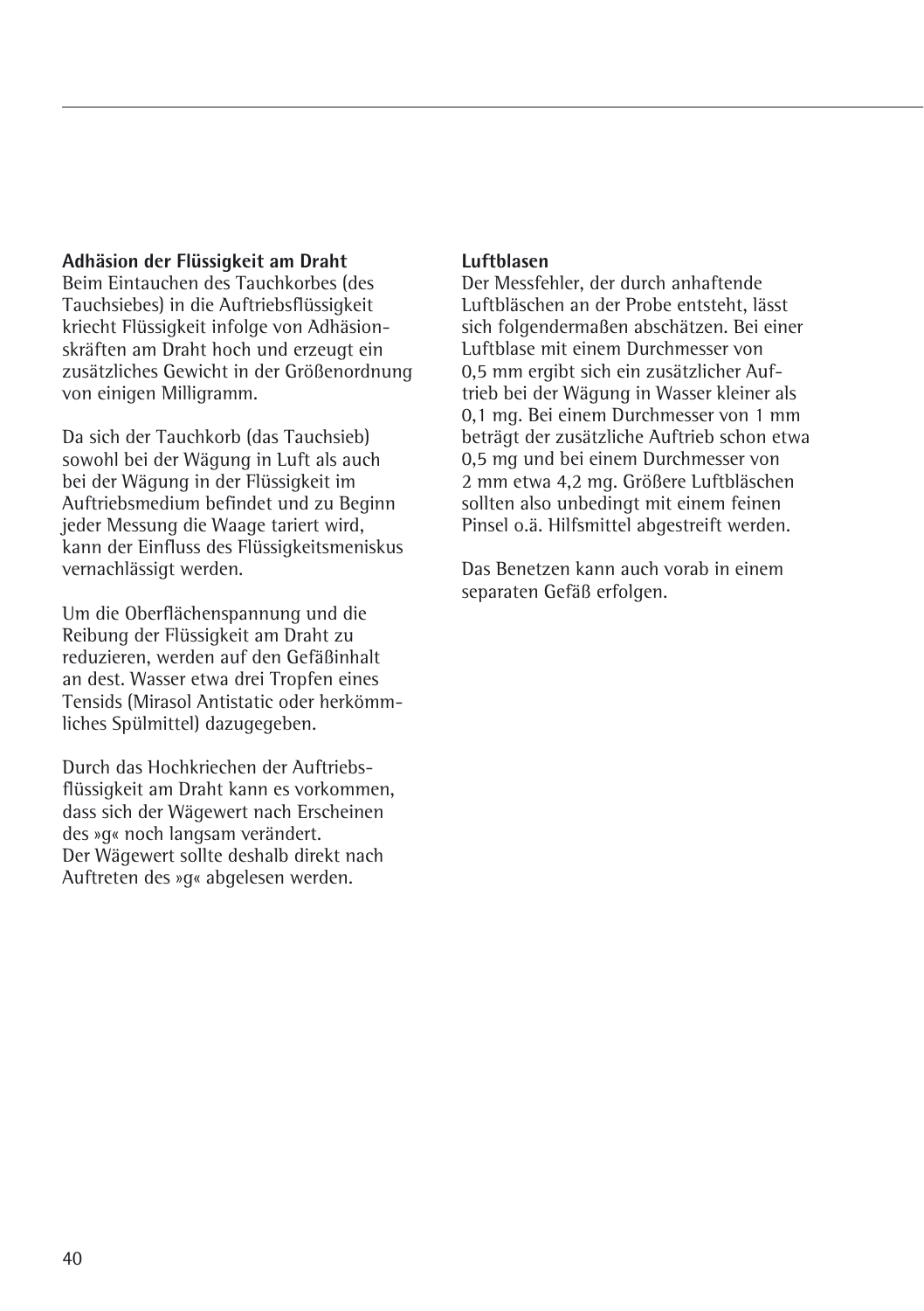**Adhäsion der Flüssigkeit am Draht**
Beim Eintauchen des Tauchkorbes (des Tauchsiebes) in die Auftriebsflüssigkeit kriecht Flüssigkeit infolge von Adhäsionskräften am Draht hoch und erzeugt ein zusätzliches Gewicht in der Größenordnung von einigen Milligramm.

Da sich der Tauchkorb (das Tauchsieb) sowohl bei der Wägung in Luft als auch bei der Wägung in der Flüssigkeit im Auftriebsmedium befindet und zu Beginn jeder Messung die Waage tariert wird, kann der Einfluss des Flüssigkeitsmeniskus vernachlässigt werden.

Um die Oberflächenspannung und die Reibung der Flüssigkeit am Draht zu reduzieren, werden auf den Gefäßinhalt an dest. Wasser etwa drei Tropfen eines Tensids (Mirasol Antistatic oder herkömmliches Spülmittel) dazugegeben.

Durch das Hochkriechen der Auftriebsflüssigkeit am Draht kann es vorkommen, dass sich der Wägewert nach Erscheinen des »g« noch langsam verändert.
Der Wägewert sollte deshalb direkt nach Auftreten des »g« abgelesen werden.

**Luftblasen**
Der Messfehler, der durch anhaftende Luftbläschen an der Probe entsteht, lässt sich folgendermaßen abschätzen. Bei einer Luftblase mit einem Durchmesser von 0,5 mm ergibt sich ein zusätzlicher Auftrieb bei der Wägung in Wasser kleiner als 0,1 mg. Bei einem Durchmesser von 1 mm beträgt der zusätzliche Auftrieb schon etwa 0,5 mg und bei einem Durchmesser von 2 mm etwa 4,2 mg. Größere Luftbläschen sollten also unbedingt mit einem feinen Pinsel o.ä. Hilfsmittel abgestreift werden.

Das Benetzen kann auch vorab in einem separaten Gefäß erfolgen.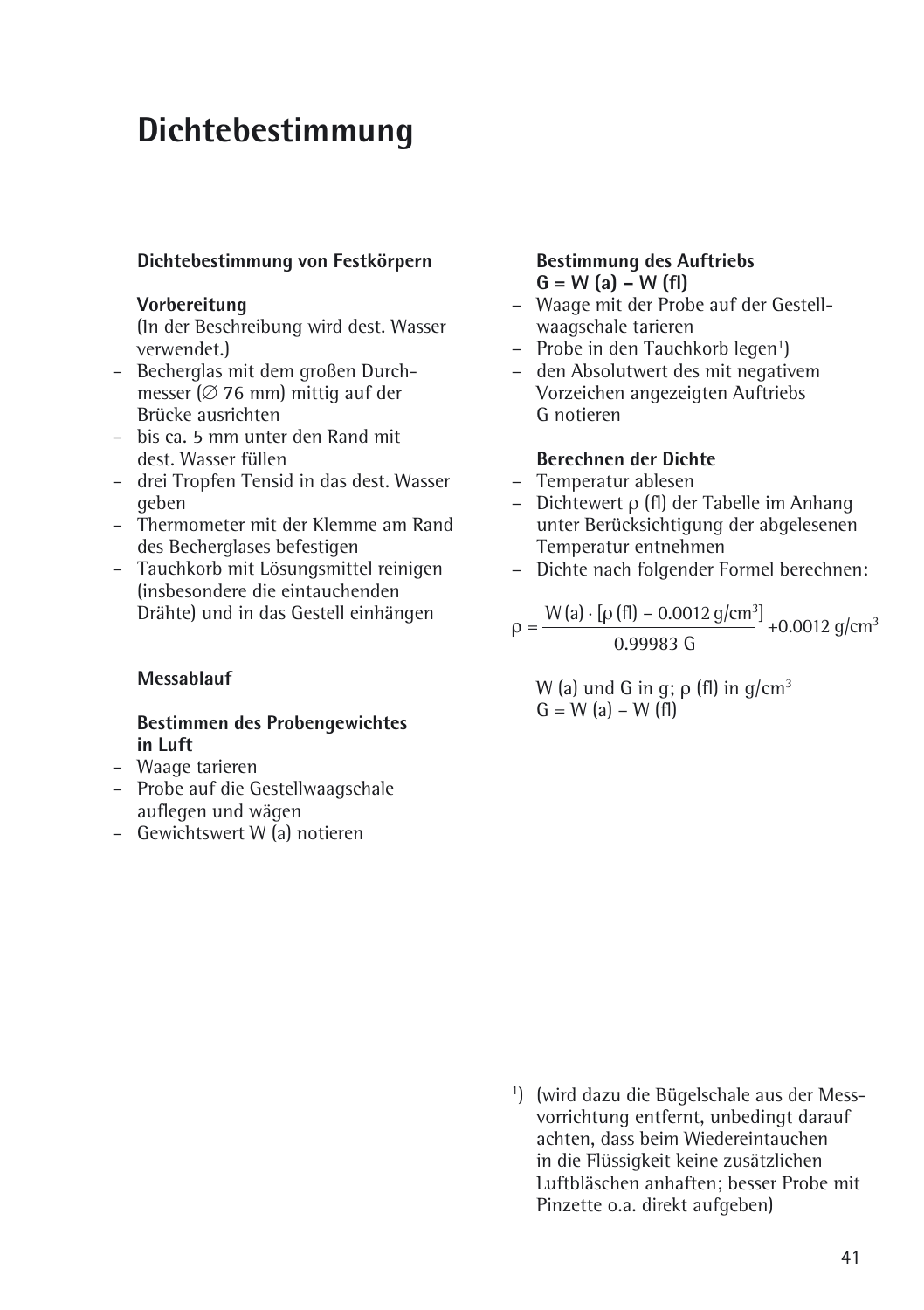# Dichtebestimmung

**Dichtebestimmung von Festkörpern**

**Vorbereitung**
(In der Beschreibung wird dest. Wasser verwendet.)

- Becherglas mit dem großen Durchmesser (∅ 76 mm) mittig auf der Brücke ausrichten
- bis ca. 5 mm unter den Rand mit dest. Wasser füllen
- drei Tropfen Tensid in das dest. Wasser geben
- Thermometer mit der Klemme am Rand des Becherglases befestigen
- Tauchkorb mit Lösungsmittel reinigen (insbesondere die eintauchenden Drähte) und in das Gestell einhängen

**Messablauf**

**Bestimmen des Probengewichtes in Luft**

- Waage tarieren
- Probe auf die Gestellwaagschale auflegen und wägen
- Gewichtswert W (a) notieren

**Bestimmung des Auftriebs**
**G = W (a) – W (fl)**

- Waage mit der Probe auf der Gestellwaagschale tarieren
- Probe in den Tauchkorb legen[1])
- den Absolutwert des mit negativem Vorzeichen angezeigten Auftriebs G notieren

**Berechnen der Dichte**

- Temperatur ablesen
- Dichtewert ρ (fl) der Tabelle im Anhang unter Berücksichtigung der abgelesenen Temperatur entnehmen
- Dichte nach folgender Formel berechnen:

$$\rho = \frac{W(a) \cdot [\rho(fl) - 0.0012 \text{ g/cm}^3]}{0.99983 \text{ G}} + 0.0012 \text{ g/cm}^3$$

W (a) und G in g; ρ (fl) in g/cm³
G = W (a) – W (fl)

[1]) (wird dazu die Bügelschale aus der Messvorrichtung entfernt, unbedingt darauf achten, dass beim Wiedereintauchen in die Flüssigkeit keine zusätzlichen Luftbläschen anhaften; besser Probe mit Pinzette o.a. direkt aufgeben)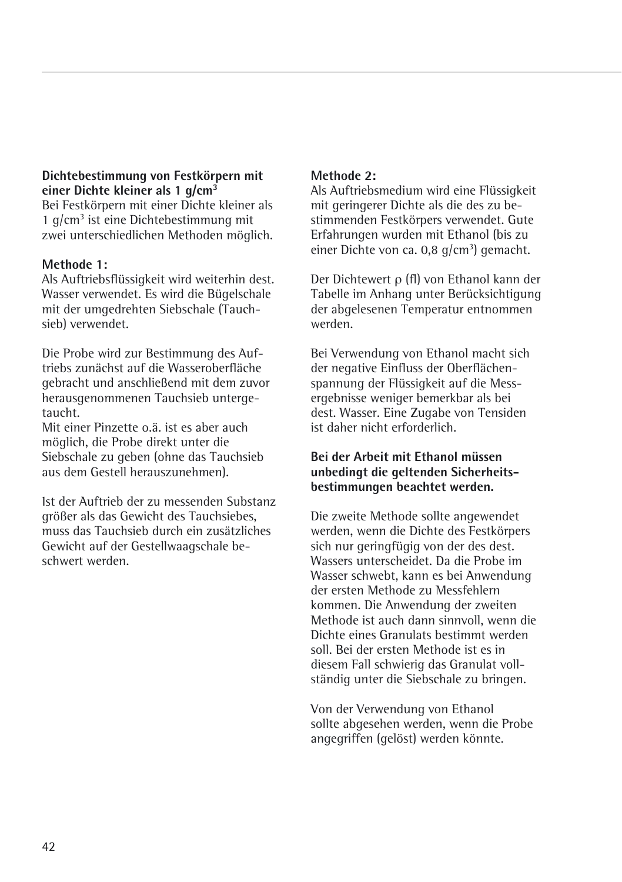**Dichtebestimmung von Festkörpern mit einer Dichte kleiner als 1 g/cm$^3$**
Bei Festkörpern mit einer Dichte kleiner als 1 g/cm$^3$ ist eine Dichtebestimmung mit zwei unterschiedlichen Methoden möglich.

**Methode 1:**
Als Auftriebsflüssigkeit wird weiterhin dest. Wasser verwendet. Es wird die Bügelschale mit der umgedrehten Siebschale (Tauchsieb) verwendet.

Die Probe wird zur Bestimmung des Auftriebs zunächst auf die Wasseroberfläche gebracht und anschließend mit dem zuvor herausgenommenen Tauchsieb untergetaucht.
Mit einer Pinzette o.ä. ist es aber auch möglich, die Probe direkt unter die Siebschale zu geben (ohne das Tauchsieb aus dem Gestell herauszunehmen).

Ist der Auftrieb der zu messenden Substanz größer als das Gewicht des Tauchsiebes, muss das Tauchsieb durch ein zusätzliches Gewicht auf der Gestellwaagschale beschwert werden.

**Methode 2:**
Als Auftriebsmedium wird eine Flüssigkeit mit geringerer Dichte als die des zu bestimmenden Festkörpers verwendet. Gute Erfahrungen wurden mit Ethanol (bis zu einer Dichte von ca. 0,8 g/cm$^3$) gemacht.

Der Dichtewert $\rho$ (fl) von Ethanol kann der Tabelle im Anhang unter Berücksichtigung der abgelesenen Temperatur entnommen werden.

Bei Verwendung von Ethanol macht sich der negative Einfluss der Oberflächenspannung der Flüssigkeit auf die Messergebnisse weniger bemerkbar als bei dest. Wasser. Eine Zugabe von Tensiden ist daher nicht erforderlich.

**Bei der Arbeit mit Ethanol müssen unbedingt die geltenden Sicherheitsbestimmungen beachtet werden.**

Die zweite Methode sollte angewendet werden, wenn die Dichte des Festkörpers sich nur geringfügig von der des dest. Wassers unterscheidet. Da die Probe im Wasser schwebt, kann es bei Anwendung der ersten Methode zu Messfehlern kommen. Die Anwendung der zweiten Methode ist auch dann sinnvoll, wenn die Dichte eines Granulats bestimmt werden soll. Bei der ersten Methode ist es in diesem Fall schwierig das Granulat vollständig unter die Siebschale zu bringen.

Von der Verwendung von Ethanol sollte abgesehen werden, wenn die Probe angegriffen (gelöst) werden könnte.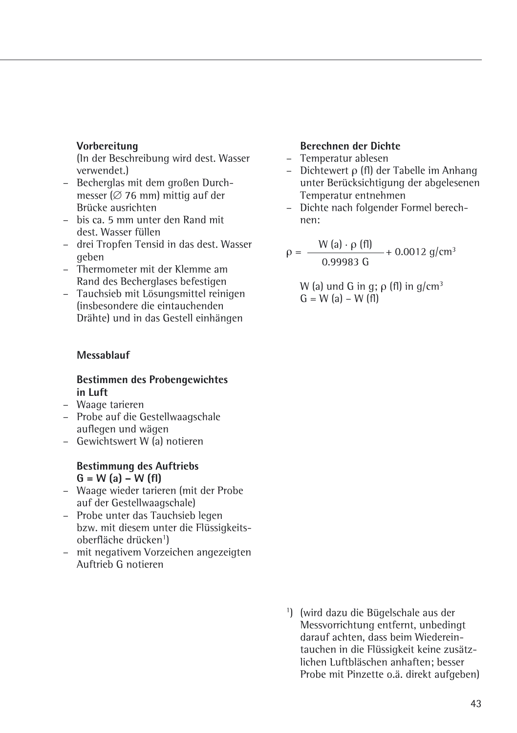**Vorbereitung**

(In der Beschreibung wird dest. Wasser verwendet.)

- Becherglas mit dem großen Durchmesser (∅ 76 mm) mittig auf der Brücke ausrichten
- bis ca. 5 mm unter den Rand mit dest. Wasser füllen
- drei Tropfen Tensid in das dest. Wasser geben
- Thermometer mit der Klemme am Rand des Becherglases befestigen
- Tauchsieb mit Lösungsmittel reinigen (insbesondere die eintauchenden Drähte) und in das Gestell einhängen

**Messablauf**

**Bestimmen des Probengewichtes in Luft**

- Waage tarieren
- Probe auf die Gestellwaagschale auflegen und wägen
- Gewichtswert W (a) notieren

**Bestimmung des Auftriebs G = W (a) – W (fl)**

- Waage wieder tarieren (mit der Probe auf der Gestellwaagschale)
- Probe unter das Tauchsieb legen bzw. mit diesem unter die Flüssigkeitsoberfläche drücken[1])
- mit negativem Vorzeichen angezeigten Auftrieb G notieren

**Berechnen der Dichte**

- Temperatur ablesen
- Dichtewert ρ (fl) der Tabelle im Anhang unter Berücksichtigung der abgelesenen Temperatur entnehmen
- Dichte nach folgender Formel berechnen:

$$\rho = \frac{W\,(a) \cdot \rho\,(fl)}{0.99983\ G} + 0.0012\ \text{g/cm}^3$$

W (a) und G in g; ρ (fl) in g/cm$^3$
G = W (a) – W (fl)

[1]) (wird dazu die Bügelschale aus der Messvorrichtung entfernt, unbedingt darauf achten, dass beim Wiedereintauchen in die Flüssigkeit keine zusätzlichen Luftbläschen anhaften; besser Probe mit Pinzette o.ä. direkt aufgeben)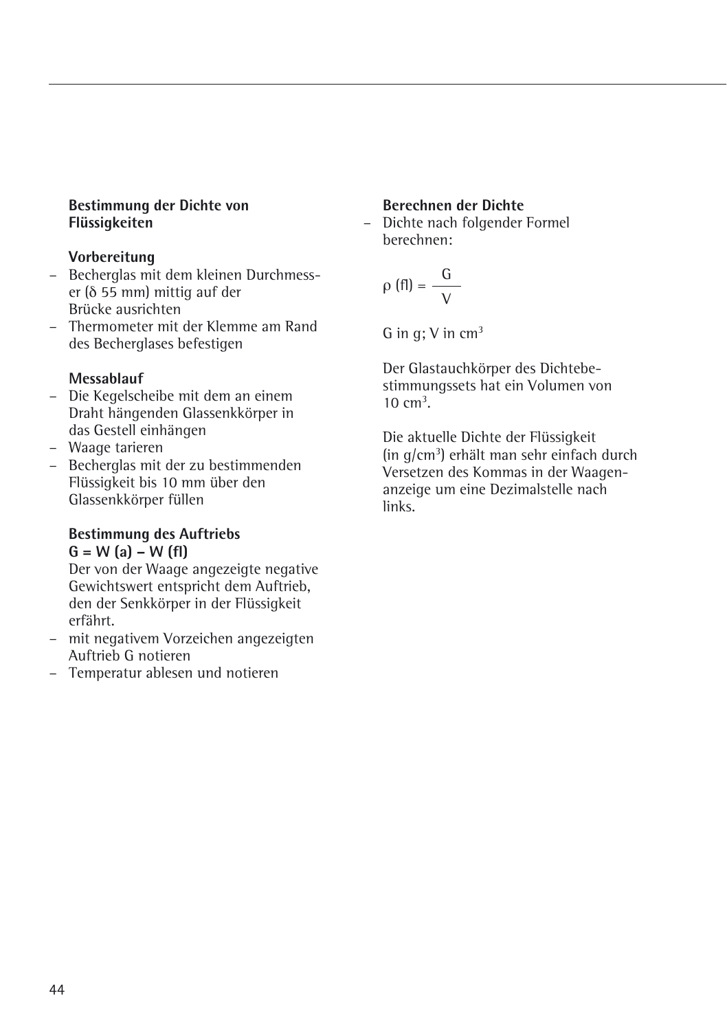## Bestimmung der Dichte von Flüssigkeiten

### Vorbereitung

- Becherglas mit dem kleinen Durchmesser (δ 55 mm) mittig auf der Brücke ausrichten
- Thermometer mit der Klemme am Rand des Becherglases befestigen

### Messablauf

- Die Kegelscheibe mit dem an einem Draht hängenden Glassenkkörper in das Gestell einhängen
- Waage tarieren
- Becherglas mit der zu bestimmenden Flüssigkeit bis 10 mm über den Glassenkkörper füllen

### Bestimmung des Auftriebs

**G = W (a) – W (fl)**

Der von der Waage angezeigte negative Gewichtswert entspricht dem Auftrieb, den der Senkkörper in der Flüssigkeit erfährt.

- mit negativem Vorzeichen angezeigten Auftrieb G notieren
- Temperatur ablesen und notieren

### Berechnen der Dichte

- Dichte nach folgender Formel berechnen:

$$\rho\,(fl) = \frac{G}{V}$$

G in g; V in $cm^3$

Der Glastauchkörper des Dichtebestimmungssets hat ein Volumen von 10 $cm^3$.

Die aktuelle Dichte der Flüssigkeit (in $g/cm^3$) erhält man sehr einfach durch Versetzen des Kommas in der Waagenanzeige um eine Dezimalstelle nach links.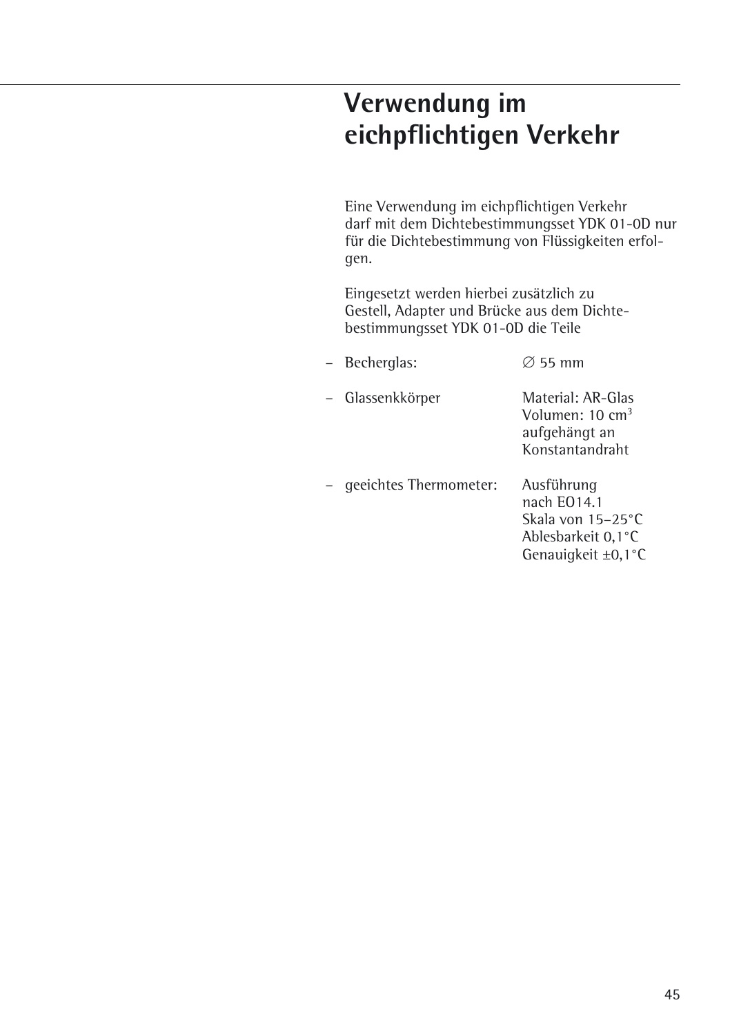# Verwendung im eichpflichtigen Verkehr

Eine Verwendung im eichpflichtigen Verkehr darf mit dem Dichtebestimmungsset YDK 01-0D nur für die Dichtebestimmung von Flüssigkeiten erfolgen.

Eingesetzt werden hierbei zusätzlich zu Gestell, Adapter und Brücke aus dem Dichtebestimmungsset YDK 01-0D die Teile

- Becherglas: ∅ 55 mm
- Glassenkkörper: Material: AR-Glas, Volumen: 10 $cm^3$, aufgehängt an Konstantandraht
- geeichtes Thermometer: Ausführung nach EO14.1, Skala von 15–25°C, Ablesbarkeit 0,1°C, Genauigkeit ±0,1°C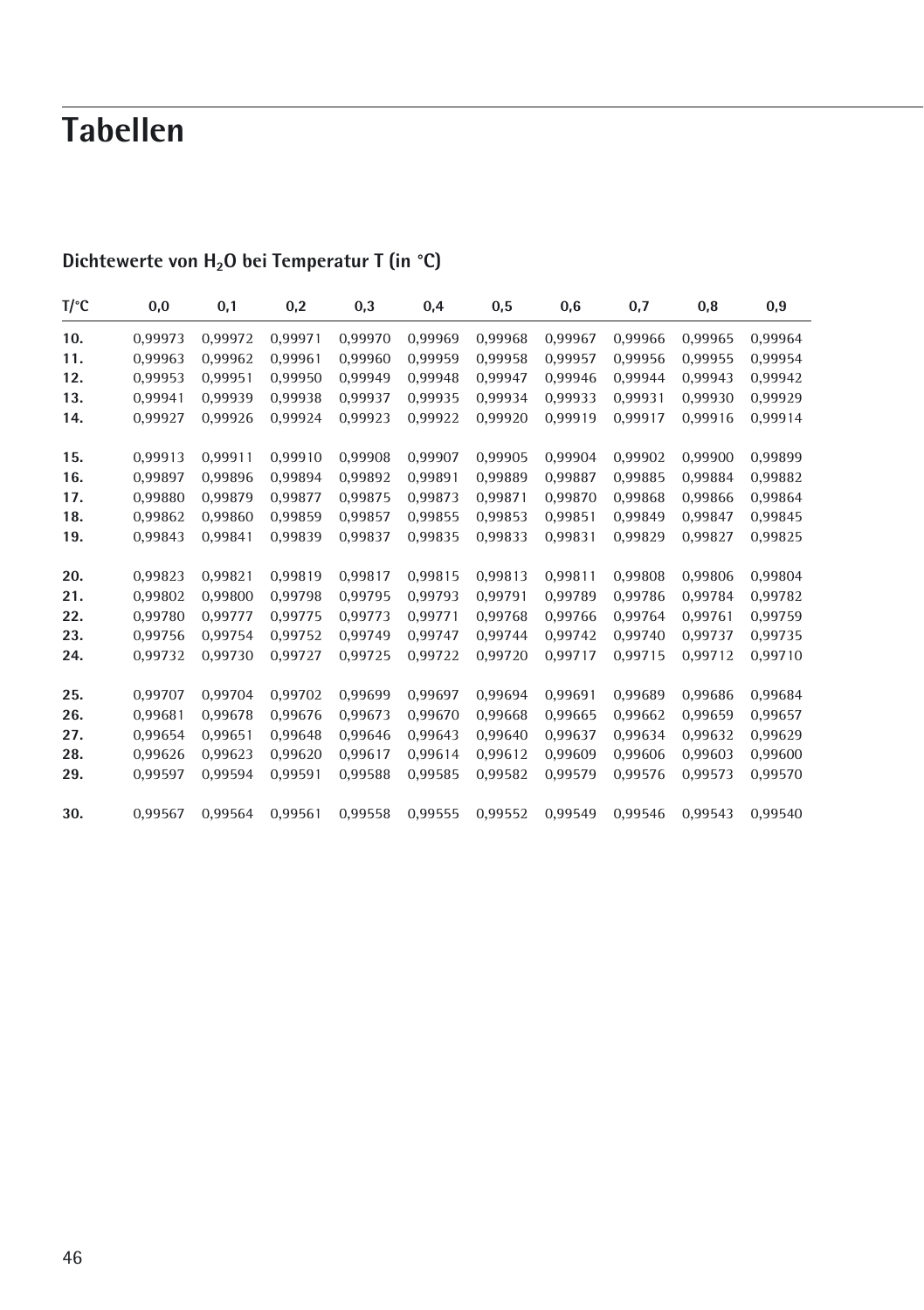# Tabellen

## Dichtewerte von $H_2O$ bei Temperatur T (in °C)

| T/°C | 0,0 | 0,1 | 0,2 | 0,3 | 0,4 | 0,5 | 0,6 | 0,7 | 0,8 | 0,9 |
|---|---|---|---|---|---|---|---|---|---|---|
| **10.** | 0,99973 | 0,99972 | 0,99971 | 0,99970 | 0,99969 | 0,99968 | 0,99967 | 0,99966 | 0,99965 | 0,99964 |
| **11.** | 0,99963 | 0,99962 | 0,99961 | 0,99960 | 0,99959 | 0,99958 | 0,99957 | 0,99956 | 0,99955 | 0,99954 |
| **12.** | 0,99953 | 0,99951 | 0,99950 | 0,99949 | 0,99948 | 0,99947 | 0,99946 | 0,99944 | 0,99943 | 0,99942 |
| **13.** | 0,99941 | 0,99939 | 0,99938 | 0,99937 | 0,99935 | 0,99934 | 0,99933 | 0,99931 | 0,99930 | 0,99929 |
| **14.** | 0,99927 | 0,99926 | 0,99924 | 0,99923 | 0,99922 | 0,99920 | 0,99919 | 0,99917 | 0,99916 | 0,99914 |
| **15.** | 0,99913 | 0,99911 | 0,99910 | 0,99908 | 0,99907 | 0,99905 | 0,99904 | 0,99902 | 0,99900 | 0,99899 |
| **16.** | 0,99897 | 0,99896 | 0,99894 | 0,99892 | 0,99891 | 0,99889 | 0,99887 | 0,99885 | 0,99884 | 0,99882 |
| **17.** | 0,99880 | 0,99879 | 0,99877 | 0,99875 | 0,99873 | 0,99871 | 0,99870 | 0,99868 | 0,99866 | 0,99864 |
| **18.** | 0,99862 | 0,99860 | 0,99859 | 0,99857 | 0,99855 | 0,99853 | 0,99851 | 0,99849 | 0,99847 | 0,99845 |
| **19.** | 0,99843 | 0,99841 | 0,99839 | 0,99837 | 0,99835 | 0,99833 | 0,99831 | 0,99829 | 0,99827 | 0,99825 |
| **20.** | 0,99823 | 0,99821 | 0,99819 | 0,99817 | 0,99815 | 0,99813 | 0,99811 | 0,99808 | 0,99806 | 0,99804 |
| **21.** | 0,99802 | 0,99800 | 0,99798 | 0,99795 | 0,99793 | 0,99791 | 0,99789 | 0,99786 | 0,99784 | 0,99782 |
| **22.** | 0,99780 | 0,99777 | 0,99775 | 0,99773 | 0,99771 | 0,99768 | 0,99766 | 0,99764 | 0,99761 | 0,99759 |
| **23.** | 0,99756 | 0,99754 | 0,99752 | 0,99749 | 0,99747 | 0,99744 | 0,99742 | 0,99740 | 0,99737 | 0,99735 |
| **24.** | 0,99732 | 0,99730 | 0,99727 | 0,99725 | 0,99722 | 0,99720 | 0,99717 | 0,99715 | 0,99712 | 0,99710 |
| **25.** | 0,99707 | 0,99704 | 0,99702 | 0,99699 | 0,99697 | 0,99694 | 0,99691 | 0,99689 | 0,99686 | 0,99684 |
| **26.** | 0,99681 | 0,99678 | 0,99676 | 0,99673 | 0,99670 | 0,99668 | 0,99665 | 0,99662 | 0,99659 | 0,99657 |
| **27.** | 0,99654 | 0,99651 | 0,99648 | 0,99646 | 0,99643 | 0,99640 | 0,99637 | 0,99634 | 0,99632 | 0,99629 |
| **28.** | 0,99626 | 0,99623 | 0,99620 | 0,99617 | 0,99614 | 0,99612 | 0,99609 | 0,99606 | 0,99603 | 0,99600 |
| **29.** | 0,99597 | 0,99594 | 0,99591 | 0,99588 | 0,99585 | 0,99582 | 0,99579 | 0,99576 | 0,99573 | 0,99570 |
| **30.** | 0,99567 | 0,99564 | 0,99561 | 0,99558 | 0,99555 | 0,99552 | 0,99549 | 0,99546 | 0,99543 | 0,99540 |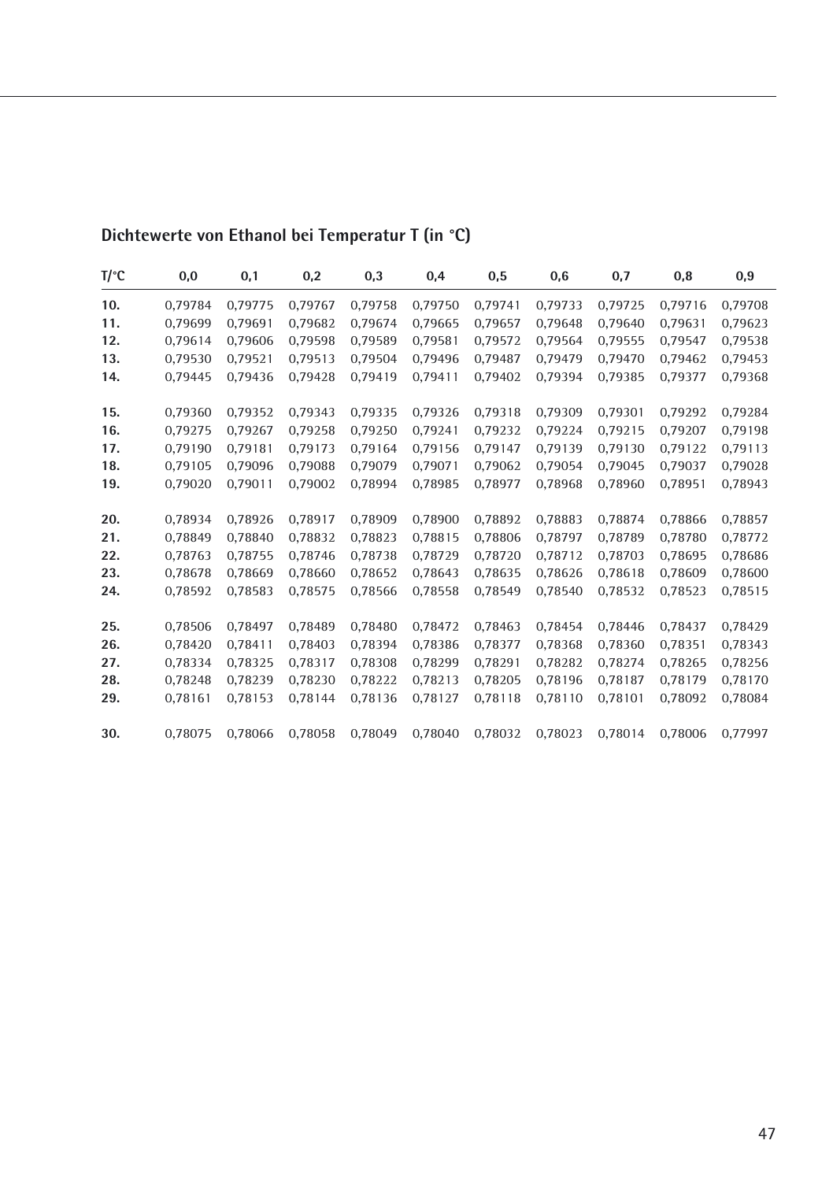## Dichtewerte von Ethanol bei Temperatur T (in °C)

| T/°C | 0,0 | 0,1 | 0,2 | 0,3 | 0,4 | 0,5 | 0,6 | 0,7 | 0,8 | 0,9 |
|---|---|---|---|---|---|---|---|---|---|---|
| **10.** | 0,79784 | 0,79775 | 0,79767 | 0,79758 | 0,79750 | 0,79741 | 0,79733 | 0,79725 | 0,79716 | 0,79708 |
| **11.** | 0,79699 | 0,79691 | 0,79682 | 0,79674 | 0,79665 | 0,79657 | 0,79648 | 0,79640 | 0,79631 | 0,79623 |
| **12.** | 0,79614 | 0,79606 | 0,79598 | 0,79589 | 0,79581 | 0,79572 | 0,79564 | 0,79555 | 0,79547 | 0,79538 |
| **13.** | 0,79530 | 0,79521 | 0,79513 | 0,79504 | 0,79496 | 0,79487 | 0,79479 | 0,79470 | 0,79462 | 0,79453 |
| **14.** | 0,79445 | 0,79436 | 0,79428 | 0,79419 | 0,79411 | 0,79402 | 0,79394 | 0,79385 | 0,79377 | 0,79368 |
| **15.** | 0,79360 | 0,79352 | 0,79343 | 0,79335 | 0,79326 | 0,79318 | 0,79309 | 0,79301 | 0,79292 | 0,79284 |
| **16.** | 0,79275 | 0,79267 | 0,79258 | 0,79250 | 0,79241 | 0,79232 | 0,79224 | 0,79215 | 0,79207 | 0,79198 |
| **17.** | 0,79190 | 0,79181 | 0,79173 | 0,79164 | 0,79156 | 0,79147 | 0,79139 | 0,79130 | 0,79122 | 0,79113 |
| **18.** | 0,79105 | 0,79096 | 0,79088 | 0,79079 | 0,79071 | 0,79062 | 0,79054 | 0,79045 | 0,79037 | 0,79028 |
| **19.** | 0,79020 | 0,79011 | 0,79002 | 0,78994 | 0,78985 | 0,78977 | 0,78968 | 0,78960 | 0,78951 | 0,78943 |
| **20.** | 0,78934 | 0,78926 | 0,78917 | 0,78909 | 0,78900 | 0,78892 | 0,78883 | 0,78874 | 0,78866 | 0,78857 |
| **21.** | 0,78849 | 0,78840 | 0,78832 | 0,78823 | 0,78815 | 0,78806 | 0,78797 | 0,78789 | 0,78780 | 0,78772 |
| **22.** | 0,78763 | 0,78755 | 0,78746 | 0,78738 | 0,78729 | 0,78720 | 0,78712 | 0,78703 | 0,78695 | 0,78686 |
| **23.** | 0,78678 | 0,78669 | 0,78660 | 0,78652 | 0,78643 | 0,78635 | 0,78626 | 0,78618 | 0,78609 | 0,78600 |
| **24.** | 0,78592 | 0,78583 | 0,78575 | 0,78566 | 0,78558 | 0,78549 | 0,78540 | 0,78532 | 0,78523 | 0,78515 |
| **25.** | 0,78506 | 0,78497 | 0,78489 | 0,78480 | 0,78472 | 0,78463 | 0,78454 | 0,78446 | 0,78437 | 0,78429 |
| **26.** | 0,78420 | 0,78411 | 0,78403 | 0,78394 | 0,78386 | 0,78377 | 0,78368 | 0,78360 | 0,78351 | 0,78343 |
| **27.** | 0,78334 | 0,78325 | 0,78317 | 0,78308 | 0,78299 | 0,78291 | 0,78282 | 0,78274 | 0,78265 | 0,78256 |
| **28.** | 0,78248 | 0,78239 | 0,78230 | 0,78222 | 0,78213 | 0,78205 | 0,78196 | 0,78187 | 0,78179 | 0,78170 |
| **29.** | 0,78161 | 0,78153 | 0,78144 | 0,78136 | 0,78127 | 0,78118 | 0,78110 | 0,78101 | 0,78092 | 0,78084 |
| **30.** | 0,78075 | 0,78066 | 0,78058 | 0,78049 | 0,78040 | 0,78032 | 0,78023 | 0,78014 | 0,78006 | 0,77997 |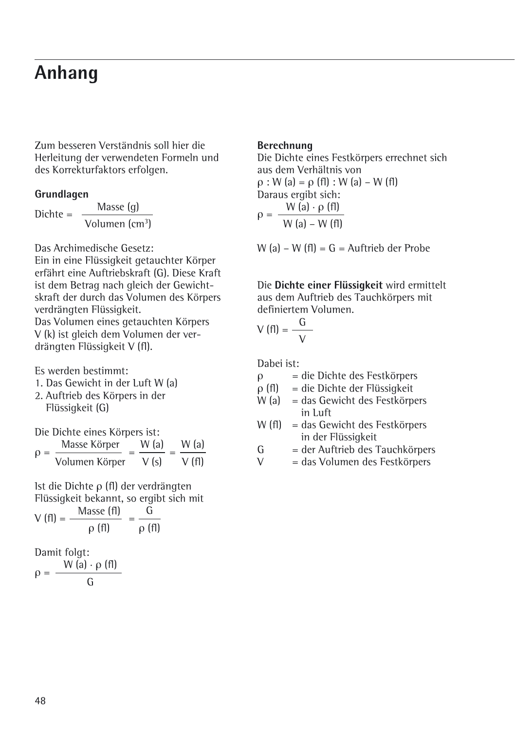# Anhang

Zum besseren Verständnis soll hier die Herleitung der verwendeten Formeln und des Korrekturfaktors erfolgen.

**Grundlagen**

$$\text{Dichte} = \frac{\text{Masse (g)}}{\text{Volumen (cm}^3\text{)}}$$

Das Archimedische Gesetz:
Ein in eine Flüssigkeit getauchter Körper erfährt eine Auftriebskraft (G). Diese Kraft ist dem Betrag nach gleich der Gewichtskraft der durch das Volumen des Körpers verdrängten Flüssigkeit.
Das Volumen eines getauchten Körpers V (k) ist gleich dem Volumen der verdrängten Flüssigkeit V (fl).

Es werden bestimmt:
1. Das Gewicht in der Luft W (a)
2. Auftrieb des Körpers in der Flüssigkeit (G)

Die Dichte eines Körpers ist:

$$\rho = \frac{\text{Masse Körper}}{\text{Volumen Körper}} = \frac{W\,(a)}{V\,(s)} = \frac{W\,(a)}{V\,(fl)}$$

Ist die Dichte $\rho$ (fl) der verdrängten Flüssigkeit bekannt, so ergibt sich mit

$$V\,(fl) = \frac{\text{Masse (fl)}}{\rho\,(fl)} = \frac{G}{\rho\,(fl)}$$

Damit folgt:

$$\rho = \frac{W\,(a) \cdot \rho\,(fl)}{G}$$

**Berechnung**

Die Dichte eines Festkörpers errechnet sich aus dem Verhältnis von
$\rho : W\,(a) = \rho\,(fl) : W\,(a) - W\,(fl)$
Daraus ergibt sich:

$$\rho = \frac{W\,(a) \cdot \rho\,(fl)}{W\,(a) - W\,(fl)}$$

$W\,(a) - W\,(fl) = G$ = Auftrieb der Probe

Die **Dichte einer Flüssigkeit** wird ermittelt aus dem Auftrieb des Tauchkörpers mit definiertem Volumen.

$$V\,(fl) = \frac{G}{V}$$

Dabei ist:

- $\rho$ = die Dichte des Festkörpers
- $\rho$ (fl) = die Dichte der Flüssigkeit
- W (a) = das Gewicht des Festkörpers in Luft
- W (fl) = das Gewicht des Festkörpers in der Flüssigkeit
- G = der Auftrieb des Tauchkörpers
- V = das Volumen des Festkörpers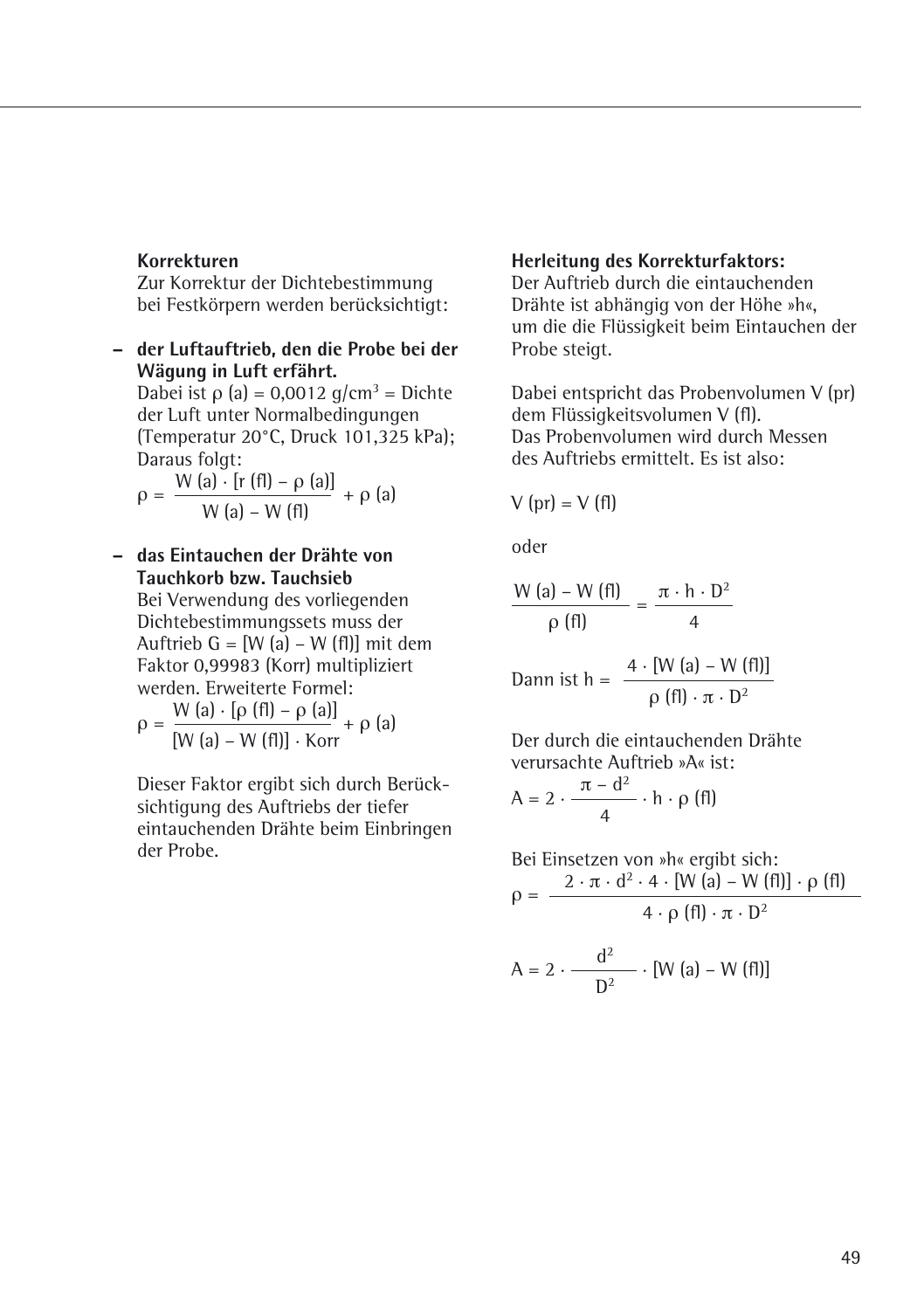**Korrekturen**
Zur Korrektur der Dichtebestimmung bei Festkörpern werden berücksichtigt:

– **der Luftauftrieb, den die Probe bei der Wägung in Luft erfährt.**
  Dabei ist $\rho$ (a) = 0,0012 g/cm$^3$ = Dichte der Luft unter Normalbedingungen (Temperatur 20°C, Druck 101,325 kPa);
  Daraus folgt:

$$\rho = \frac{W(a) \cdot [r(fl) - \rho(a)]}{W(a) - W(fl)} + \rho(a)$$

– **das Eintauchen der Drähte von Tauchkorb bzw. Tauchsieb**
  Bei Verwendung des vorliegenden Dichtebestimmungssets muss der Auftrieb G = [W (a) – W (fl)] mit dem Faktor 0,99983 (Korr) multipliziert werden. Erweiterte Formel:

$$\rho = \frac{W(a) \cdot [\rho(fl) - \rho(a)]}{[W(a) - W(fl)] \cdot Korr} + \rho(a)$$

  Dieser Faktor ergibt sich durch Berücksichtigung des Auftriebs der tiefer eintauchenden Drähte beim Einbringen der Probe.

**Herleitung des Korrekturfaktors:**
Der Auftrieb durch die eintauchenden Drähte ist abhängig von der Höhe »h«, um die die Flüssigkeit beim Eintauchen der Probe steigt.

Dabei entspricht das Probenvolumen V (pr) dem Flüssigkeitsvolumen V (fl).
Das Probenvolumen wird durch Messen des Auftriebs ermittelt. Es ist also:

$$V(pr) = V(fl)$$

oder

$$\frac{W(a) - W(fl)}{\rho(fl)} = \frac{\pi \cdot h \cdot D^2}{4}$$

$$\text{Dann ist } h = \frac{4 \cdot [W(a) - W(fl)]}{\rho(fl) \cdot \pi \cdot D^2}$$

Der durch die eintauchenden Drähte verursachte Auftrieb »A« ist:

$$A = 2 \cdot \frac{\pi - d^2}{4} \cdot h \cdot \rho(fl)$$

Bei Einsetzen von »h« ergibt sich:

$$\rho = \frac{2 \cdot \pi \cdot d^2 \cdot 4 \cdot [W(a) - W(fl)] \cdot \rho(fl)}{4 \cdot \rho(fl) \cdot \pi \cdot D^2}$$

$$A = 2 \cdot \frac{d^2}{D^2} \cdot [W(a) - W(fl)]$$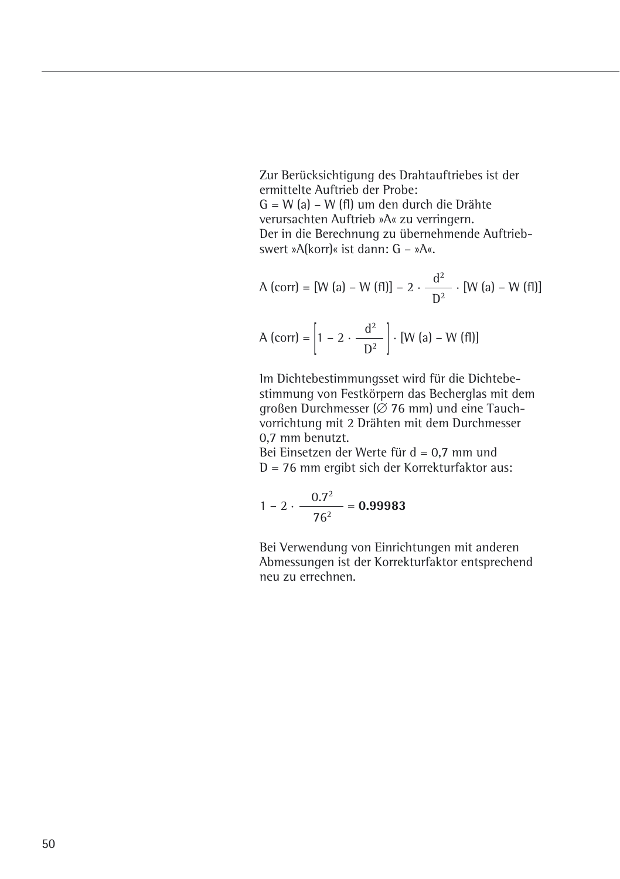Zur Berücksichtigung des Drahtauftriebes ist der ermittelte Auftrieb der Probe:
G = W (a) – W (fl) um den durch die Drähte verursachten Auftrieb »A« zu verringern.
Der in die Berechnung zu übernehmende Auftriebswert »A(korr)« ist dann: G – »A«.

$$A\ (corr) = [W\ (a) - W\ (fl)] - 2 \cdot \frac{d^2}{D^2} \cdot [W\ (a) - W\ (fl)]$$

$$A\ (corr) = \left[1 - 2 \cdot \frac{d^2}{D^2}\right] \cdot [W\ (a) - W\ (fl)]$$

Im Dichtebestimmungsset wird für die Dichtebestimmung von Festkörpern das Becherglas mit dem großen Durchmesser (∅ 76 mm) und eine Tauchvorrichtung mit 2 Drähten mit dem Durchmesser 0,7 mm benutzt.
Bei Einsetzen der Werte für d = 0,7 mm und D = 76 mm ergibt sich der Korrekturfaktor aus:

$$1 - 2 \cdot \frac{0.7^2}{76^2} = \mathbf{0.99983}$$

Bei Verwendung von Einrichtungen mit anderen Abmessungen ist der Korrekturfaktor entsprechend neu zu errechnen.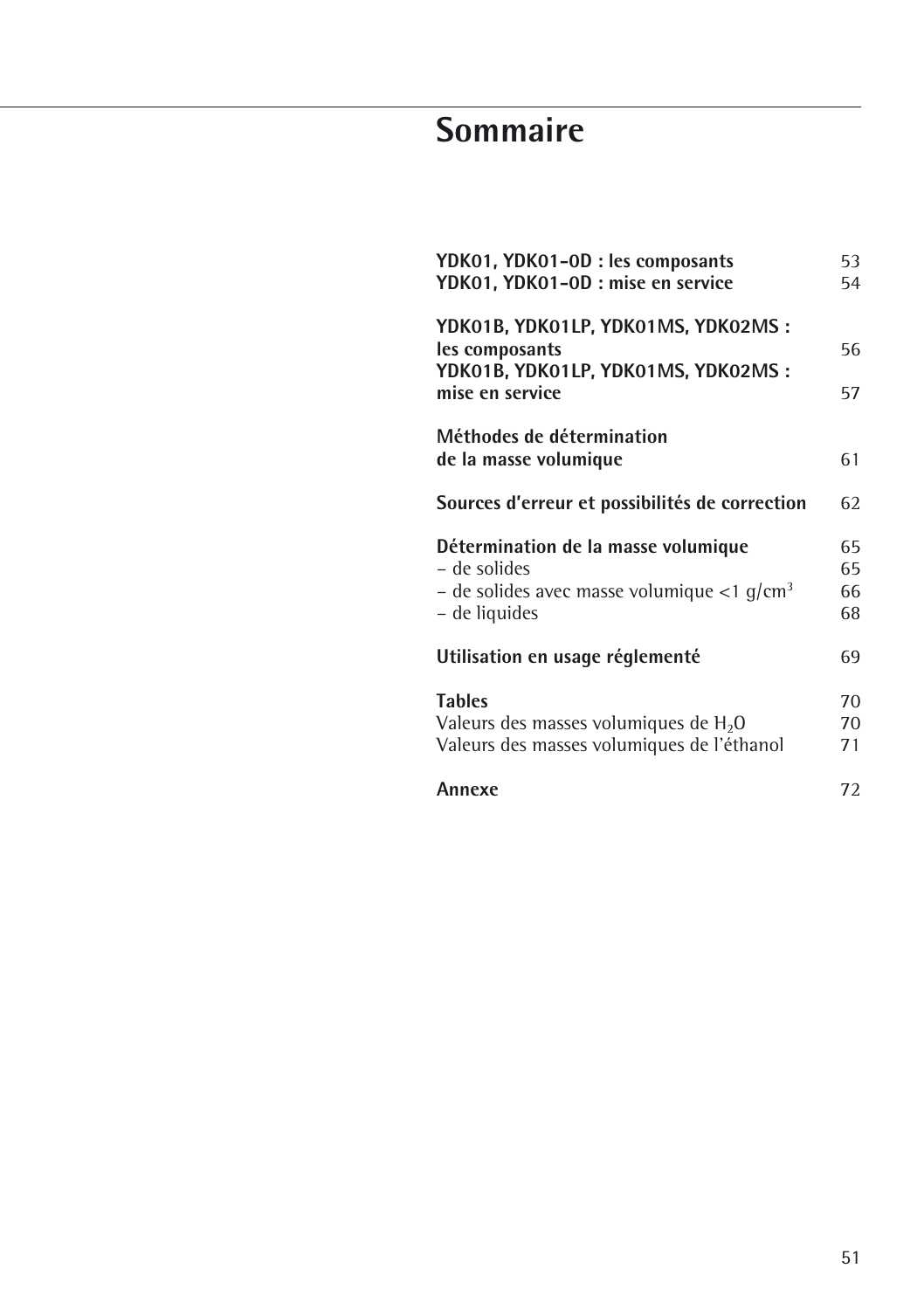# Sommaire

| | |
|---|---|
| **YDK01, YDK01-0D : les composants** | 53 |
| **YDK01, YDK01-0D : mise en service** | 54 |
| | |
| **YDK01B, YDK01LP, YDK01MS, YDK02MS : les composants** | 56 |
| **YDK01B, YDK01LP, YDK01MS, YDK02MS : mise en service** | 57 |
| | |
| **Méthodes de détermination de la masse volumique** | 61 |
| | |
| **Sources d'erreur et possibilités de correction** | 62 |
| | |
| **Détermination de la masse volumique** | 65 |
| – de solides | 65 |
| – de solides avec masse volumique <1 $g/cm^3$ | 66 |
| – de liquides | 68 |
| | |
| **Utilisation en usage réglementé** | 69 |
| | |
| **Tables** | 70 |
| Valeurs des masses volumiques de $H_2O$ | 70 |
| Valeurs des masses volumiques de l'éthanol | 71 |
| | |
| **Annexe** | 72 |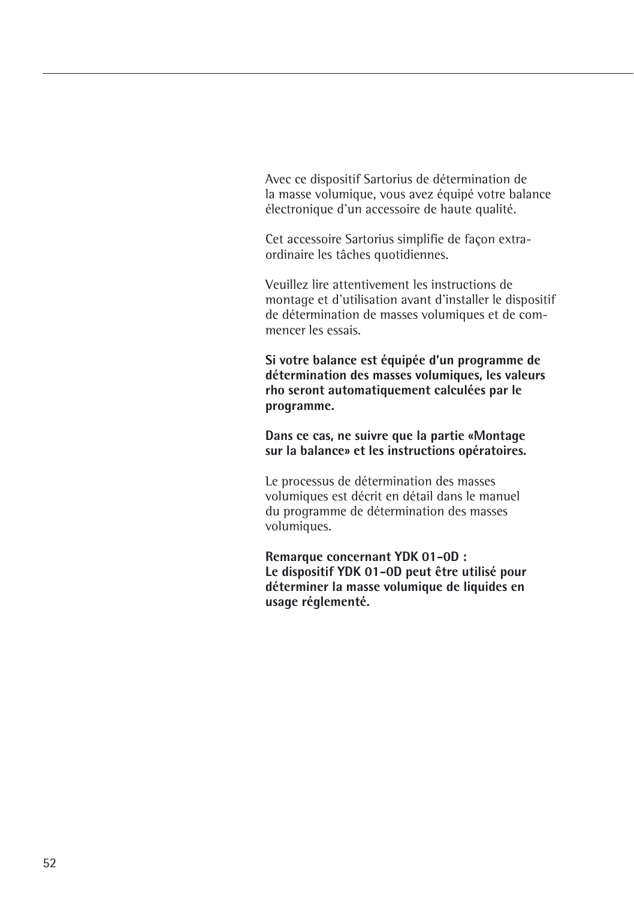Avec ce dispositif Sartorius de détermination de la masse volumique, vous avez équipé votre balance électronique d'un accessoire de haute qualité.

Cet accessoire Sartorius simplifie de façon extraordinaire les tâches quotidiennes.

Veuillez lire attentivement les instructions de montage et d'utilisation avant d'installer le dispositif de détermination de masses volumiques et de commencer les essais.

**Si votre balance est équipée d'un programme de détermination des masses volumiques, les valeurs rho seront automatiquement calculées par le programme.**

**Dans ce cas, ne suivre que la partie «Montage sur la balance» et les instructions opératoires.**

Le processus de détermination des masses volumiques est décrit en détail dans le manuel du programme de détermination des masses volumiques.

**Remarque concernant YDK 01-0D :**
**Le dispositif YDK 01-0D peut être utilisé pour déterminer la masse volumique de liquides en usage réglementé.**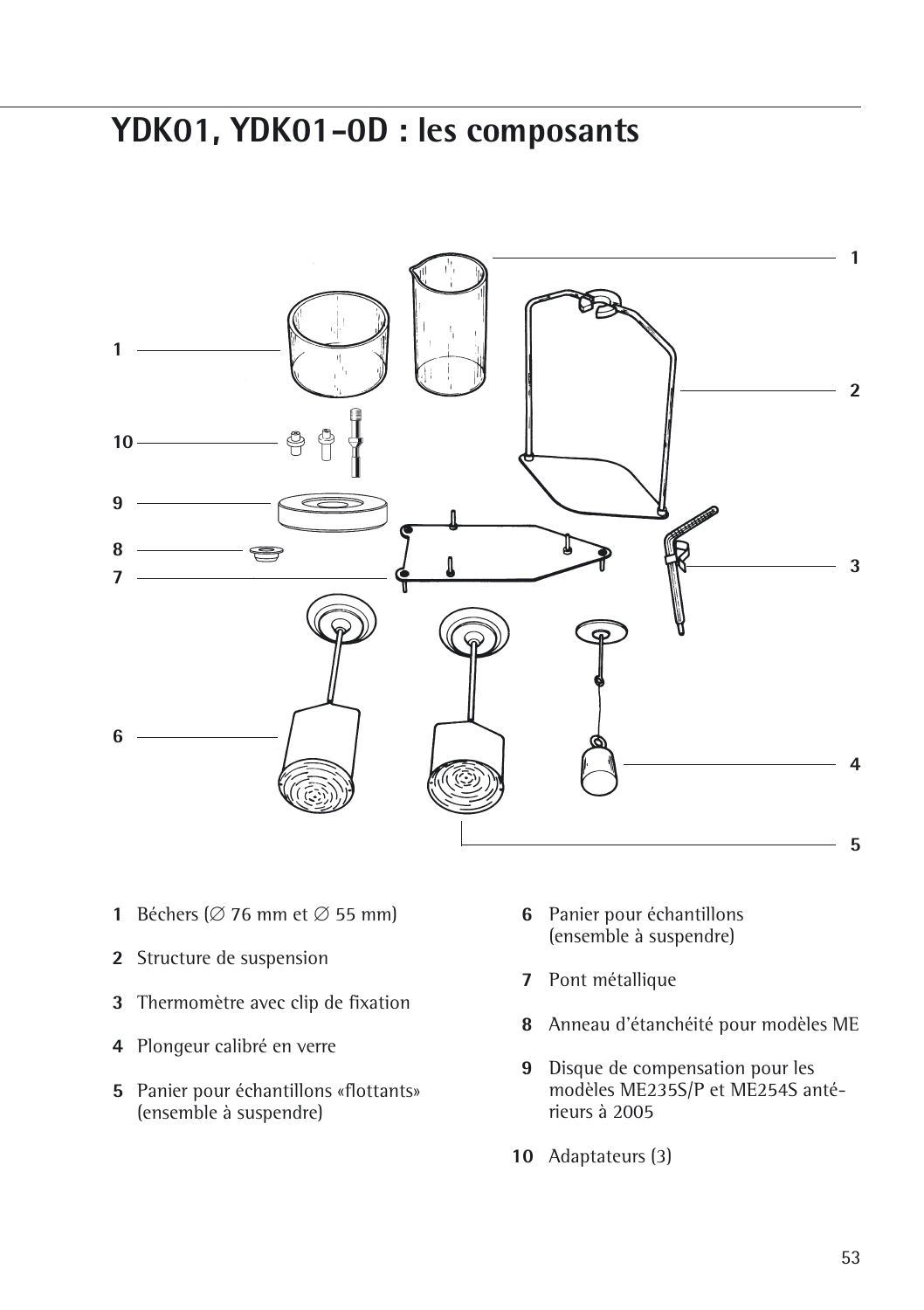# YDK01, YDK01-0D : les composants

1 Béchers (∅ 76 mm et ∅ 55 mm)

2 Structure de suspension

3 Thermomètre avec clip de fixation

4 Plongeur calibré en verre

5 Panier pour échantillons «flottants» (ensemble à suspendre)

6 Panier pour échantillons (ensemble à suspendre)

7 Pont métallique

8 Anneau d'étanchéité pour modèles ME

9 Disque de compensation pour les modèles ME235S/P et ME254S antérieurs à 2005

10 Adaptateurs (3)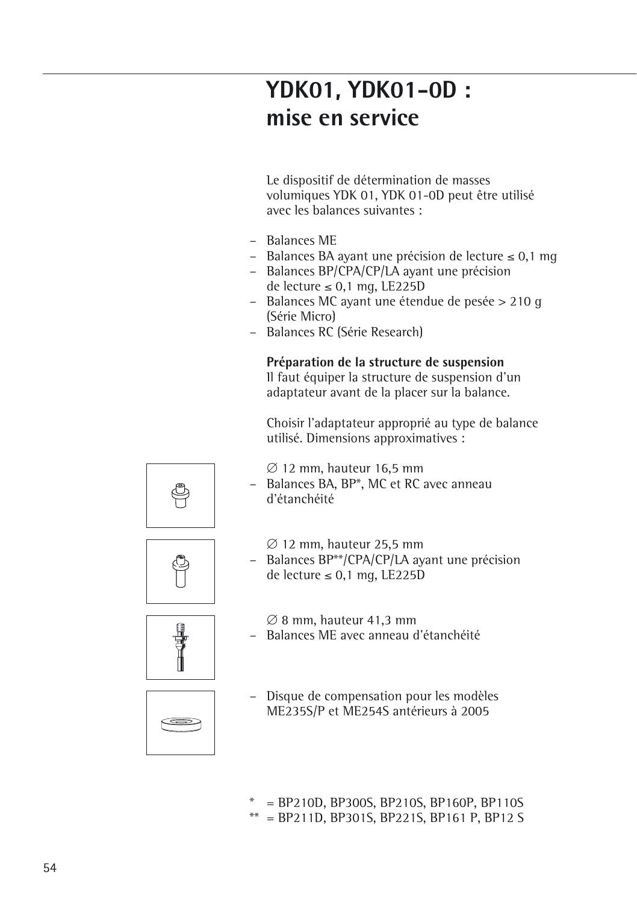# YDK01, YDK01-0D : mise en service

Le dispositif de détermination de masses volumiques YDK 01, YDK 01-0D peut être utilisé avec les balances suivantes :

- Balances ME
- Balances BA ayant une précision de lecture ≤ 0,1 mg
- Balances BP/CPA/CP/LA ayant une précision de lecture ≤ 0,1 mg, LE225D
- Balances MC ayant une étendue de pesée > 210 g (Série Micro)
- Balances RC (Série Research)

**Préparation de la structure de suspension**
Il faut équiper la structure de suspension d'un adaptateur avant de la placer sur la balance.

Choisir l'adaptateur approprié au type de balance utilisé. Dimensions approximatives :

∅ 12 mm, hauteur 16,5 mm
- Balances BA, BP*, MC et RC avec anneau d'étanchéité

∅ 12 mm, hauteur 25,5 mm
- Balances BP**/CPA/CP/LA ayant une précision de lecture ≤ 0,1 mg, LE225D

∅ 8 mm, hauteur 41,3 mm
- Balances ME avec anneau d'étanchéité

- Disque de compensation pour les modèles ME235S/P et ME254S antérieurs à 2005

\*  = BP210D, BP300S, BP210S, BP160P, BP110S
\*\* = BP211D, BP301S, BP221S, BP161 P, BP12 S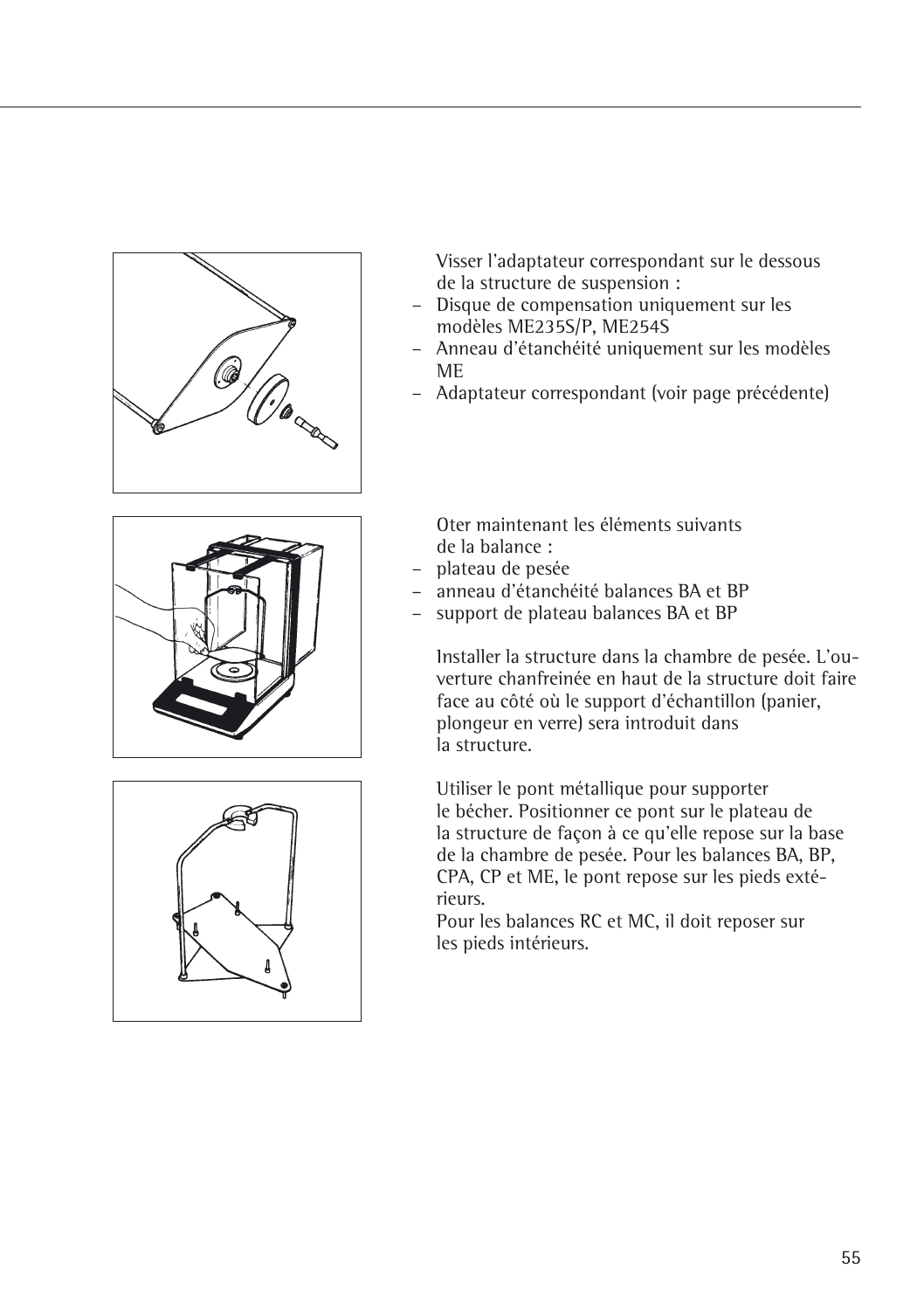Visser l'adaptateur correspondant sur le dessous de la structure de suspension :

- Disque de compensation uniquement sur les modèles ME235S/P, ME254S
- Anneau d'étanchéité uniquement sur les modèles ME
- Adaptateur correspondant (voir page précédente)

Oter maintenant les éléments suivants de la balance :

- plateau de pesée
- anneau d'étanchéité balances BA et BP
- support de plateau balances BA et BP

Installer la structure dans la chambre de pesée. L'ouverture chanfreinée en haut de la structure doit faire face au côté où le support d'échantillon (panier, plongeur en verre) sera introduit dans la structure.

Utiliser le pont métallique pour supporter le bécher. Positionner ce pont sur le plateau de la structure de façon à ce qu'elle repose sur la base de la chambre de pesée. Pour les balances BA, BP, CPA, CP et ME, le pont repose sur les pieds extérieurs.
Pour les balances RC et MC, il doit reposer sur les pieds intérieurs.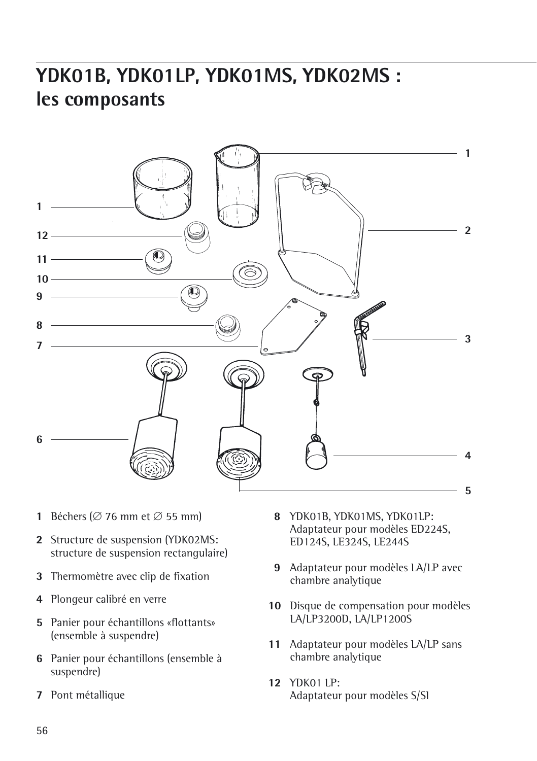# YDK01B, YDK01LP, YDK01MS, YDK02MS : les composants

1 Béchers (∅ 76 mm et ∅ 55 mm)

2 Structure de suspension (YDK02MS: structure de suspension rectangulaire)

3 Thermomètre avec clip de fixation

4 Plongeur calibré en verre

5 Panier pour échantillons «flottants» (ensemble à suspendre)

6 Panier pour échantillons (ensemble à suspendre)

7 Pont métallique

8 YDK01B, YDK01MS, YDK01LP: Adaptateur pour modèles ED224S, ED124S, LE324S, LE244S

9 Adaptateur pour modèles LA/LP avec chambre analytique

10 Disque de compensation pour modèles LA/LP3200D, LA/LP1200S

11 Adaptateur pour modèles LA/LP sans chambre analytique

12 YDK01 LP: Adaptateur pour modèles S/SI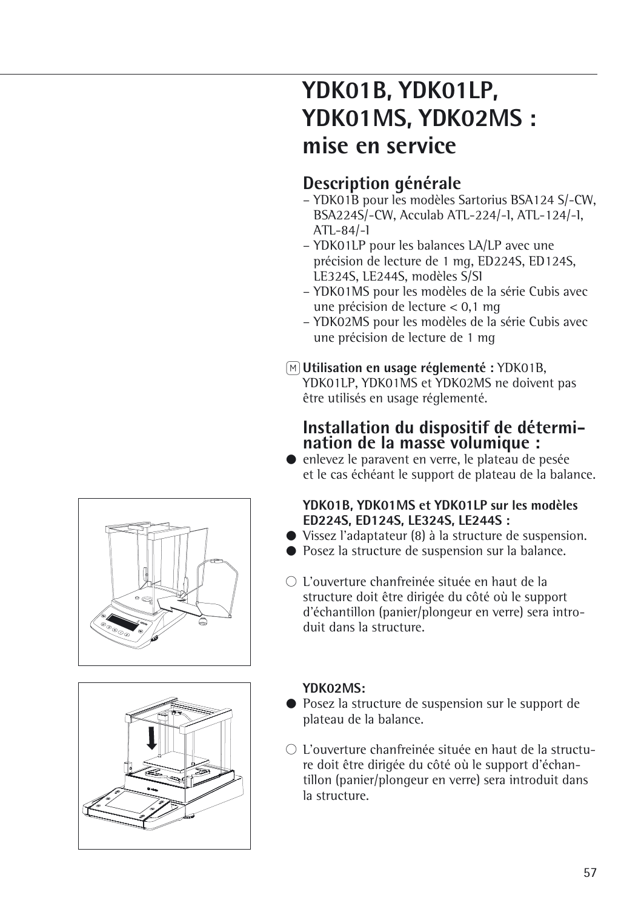# YDK01B, YDK01LP, YDK01MS, YDK02MS : mise en service

## Description générale

- YDK01B pour les modèles Sartorius BSA124 S/-CW, BSA224S/-CW, Acculab ATL-224/-I, ATL-124/-I, ATL-84/-I
- YDK01LP pour les balances LA/LP avec une précision de lecture de 1 mg, ED224S, ED124S, LE324S, LE244S, modèles S/SI
- YDK01MS pour les modèles de la série Cubis avec une précision de lecture < 0,1 mg
- YDK02MS pour les modèles de la série Cubis avec une précision de lecture de 1 mg

Ⓜ **Utilisation en usage réglementé :** YDK01B, YDK01LP, YDK01MS et YDK02MS ne doivent pas être utilisés en usage réglementé.

## Installation du dispositif de détermination de la masse volumique :

● enlevez le paravent en verre, le plateau de pesée et le cas échéant le support de plateau de la balance.

**YDK01B, YDK01MS et YDK01LP sur les modèles ED224S, ED124S, LE324S, LE244S :**

● Vissez l'adaptateur (8) à la structure de suspension.
● Posez la structure de suspension sur la balance.

○ L'ouverture chanfreinée située en haut de la structure doit être dirigée du côté où le support d'échantillon (panier/plongeur en verre) sera introduit dans la structure.

**YDK02MS:**

● Posez la structure de suspension sur le support de plateau de la balance.

○ L'ouverture chanfreinée située en haut de la structure doit être dirigée du côté où le support d'échantillon (panier/plongeur en verre) sera introduit dans la structure.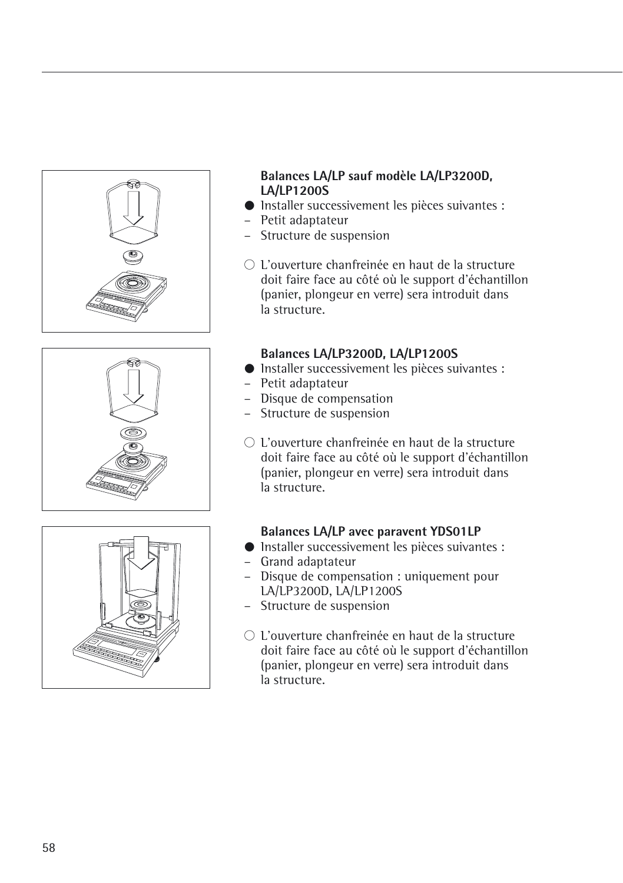**Balances LA/LP sauf modèle LA/LP3200D, LA/LP1200S**

● Installer successivement les pièces suivantes :
- Petit adaptateur
- Structure de suspension

○ L’ouverture chanfreinée en haut de la structure doit faire face au côté où le support d’échantillon (panier, plongeur en verre) sera introduit dans la structure.

**Balances LA/LP3200D, LA/LP1200S**

● Installer successivement les pièces suivantes :
- Petit adaptateur
- Disque de compensation
- Structure de suspension

○ L’ouverture chanfreinée en haut de la structure doit faire face au côté où le support d’échantillon (panier, plongeur en verre) sera introduit dans la structure.

**Balances LA/LP avec paravent YDS01LP**

● Installer successivement les pièces suivantes :
- Grand adaptateur
- Disque de compensation : uniquement pour LA/LP3200D, LA/LP1200S
- Structure de suspension

○ L’ouverture chanfreinée en haut de la structure doit faire face au côté où le support d’échantillon (panier, plongeur en verre) sera introduit dans la structure.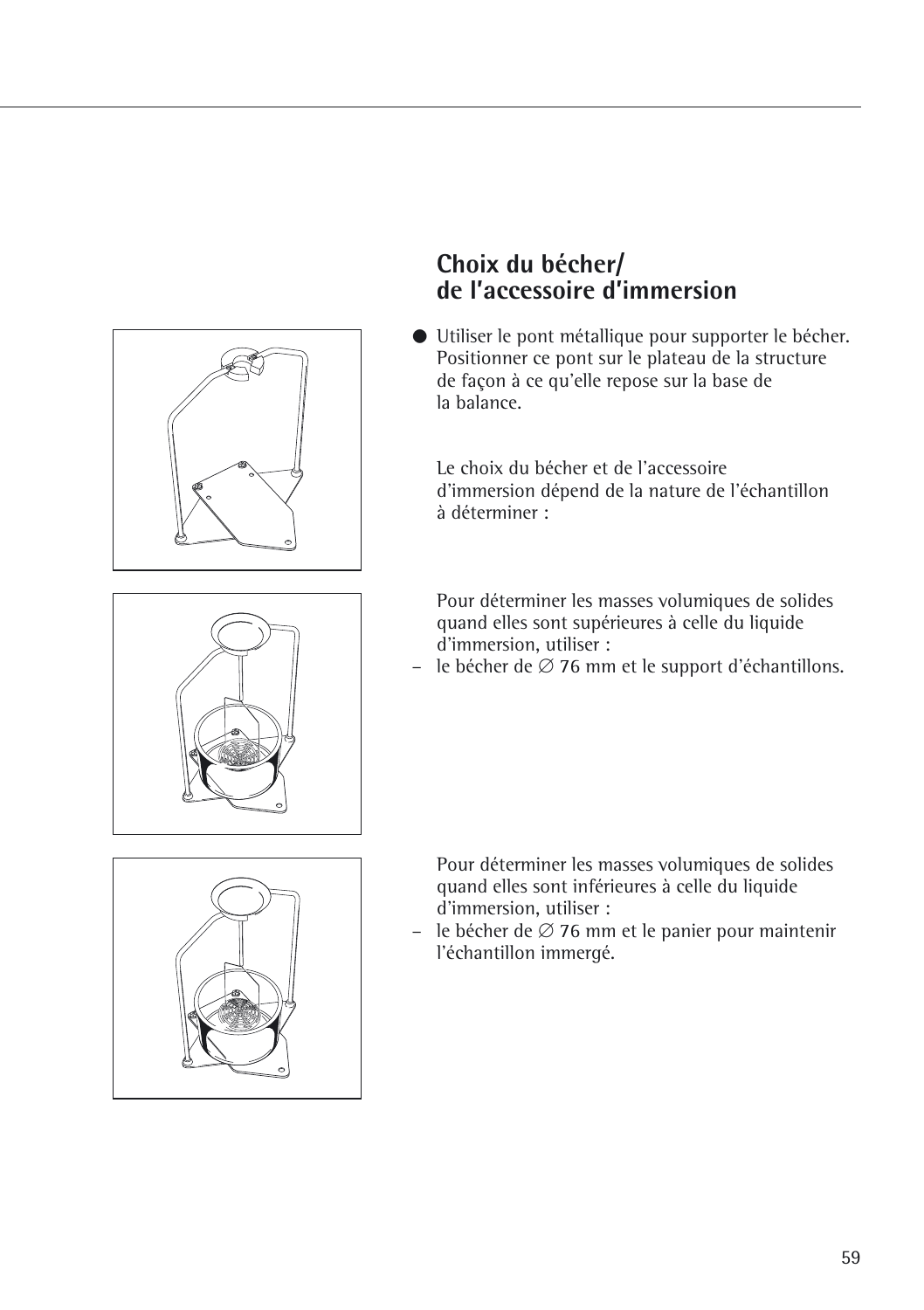## Choix du bécher/ de l'accessoire d'immersion

- Utiliser le pont métallique pour supporter le bécher. Positionner ce pont sur le plateau de la structure de façon à ce qu'elle repose sur la base de la balance.

Le choix du bécher et de l'accessoire d'immersion dépend de la nature de l'échantillon à déterminer :

Pour déterminer les masses volumiques de solides quand elles sont supérieures à celle du liquide d'immersion, utiliser :

– le bécher de ∅ 76 mm et le support d'échantillons.

Pour déterminer les masses volumiques de solides quand elles sont inférieures à celle du liquide d'immersion, utiliser :

– le bécher de ∅ 76 mm et le panier pour maintenir l'échantillon immergé.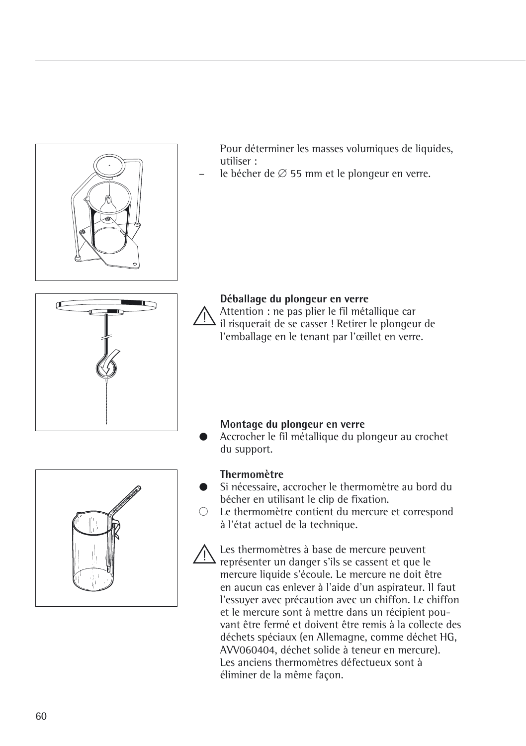Pour déterminer les masses volumiques de liquides, utiliser :

– le bécher de ∅ 55 mm et le plongeur en verre.

**Déballage du plongeur en verre**

⚠ Attention : ne pas plier le fil métallique car il risquerait de se casser ! Retirer le plongeur de l'emballage en le tenant par l'œillet en verre.

**Montage du plongeur en verre**

- Accrocher le fil métallique du plongeur au crochet du support.

**Thermomètre**

- Si nécessaire, accrocher le thermomètre au bord du bécher en utilisant le clip de fixation.
- ○ Le thermomètre contient du mercure et correspond à l'état actuel de la technique.

⚠ Les thermomètres à base de mercure peuvent représenter un danger s'ils se cassent et que le mercure liquide s'écoule. Le mercure ne doit être en aucun cas enlever à l'aide d'un aspirateur. Il faut l'essuyer avec précaution avec un chiffon. Le chiffon et le mercure sont à mettre dans un récipient pouvant être fermé et doivent être remis à la collecte des déchets spéciaux (en Allemagne, comme déchet HG, AVV060404, déchet solide à teneur en mercure). Les anciens thermomètres défectueux sont à éliminer de la même façon.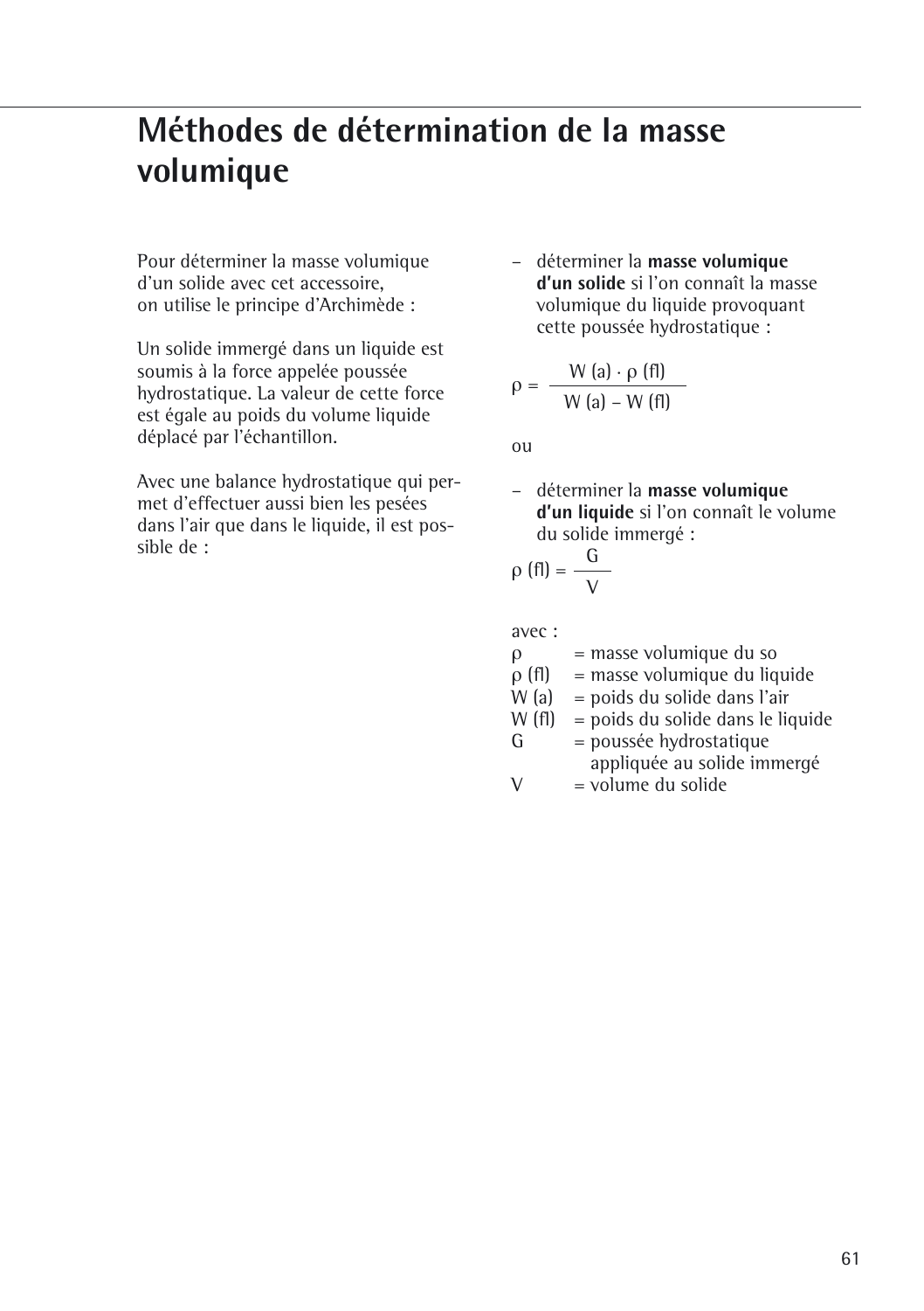# Méthodes de détermination de la masse volumique

Pour déterminer la masse volumique d'un solide avec cet accessoire, on utilise le principe d'Archimède :

Un solide immergé dans un liquide est soumis à la force appelée poussée hydrostatique. La valeur de cette force est égale au poids du volume liquide déplacé par l'échantillon.

Avec une balance hydrostatique qui permet d'effectuer aussi bien les pesées dans l'air que dans le liquide, il est possible de :

– déterminer la **masse volumique d'un solide** si l'on connaît la masse volumique du liquide provoquant cette poussée hydrostatique :

$$\rho = \frac{W(a) \cdot \rho(fl)}{W(a) - W(fl)}$$

ou

– déterminer la **masse volumique d'un liquide** si l'on connaît le volume du solide immergé :

$$\rho(fl) = \frac{G}{V}$$

avec :

$\rho$ = masse volumique du so
$\rho(fl)$ = masse volumique du liquide
$W(a)$ = poids du solide dans l'air
$W(fl)$ = poids du solide dans le liquide
$G$ = poussée hydrostatique appliquée au solide immergé
$V$ = volume du solide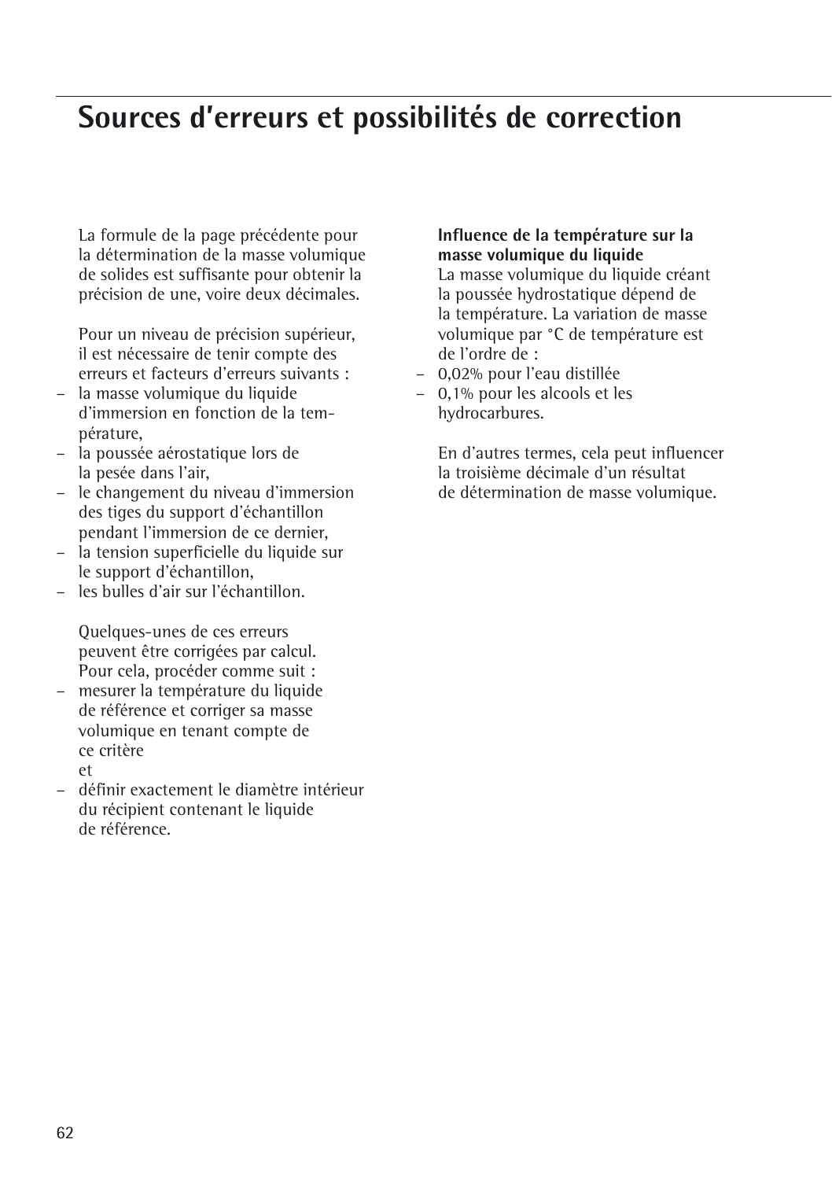# Sources d'erreurs et possibilités de correction

La formule de la page précédente pour la détermination de la masse volumique de solides est suffisante pour obtenir la précision de une, voire deux décimales.

Pour un niveau de précision supérieur, il est nécessaire de tenir compte des erreurs et facteurs d'erreurs suivants :

- la masse volumique du liquide d'immersion en fonction de la température,
- la poussée aérostatique lors de la pesée dans l'air,
- le changement du niveau d'immersion des tiges du support d'échantillon pendant l'immersion de ce dernier,
- la tension superficielle du liquide sur le support d'échantillon,
- les bulles d'air sur l'échantillon.

Quelques-unes de ces erreurs peuvent être corrigées par calcul. Pour cela, procéder comme suit :

- mesurer la température du liquide de référence et corriger sa masse volumique en tenant compte de ce critère
  et
- définir exactement le diamètre intérieur du récipient contenant le liquide de référence.

**Influence de la température sur la masse volumique du liquide**
La masse volumique du liquide créant la poussée hydrostatique dépend de la température. La variation de masse volumique par °C de température est de l'ordre de :

- 0,02% pour l'eau distillée
- 0,1% pour les alcools et les hydrocarbures.

En d'autres termes, cela peut influencer la troisième décimale d'un résultat de détermination de masse volumique.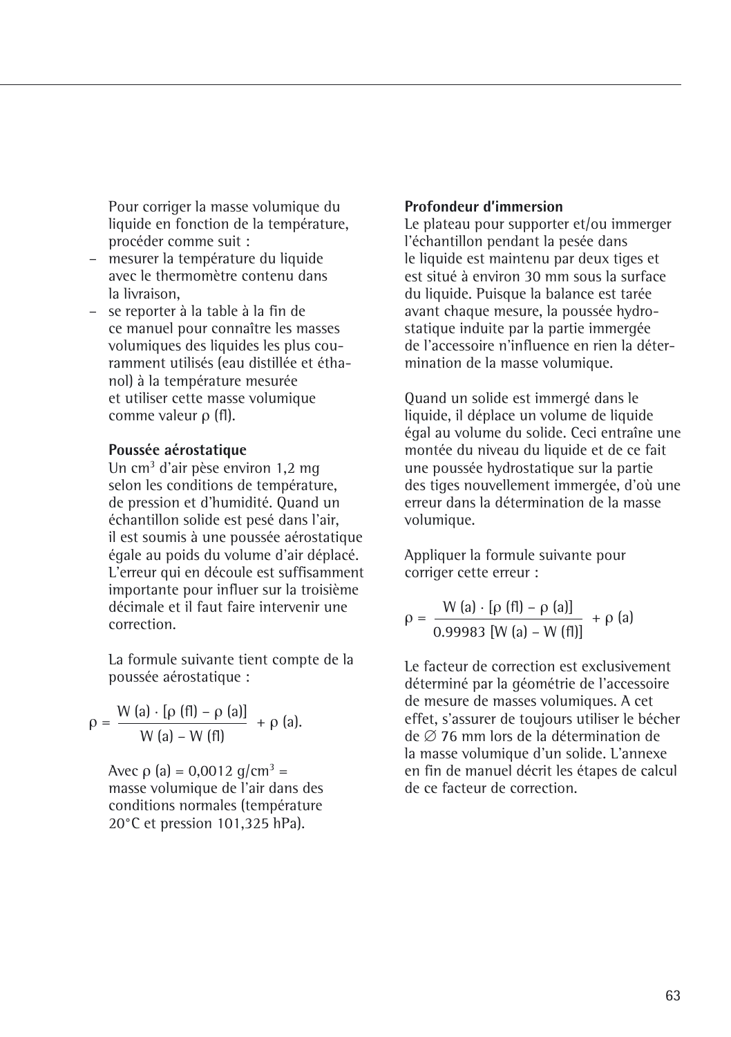Pour corriger la masse volumique du liquide en fonction de la température, procéder comme suit :

- mesurer la température du liquide avec le thermomètre contenu dans la livraison,
- se reporter à la table à la fin de ce manuel pour connaître les masses volumiques des liquides les plus couramment utilisés (eau distillée et éthanol) à la température mesurée et utiliser cette masse volumique comme valeur $\rho$ (fl).

**Poussée aérostatique**

Un $cm^3$ d'air pèse environ 1,2 mg selon les conditions de température, de pression et d'humidité. Quand un échantillon solide est pesé dans l'air, il est soumis à une poussée aérostatique égale au poids du volume d'air déplacé. L'erreur qui en découle est suffisamment importante pour influer sur la troisième décimale et il faut faire intervenir une correction.

La formule suivante tient compte de la poussée aérostatique :

$$\rho = \frac{W(a) \cdot [\rho(fl) - \rho(a)]}{W(a) - W(fl)} + \rho(a).$$

Avec $\rho$ (a) = 0,0012 $g/cm^3$ = masse volumique de l'air dans des conditions normales (température 20°C et pression 101,325 hPa).

**Profondeur d'immersion**

Le plateau pour supporter et/ou immerger l'échantillon pendant la pesée dans le liquide est maintenu par deux tiges et est situé à environ 30 mm sous la surface du liquide. Puisque la balance est tarée avant chaque mesure, la poussée hydrostatique induite par la partie immergée de l'accessoire n'influence en rien la détermination de la masse volumique.

Quand un solide est immergé dans le liquide, il déplace un volume de liquide égal au volume du solide. Ceci entraîne une montée du niveau du liquide et de ce fait une poussée hydrostatique sur la partie des tiges nouvellement immergée, d'où une erreur dans la détermination de la masse volumique.

Appliquer la formule suivante pour corriger cette erreur :

$$\rho = \frac{W(a) \cdot [\rho(fl) - \rho(a)]}{0.99983\,[W(a) - W(fl)]} + \rho(a)$$

Le facteur de correction est exclusivement déterminé par la géométrie de l'accessoire de mesure de masses volumiques. A cet effet, s'assurer de toujours utiliser le bécher de $\varnothing$ 76 mm lors de la détermination de la masse volumique d'un solide. L'annexe en fin de manuel décrit les étapes de calcul de ce facteur de correction.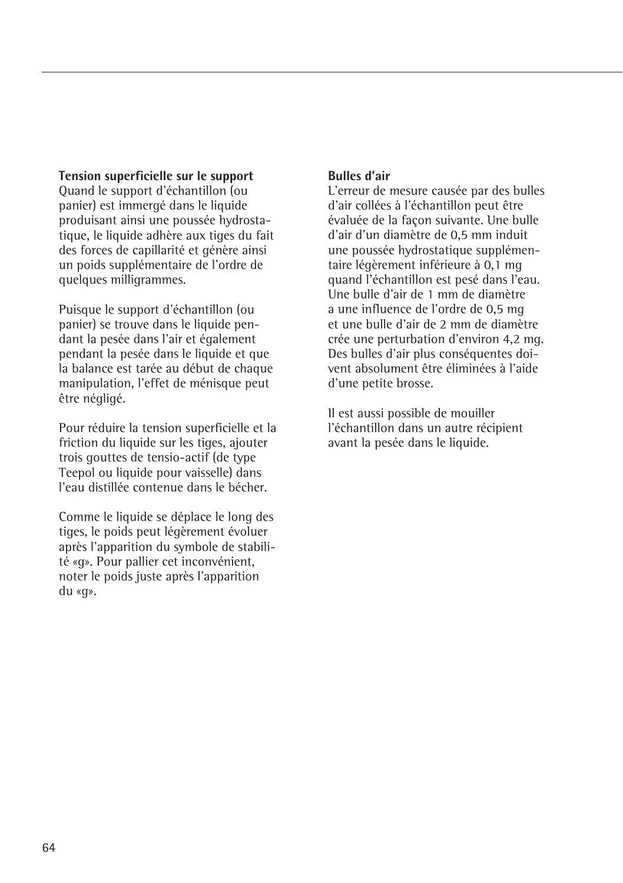**Tension superficielle sur le support**
Quand le support d'échantillon (ou panier) est immergé dans le liquide produisant ainsi une poussée hydrostatique, le liquide adhère aux tiges du fait des forces de capillarité et génère ainsi un poids supplémentaire de l'ordre de quelques milligrammes.

Puisque le support d'échantillon (ou panier) se trouve dans le liquide pendant la pesée dans l'air et également pendant la pesée dans le liquide et que la balance est tarée au début de chaque manipulation, l'effet de ménisque peut être négligé.

Pour réduire la tension superficielle et la friction du liquide sur les tiges, ajouter trois gouttes de tensio-actif (de type Teepol ou liquide pour vaisselle) dans l'eau distillée contenue dans le bécher.

Comme le liquide se déplace le long des tiges, le poids peut légèrement évoluer après l'apparition du symbole de stabilité «g». Pour pallier cet inconvénient, noter le poids juste après l'apparition du «g».

**Bulles d'air**
L'erreur de mesure causée par des bulles d'air collées à l'échantillon peut être évaluée de la façon suivante. Une bulle d'air d'un diamètre de 0,5 mm induit une poussée hydrostatique supplémentaire légèrement inférieure à 0,1 mg quand l'échantillon est pesé dans l'eau. Une bulle d'air de 1 mm de diamètre a une influence de l'ordre de 0,5 mg et une bulle d'air de 2 mm de diamètre crée une perturbation d'environ 4,2 mg. Des bulles d'air plus conséquentes doivent absolument être éliminées à l'aide d'une petite brosse.

Il est aussi possible de mouiller l'échantillon dans un autre récipient avant la pesée dans le liquide.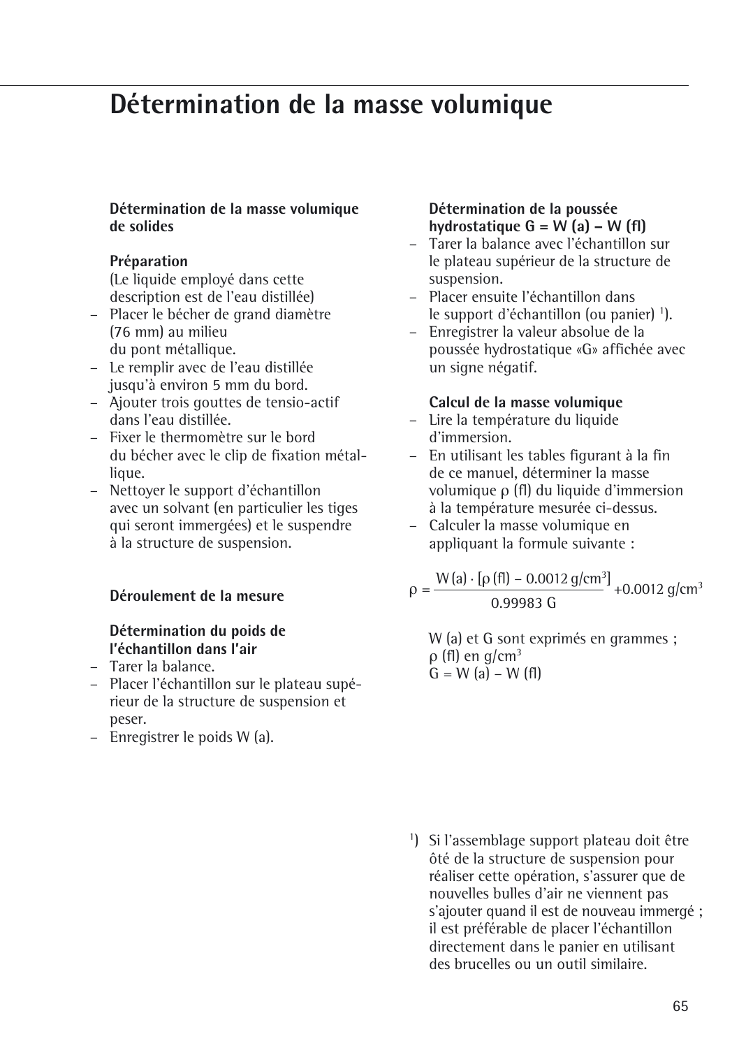# Détermination de la masse volumique

### Détermination de la masse volumique de solides

**Préparation**

(Le liquide employé dans cette description est de l'eau distillée)

- Placer le bécher de grand diamètre (76 mm) au milieu du pont métallique.
- Le remplir avec de l'eau distillée jusqu'à environ 5 mm du bord.
- Ajouter trois gouttes de tensio-actif dans l'eau distillée.
- Fixer le thermomètre sur le bord du bécher avec le clip de fixation métallique.
- Nettoyer le support d'échantillon avec un solvant (en particulier les tiges qui seront immergées) et le suspendre à la structure de suspension.

**Déroulement de la mesure**

**Détermination du poids de l'échantillon dans l'air**

- Tarer la balance.
- Placer l'échantillon sur le plateau supérieur de la structure de suspension et peser.
- Enregistrer le poids W (a).

**Détermination de la poussée hydrostatique G = W (a) – W (fl)**

- Tarer la balance avec l'échantillon sur le plateau supérieur de la structure de suspension.
- Placer ensuite l'échantillon dans le support d'échantillon (ou panier) [1]).
- Enregistrer la valeur absolue de la poussée hydrostatique «G» affichée avec un signe négatif.

**Calcul de la masse volumique**

- Lire la température du liquide d'immersion.
- En utilisant les tables figurant à la fin de ce manuel, déterminer la masse volumique ρ (fl) du liquide d'immersion à la température mesurée ci-dessus.
- Calculer la masse volumique en appliquant la formule suivante :

$$\rho = \frac{W(a) \cdot [\rho(fl) - 0.0012\,g/cm^3]}{0.99983\,G} + 0.0012\,g/cm^3$$

W (a) et G sont exprimés en grammes ;
ρ (fl) en $g/cm^3$
G = W (a) – W (fl)

[1]) Si l'assemblage support plateau doit être ôté de la structure de suspension pour réaliser cette opération, s'assurer que de nouvelles bulles d'air ne viennent pas s'ajouter quand il est de nouveau immergé ; il est préférable de placer l'échantillon directement dans le panier en utilisant des brucelles ou un outil similaire.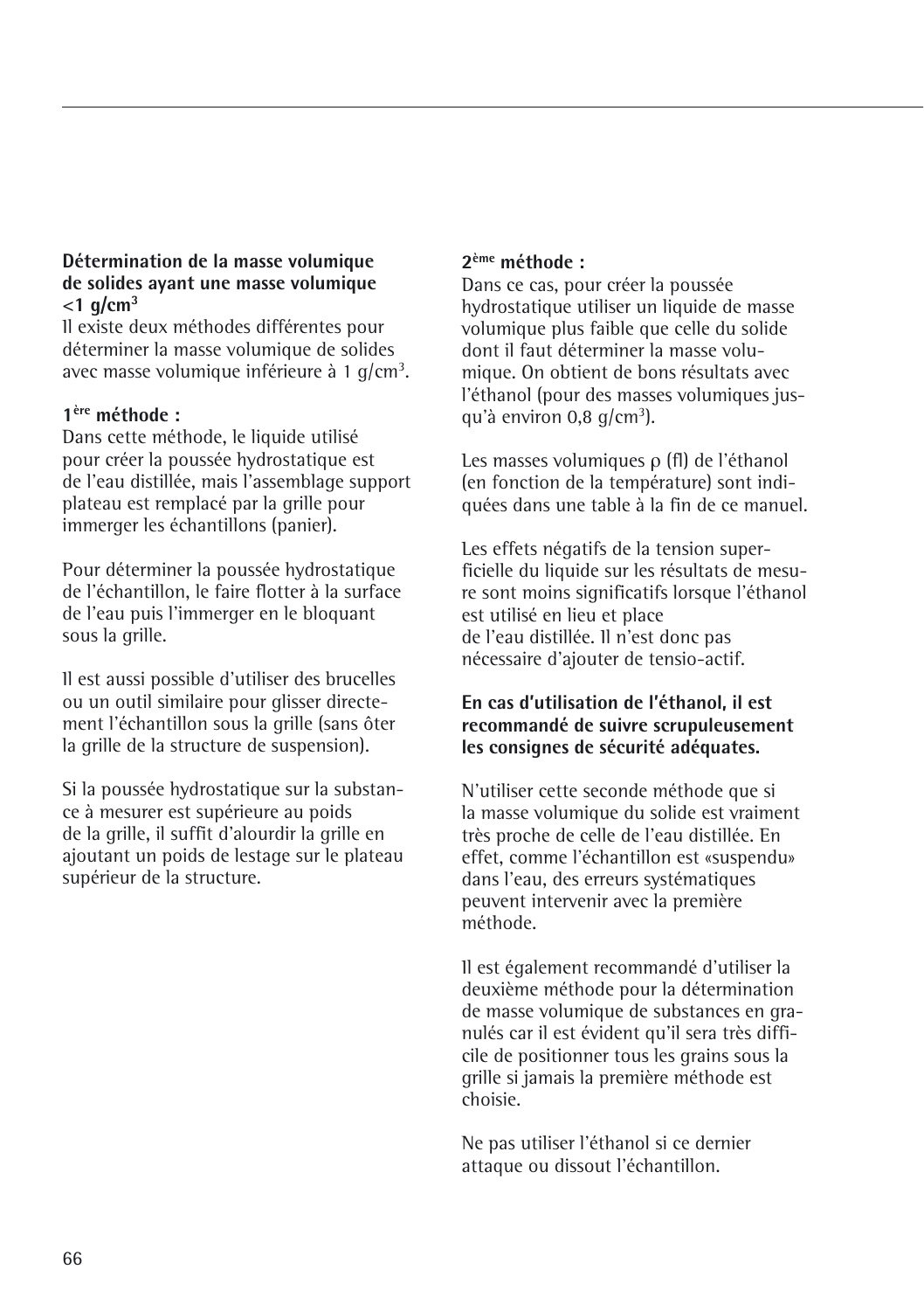**Détermination de la masse volumique de solides ayant une masse volumique <1 g/cm³**

Il existe deux méthodes différentes pour déterminer la masse volumique de solides avec masse volumique inférieure à 1 g/cm³.

**1ère méthode :**

Dans cette méthode, le liquide utilisé pour créer la poussée hydrostatique est de l'eau distillée, mais l'assemblage support plateau est remplacé par la grille pour immerger les échantillons (panier).

Pour déterminer la poussée hydrostatique de l'échantillon, le faire flotter à la surface de l'eau puis l'immerger en le bloquant sous la grille.

Il est aussi possible d'utiliser des brucelles ou un outil similaire pour glisser directement l'échantillon sous la grille (sans ôter la grille de la structure de suspension).

Si la poussée hydrostatique sur la substance à mesurer est supérieure au poids de la grille, il suffit d'alourdir la grille en ajoutant un poids de lestage sur le plateau supérieur de la structure.

**2ème méthode :**

Dans ce cas, pour créer la poussée hydrostatique utiliser un liquide de masse volumique plus faible que celle du solide dont il faut déterminer la masse volumique. On obtient de bons résultats avec l'éthanol (pour des masses volumiques jusqu'à environ 0,8 g/cm³).

Les masses volumiques $\rho$ (fl) de l'éthanol (en fonction de la température) sont indiquées dans une table à la fin de ce manuel.

Les effets négatifs de la tension superficielle du liquide sur les résultats de mesure sont moins significatifs lorsque l'éthanol est utilisé en lieu et place de l'eau distillée. Il n'est donc pas nécessaire d'ajouter de tensio-actif.

**En cas d'utilisation de l'éthanol, il est recommandé de suivre scrupuleusement les consignes de sécurité adéquates.**

N'utiliser cette seconde méthode que si la masse volumique du solide est vraiment très proche de celle de l'eau distillée. En effet, comme l'échantillon est «suspendu» dans l'eau, des erreurs systématiques peuvent intervenir avec la première méthode.

Il est également recommandé d'utiliser la deuxième méthode pour la détermination de masse volumique de substances en granulés car il est évident qu'il sera très difficile de positionner tous les grains sous la grille si jamais la première méthode est choisie.

Ne pas utiliser l'éthanol si ce dernier attaque ou dissout l'échantillon.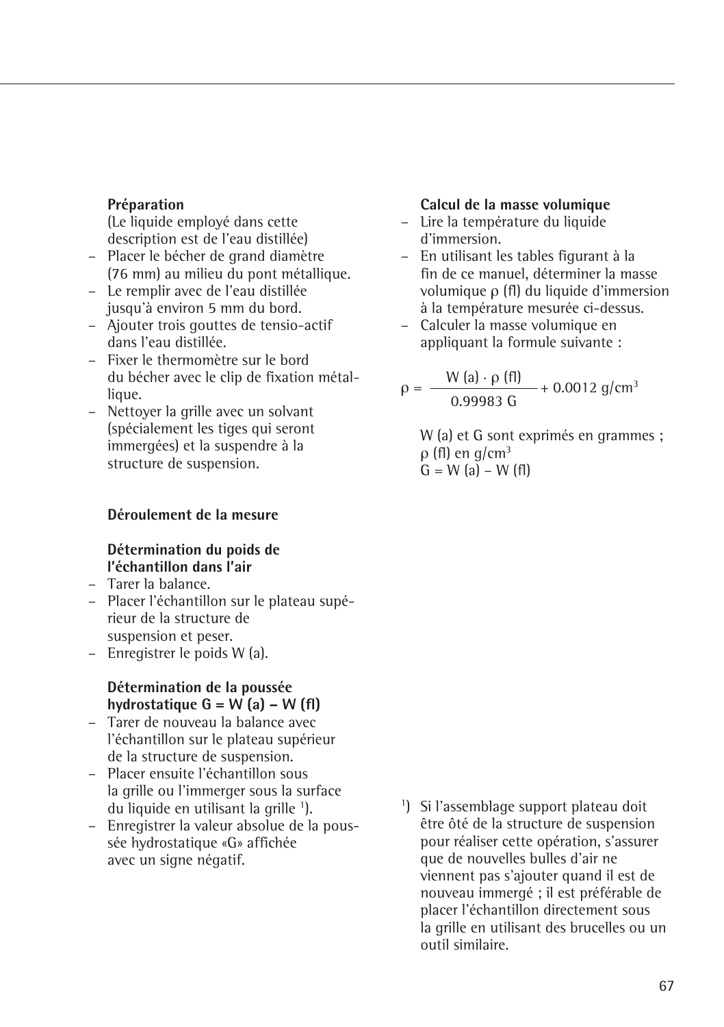**Préparation**

(Le liquide employé dans cette description est de l'eau distillée)

- Placer le bécher de grand diamètre (76 mm) au milieu du pont métallique.
- Le remplir avec de l'eau distillée jusqu'à environ 5 mm du bord.
- Ajouter trois gouttes de tensio-actif dans l'eau distillée.
- Fixer le thermomètre sur le bord du bécher avec le clip de fixation métallique.
- Nettoyer la grille avec un solvant (spécialement les tiges qui seront immergées) et la suspendre à la structure de suspension.

**Déroulement de la mesure**

**Détermination du poids de l'échantillon dans l'air**

- Tarer la balance.
- Placer l'échantillon sur le plateau supérieur de la structure de suspension et peser.
- Enregistrer le poids W (a).

**Détermination de la poussée hydrostatique G = W (a) – W (fl)**

- Tarer de nouveau la balance avec l'échantillon sur le plateau supérieur de la structure de suspension.
- Placer ensuite l'échantillon sous la grille ou l'immerger sous la surface du liquide en utilisant la grille [1]).
- Enregistrer la valeur absolue de la poussée hydrostatique «G» affichée avec un signe négatif.

**Calcul de la masse volumique**

- Lire la température du liquide d'immersion.
- En utilisant les tables figurant à la fin de ce manuel, déterminer la masse volumique ρ (fl) du liquide d'immersion à la température mesurée ci-dessus.
- Calculer la masse volumique en appliquant la formule suivante :

$$\rho = \frac{W(a) \cdot \rho(fl)}{0.99983\ G} + 0.0012\ g/cm^3$$

W (a) et G sont exprimés en grammes ;
ρ (fl) en g/cm$^3$
G = W (a) – W (fl)

[1]) Si l'assemblage support plateau doit être ôté de la structure de suspension pour réaliser cette opération, s'assurer que de nouvelles bulles d'air ne viennent pas s'ajouter quand il est de nouveau immergé ; il est préférable de placer l'échantillon directement sous la grille en utilisant des brucelles ou un outil similaire.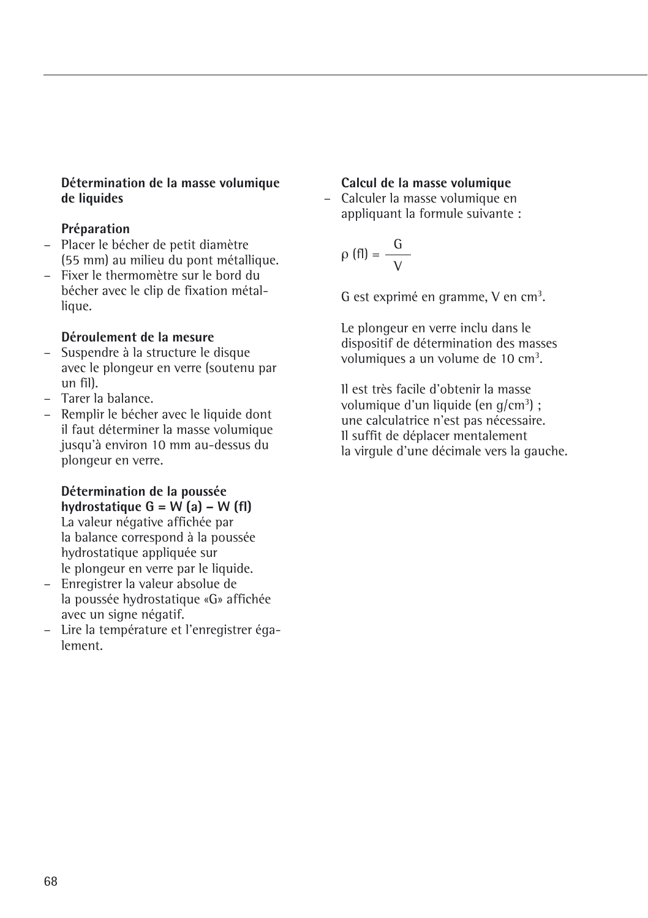**Détermination de la masse volumique de liquides**

**Préparation**

– Placer le bécher de petit diamètre (55 mm) au milieu du pont métallique.
– Fixer le thermomètre sur le bord du bécher avec le clip de fixation métallique.

**Déroulement de la mesure**

– Suspendre à la structure le disque avec le plongeur en verre (soutenu par un fil).
– Tarer la balance.
– Remplir le bécher avec le liquide dont il faut déterminer la masse volumique jusqu'à environ 10 mm au-dessus du plongeur en verre.

**Détermination de la poussée hydrostatique G = W (a) – W (fl)**

La valeur négative affichée par la balance correspond à la poussée hydrostatique appliquée sur le plongeur en verre par le liquide.

– Enregistrer la valeur absolue de la poussée hydrostatique «G» affichée avec un signe négatif.
– Lire la température et l'enregistrer également.

**Calcul de la masse volumique**

– Calculer la masse volumique en appliquant la formule suivante :

$$\rho\ (fl) = \frac{G}{V}$$

G est exprimé en gramme, V en $cm^3$.

Le plongeur en verre inclu dans le dispositif de détermination des masses volumiques a un volume de 10 $cm^3$.

Il est très facile d'obtenir la masse volumique d'un liquide (en $g/cm^3$) ; une calculatrice n'est pas nécessaire. Il suffit de déplacer mentalement la virgule d'une décimale vers la gauche.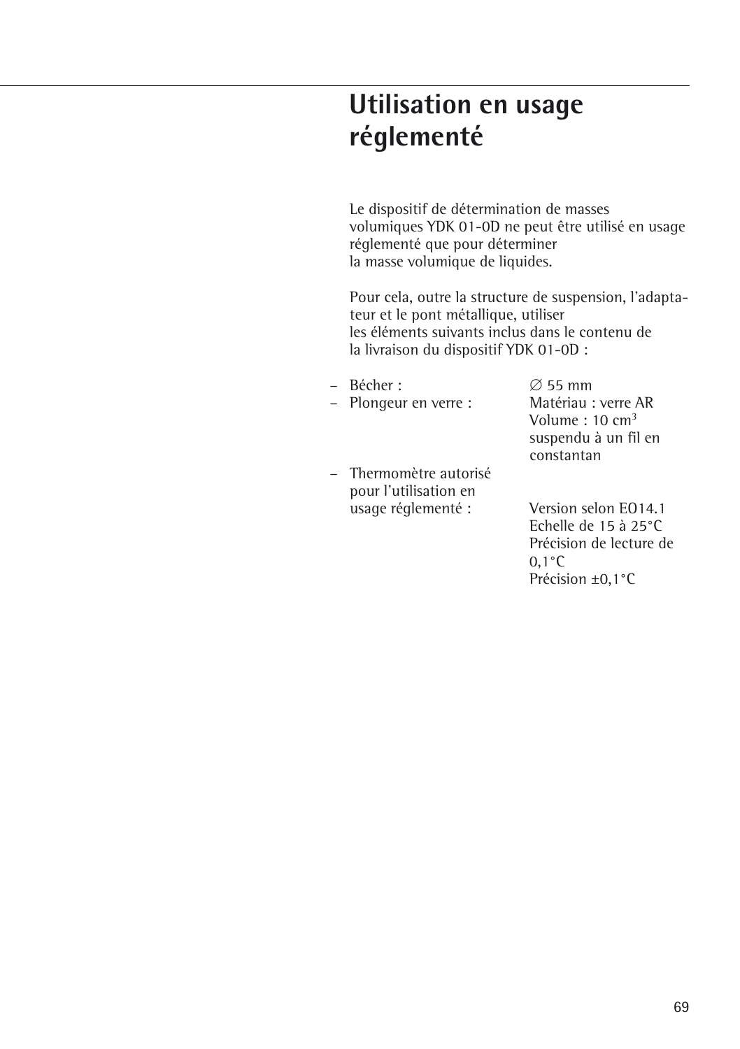# Utilisation en usage réglementé

Le dispositif de détermination de masses volumiques YDK 01-0D ne peut être utilisé en usage réglementé que pour déterminer la masse volumique de liquides.

Pour cela, outre la structure de suspension, l'adaptateur et le pont métallique, utiliser les éléments suivants inclus dans le contenu de la livraison du dispositif YDK 01-0D :

| | |
|---|---|
| – Bécher : | ∅ 55 mm |
| – Plongeur en verre : | Matériau : verre AR<br>Volume : 10 $cm^3$<br>suspendu à un fil en constantan |
| – Thermomètre autorisé pour l'utilisation en usage réglementé : | Version selon EO14.1<br>Echelle de 15 à 25°C<br>Précision de lecture de 0,1°C<br>Précision ±0,1°C |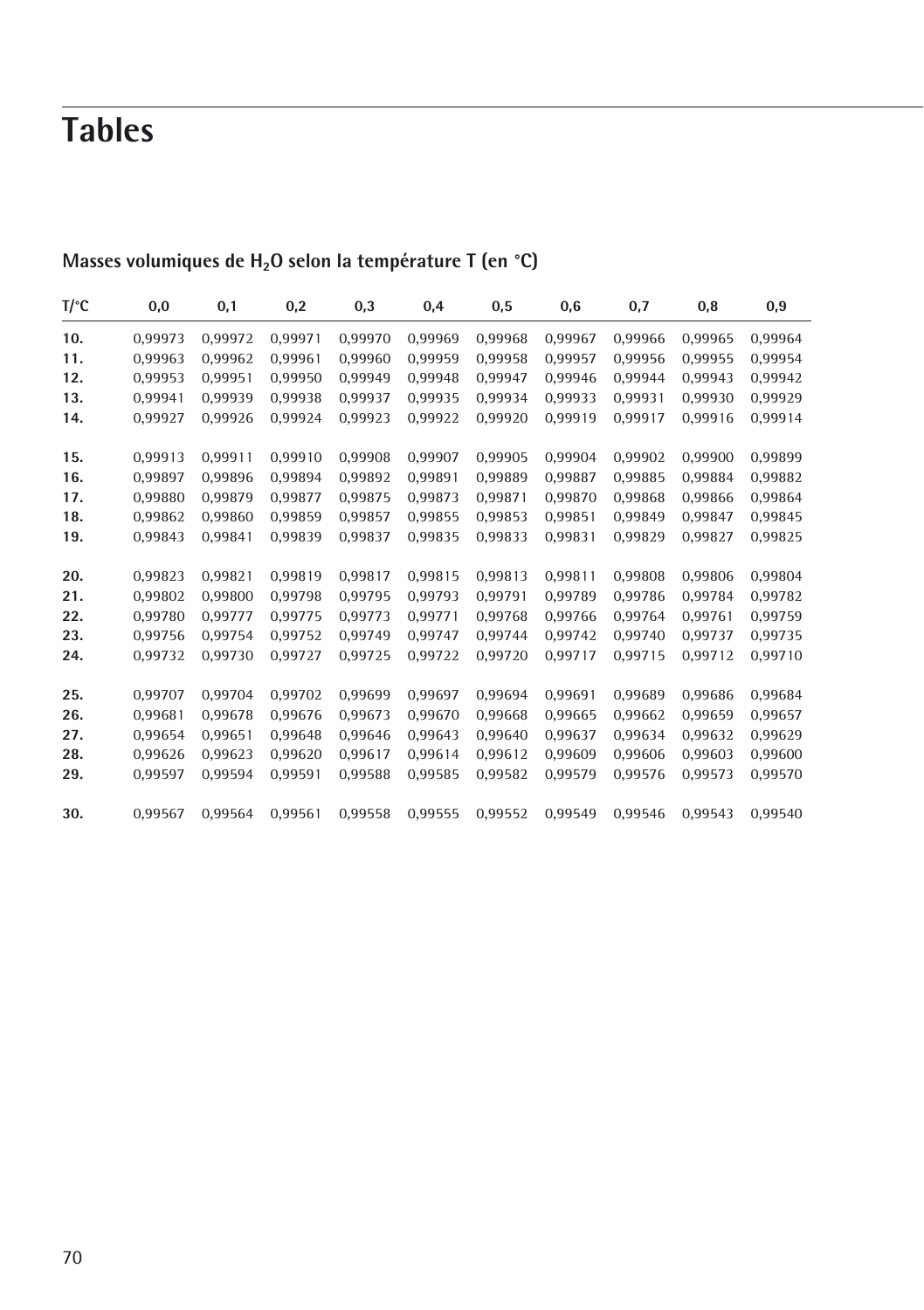# Tables

## Masses volumiques de $H_2O$ selon la température T (en °C)

| T/°C | 0,0 | 0,1 | 0,2 | 0,3 | 0,4 | 0,5 | 0,6 | 0,7 | 0,8 | 0,9 |
|---|---|---|---|---|---|---|---|---|---|---|
| **10.** | 0,99973 | 0,99972 | 0,99971 | 0,99970 | 0,99969 | 0,99968 | 0,99967 | 0,99966 | 0,99965 | 0,99964 |
| **11.** | 0,99963 | 0,99962 | 0,99961 | 0,99960 | 0,99959 | 0,99958 | 0,99957 | 0,99956 | 0,99955 | 0,99954 |
| **12.** | 0,99953 | 0,99951 | 0,99950 | 0,99949 | 0,99948 | 0,99947 | 0,99946 | 0,99944 | 0,99943 | 0,99942 |
| **13.** | 0,99941 | 0,99939 | 0,99938 | 0,99937 | 0,99935 | 0,99934 | 0,99933 | 0,99931 | 0,99930 | 0,99929 |
| **14.** | 0,99927 | 0,99926 | 0,99924 | 0,99923 | 0,99922 | 0,99920 | 0,99919 | 0,99917 | 0,99916 | 0,99914 |
| **15.** | 0,99913 | 0,99911 | 0,99910 | 0,99908 | 0,99907 | 0,99905 | 0,99904 | 0,99902 | 0,99900 | 0,99899 |
| **16.** | 0,99897 | 0,99896 | 0,99894 | 0,99892 | 0,99891 | 0,99889 | 0,99887 | 0,99885 | 0,99884 | 0,99882 |
| **17.** | 0,99880 | 0,99879 | 0,99877 | 0,99875 | 0,99873 | 0,99871 | 0,99870 | 0,99868 | 0,99866 | 0,99864 |
| **18.** | 0,99862 | 0,99860 | 0,99859 | 0,99857 | 0,99855 | 0,99853 | 0,99851 | 0,99849 | 0,99847 | 0,99845 |
| **19.** | 0,99843 | 0,99841 | 0,99839 | 0,99837 | 0,99835 | 0,99833 | 0,99831 | 0,99829 | 0,99827 | 0,99825 |
| **20.** | 0,99823 | 0,99821 | 0,99819 | 0,99817 | 0,99815 | 0,99813 | 0,99811 | 0,99808 | 0,99806 | 0,99804 |
| **21.** | 0,99802 | 0,99800 | 0,99798 | 0,99795 | 0,99793 | 0,99791 | 0,99789 | 0,99786 | 0,99784 | 0,99782 |
| **22.** | 0,99780 | 0,99777 | 0,99775 | 0,99773 | 0,99771 | 0,99768 | 0,99766 | 0,99764 | 0,99761 | 0,99759 |
| **23.** | 0,99756 | 0,99754 | 0,99752 | 0,99749 | 0,99747 | 0,99744 | 0,99742 | 0,99740 | 0,99737 | 0,99735 |
| **24.** | 0,99732 | 0,99730 | 0,99727 | 0,99725 | 0,99722 | 0,99720 | 0,99717 | 0,99715 | 0,99712 | 0,99710 |
| **25.** | 0,99707 | 0,99704 | 0,99702 | 0,99699 | 0,99697 | 0,99694 | 0,99691 | 0,99689 | 0,99686 | 0,99684 |
| **26.** | 0,99681 | 0,99678 | 0,99676 | 0,99673 | 0,99670 | 0,99668 | 0,99665 | 0,99662 | 0,99659 | 0,99657 |
| **27.** | 0,99654 | 0,99651 | 0,99648 | 0,99646 | 0,99643 | 0,99640 | 0,99637 | 0,99634 | 0,99632 | 0,99629 |
| **28.** | 0,99626 | 0,99623 | 0,99620 | 0,99617 | 0,99614 | 0,99612 | 0,99609 | 0,99606 | 0,99603 | 0,99600 |
| **29.** | 0,99597 | 0,99594 | 0,99591 | 0,99588 | 0,99585 | 0,99582 | 0,99579 | 0,99576 | 0,99573 | 0,99570 |
| **30.** | 0,99567 | 0,99564 | 0,99561 | 0,99558 | 0,99555 | 0,99552 | 0,99549 | 0,99546 | 0,99543 | 0,99540 |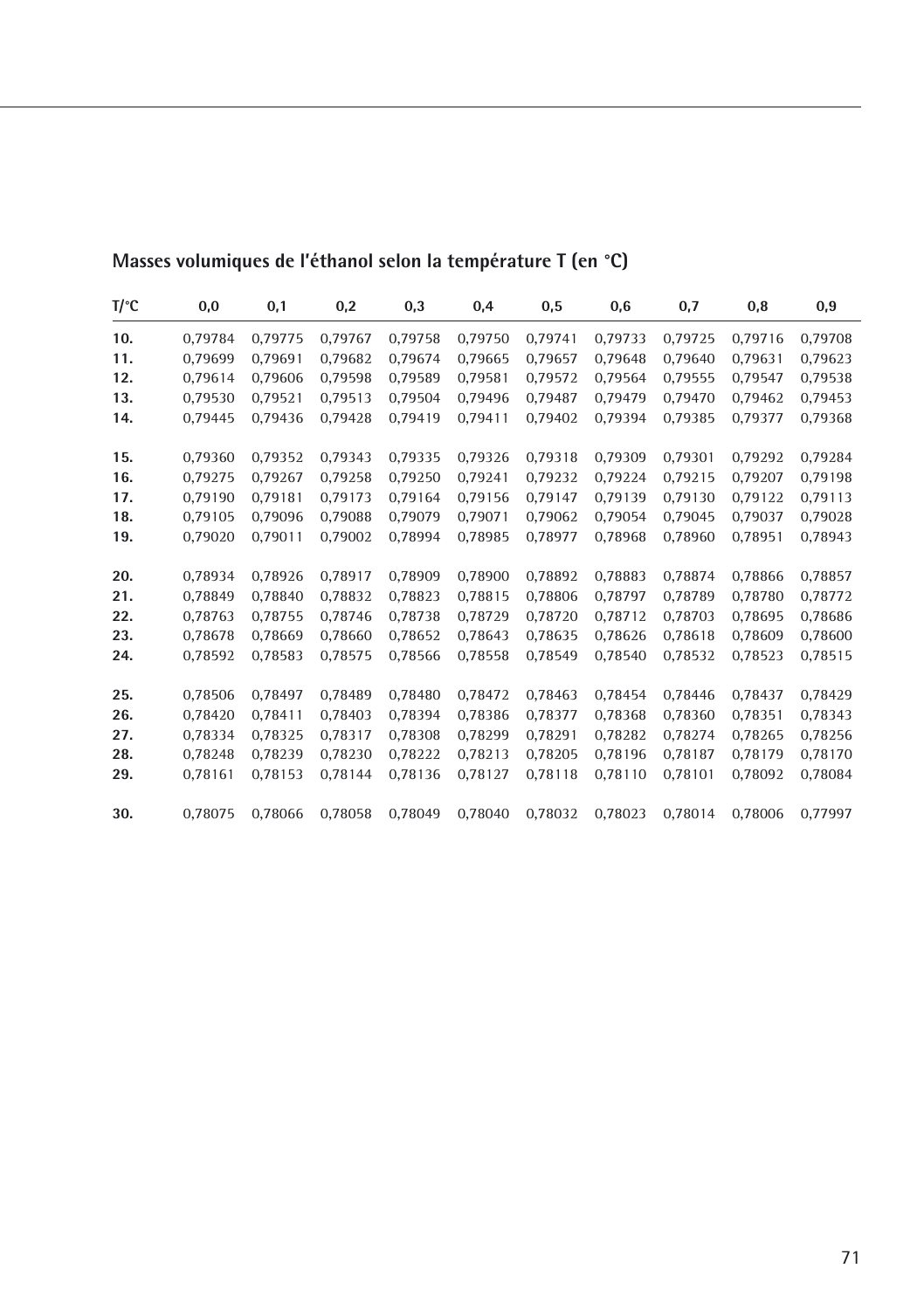## Masses volumiques de l'éthanol selon la température T (en °C)

| T/°C | 0,0 | 0,1 | 0,2 | 0,3 | 0,4 | 0,5 | 0,6 | 0,7 | 0,8 | 0,9 |
|---|---|---|---|---|---|---|---|---|---|---|
| **10.** | 0,79784 | 0,79775 | 0,79767 | 0,79758 | 0,79750 | 0,79741 | 0,79733 | 0,79725 | 0,79716 | 0,79708 |
| **11.** | 0,79699 | 0,79691 | 0,79682 | 0,79674 | 0,79665 | 0,79657 | 0,79648 | 0,79640 | 0,79631 | 0,79623 |
| **12.** | 0,79614 | 0,79606 | 0,79598 | 0,79589 | 0,79581 | 0,79572 | 0,79564 | 0,79555 | 0,79547 | 0,79538 |
| **13.** | 0,79530 | 0,79521 | 0,79513 | 0,79504 | 0,79496 | 0,79487 | 0,79479 | 0,79470 | 0,79462 | 0,79453 |
| **14.** | 0,79445 | 0,79436 | 0,79428 | 0,79419 | 0,79411 | 0,79402 | 0,79394 | 0,79385 | 0,79377 | 0,79368 |
| **15.** | 0,79360 | 0,79352 | 0,79343 | 0,79335 | 0,79326 | 0,79318 | 0,79309 | 0,79301 | 0,79292 | 0,79284 |
| **16.** | 0,79275 | 0,79267 | 0,79258 | 0,79250 | 0,79241 | 0,79232 | 0,79224 | 0,79215 | 0,79207 | 0,79198 |
| **17.** | 0,79190 | 0,79181 | 0,79173 | 0,79164 | 0,79156 | 0,79147 | 0,79139 | 0,79130 | 0,79122 | 0,79113 |
| **18.** | 0,79105 | 0,79096 | 0,79088 | 0,79079 | 0,79071 | 0,79062 | 0,79054 | 0,79045 | 0,79037 | 0,79028 |
| **19.** | 0,79020 | 0,79011 | 0,79002 | 0,78994 | 0,78985 | 0,78977 | 0,78968 | 0,78960 | 0,78951 | 0,78943 |
| **20.** | 0,78934 | 0,78926 | 0,78917 | 0,78909 | 0,78900 | 0,78892 | 0,78883 | 0,78874 | 0,78866 | 0,78857 |
| **21.** | 0,78849 | 0,78840 | 0,78832 | 0,78823 | 0,78815 | 0,78806 | 0,78797 | 0,78789 | 0,78780 | 0,78772 |
| **22.** | 0,78763 | 0,78755 | 0,78746 | 0,78738 | 0,78729 | 0,78720 | 0,78712 | 0,78703 | 0,78695 | 0,78686 |
| **23.** | 0,78678 | 0,78669 | 0,78660 | 0,78652 | 0,78643 | 0,78635 | 0,78626 | 0,78618 | 0,78609 | 0,78600 |
| **24.** | 0,78592 | 0,78583 | 0,78575 | 0,78566 | 0,78558 | 0,78549 | 0,78540 | 0,78532 | 0,78523 | 0,78515 |
| **25.** | 0,78506 | 0,78497 | 0,78489 | 0,78480 | 0,78472 | 0,78463 | 0,78454 | 0,78446 | 0,78437 | 0,78429 |
| **26.** | 0,78420 | 0,78411 | 0,78403 | 0,78394 | 0,78386 | 0,78377 | 0,78368 | 0,78360 | 0,78351 | 0,78343 |
| **27.** | 0,78334 | 0,78325 | 0,78317 | 0,78308 | 0,78299 | 0,78291 | 0,78282 | 0,78274 | 0,78265 | 0,78256 |
| **28.** | 0,78248 | 0,78239 | 0,78230 | 0,78222 | 0,78213 | 0,78205 | 0,78196 | 0,78187 | 0,78179 | 0,78170 |
| **29.** | 0,78161 | 0,78153 | 0,78144 | 0,78136 | 0,78127 | 0,78118 | 0,78110 | 0,78101 | 0,78092 | 0,78084 |
| **30.** | 0,78075 | 0,78066 | 0,78058 | 0,78049 | 0,78040 | 0,78032 | 0,78023 | 0,78014 | 0,78006 | 0,77997 |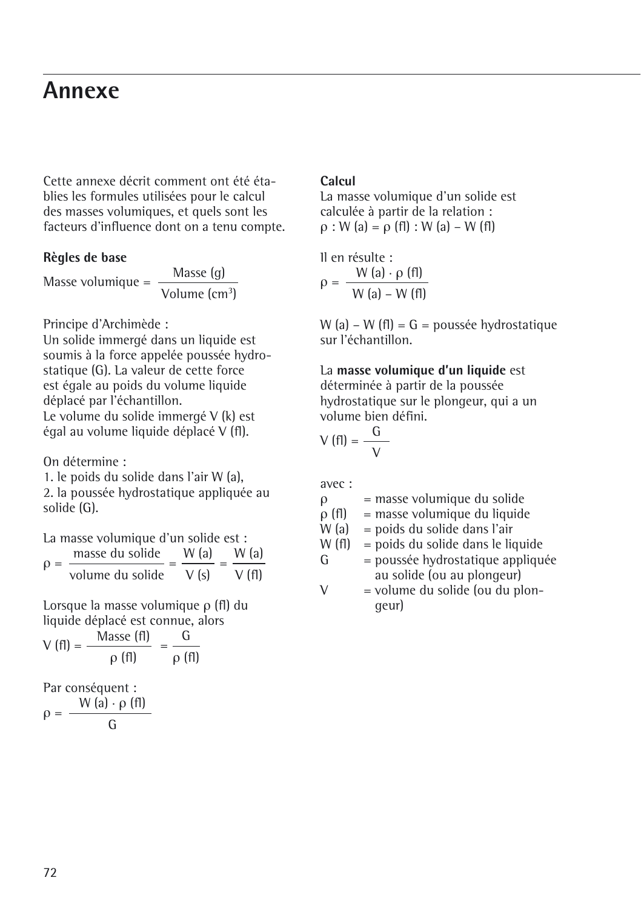# Annexe

Cette annexe décrit comment ont été établies les formules utilisées pour le calcul des masses volumiques, et quels sont les facteurs d'influence dont on a tenu compte.

**Règles de base**

$$\text{Masse volumique} = \frac{\text{Masse (g)}}{\text{Volume (cm}^3\text{)}}$$

Principe d'Archimède :
Un solide immergé dans un liquide est soumis à la force appelée poussée hydrostatique (G). La valeur de cette force est égale au poids du volume liquide déplacé par l'échantillon.
Le volume du solide immergé V (k) est égal au volume liquide déplacé V (fl).

On détermine :
1. le poids du solide dans l'air W (a),
2. la poussée hydrostatique appliquée au solide (G).

La masse volumique d'un solide est :

$$\rho = \frac{\text{masse du solide}}{\text{volume du solide}} = \frac{W\text{ (a)}}{V\text{ (s)}} = \frac{W\text{ (a)}}{V\text{ (fl)}}$$

Lorsque la masse volumique ρ (fl) du liquide déplacé est connue, alors

$$V\text{ (fl)} = \frac{\text{Masse (fl)}}{\rho\text{ (fl)}} = \frac{G}{\rho\text{ (fl)}}$$

Par conséquent :

$$\rho = \frac{W\text{ (a)} \cdot \rho\text{ (fl)}}{G}$$

**Calcul**
La masse volumique d'un solide est calculée à partir de la relation :
$\rho : W\text{ (a)} = \rho\text{ (fl)} : W\text{ (a)} - W\text{ (fl)}$

Il en résulte :

$$\rho = \frac{W\text{ (a)} \cdot \rho\text{ (fl)}}{W\text{ (a)} - W\text{ (fl)}}$$

$W\text{ (a)} - W\text{ (fl)} = G$ = poussée hydrostatique sur l'échantillon.

La **masse volumique d'un liquide** est déterminée à partir de la poussée hydrostatique sur le plongeur, qui a un volume bien défini.

$$V\text{ (fl)} = \frac{G}{V}$$

avec :

ρ = masse volumique du solide
ρ (fl) = masse volumique du liquide
W (a) = poids du solide dans l'air
W (fl) = poids du solide dans le liquide
G = poussée hydrostatique appliquée au solide (ou au plongeur)
V = volume du solide (ou du plongeur)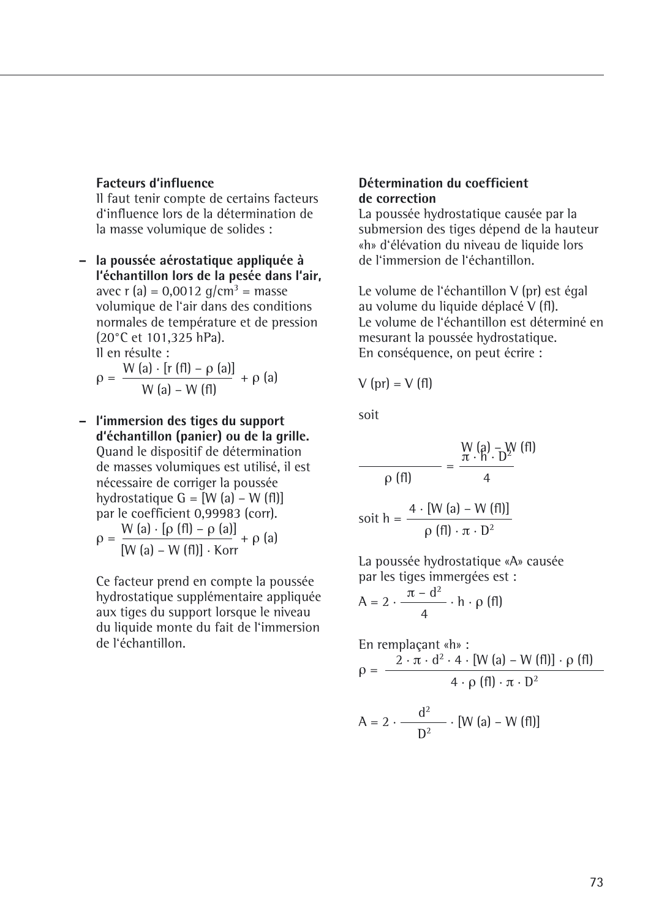**Facteurs d'influence**

Il faut tenir compte de certains facteurs d'influence lors de la détermination de la masse volumique de solides :

– **la poussée aérostatique appliquée à l'échantillon lors de la pesée dans l'air,** avec r (a) = 0,0012 g/cm³ = masse volumique de l'air dans des conditions normales de température et de pression (20°C et 101,325 hPa).
  Il en résulte :

$$\rho = \frac{W(a) \cdot [r(fl) - \rho(a)]}{W(a) - W(fl)} + \rho(a)$$

– **l'immersion des tiges du support d'échantillon (panier) ou de la grille.** Quand le dispositif de détermination de masses volumiques est utilisé, il est nécessaire de corriger la poussée hydrostatique G = [W (a) – W (fl)] par le coefficient 0,99983 (corr).

$$\rho = \frac{W(a) \cdot [\rho(fl) - \rho(a)]}{[W(a) - W(fl)] \cdot Korr} + \rho(a)$$

  Ce facteur prend en compte la poussée hydrostatique supplémentaire appliquée aux tiges du support lorsque le niveau du liquide monte du fait de l'immersion de l'échantillon.

**Détermination du coefficient de correction**

La poussée hydrostatique causée par la submersion des tiges dépend de la hauteur «h» d'élévation du niveau de liquide lors de l'immersion de l'échantillon.

Le volume de l'échantillon V (pr) est égal au volume du liquide déplacé V (fl).
Le volume de l'échantillon est déterminé en mesurant la poussée hydrostatique.
En conséquence, on peut écrire :

$$V(pr) = V(fl)$$

soit

$$\frac{W(a) - W(fl)}{\rho(fl)} = \frac{\pi \cdot h \cdot D^2}{4}$$

$$\text{soit } h = \frac{4 \cdot [W(a) - W(fl)]}{\rho(fl) \cdot \pi \cdot D^2}$$

La poussée hydrostatique «A» causée par les tiges immergées est :

$$A = 2 \cdot \frac{\pi - d^2}{4} \cdot h \cdot \rho(fl)$$

En remplaçant «h» :

$$\rho = \frac{2 \cdot \pi \cdot d^2 \cdot 4 \cdot [W(a) - W(fl)] \cdot \rho(fl)}{4 \cdot \rho(fl) \cdot \pi \cdot D^2}$$

$$A = 2 \cdot \frac{d^2}{D^2} \cdot [W(a) - W(fl)]$$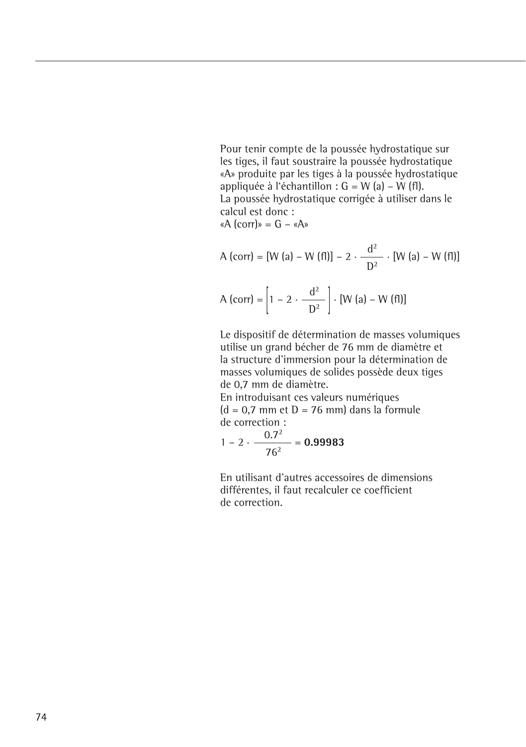Pour tenir compte de la poussée hydrostatique sur les tiges, il faut soustraire la poussée hydrostatique «A» produite par les tiges à la poussée hydrostatique appliquée à l'échantillon : G = W (a) – W (fl).
La poussée hydrostatique corrigée à utiliser dans le calcul est donc :
«A (corr)» = G – «A»

$$A\ (corr) = [W\ (a) - W\ (fl)] - 2 \cdot \frac{d^2}{D^2} \cdot [W\ (a) - W\ (fl)]$$

$$A\ (corr) = \left[1 - 2 \cdot \frac{d^2}{D^2}\right] \cdot [W\ (a) - W\ (fl)]$$

Le dispositif de détermination de masses volumiques utilise un grand bécher de 76 mm de diamètre et la structure d'immersion pour la détermination de masses volumiques de solides possède deux tiges de 0,7 mm de diamètre.
En introduisant ces valeurs numériques (d = 0,7 mm et D = 76 mm) dans la formule de correction :

$$1 - 2 \cdot \frac{0.7^2}{76^2} = \mathbf{0.99983}$$

En utilisant d'autres accessoires de dimensions différentes, il faut recalculer ce coefficient de correction.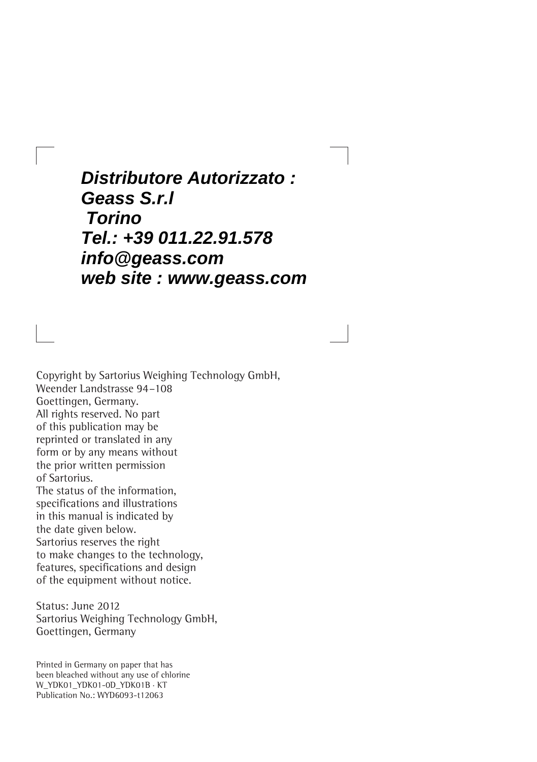***Distributore Autorizzato :***
***Geass S.r.l***
***Torino***
***Tel.: +39 011.22.91.578***
***info@geass.com***
***web site : www.geass.com***

Copyright by Sartorius Weighing Technology GmbH,
Weender Landstrasse 94–108
Goettingen, Germany.
All rights reserved. No part
of this publication may be
reprinted or translated in any
form or by any means without
the prior written permission
of Sartorius.
The status of the information,
specifications and illustrations
in this manual is indicated by
the date given below.
Sartorius reserves the right
to make changes to the technology,
features, specifications and design
of the equipment without notice.

Status: June 2012
Sartorius Weighing Technology GmbH,
Goettingen, Germany

Printed in Germany on paper that has
been bleached without any use of chlorine
W_YDK01_YDK01-0D_YDK01B · KT
Publication No.: WYD6093-t12063